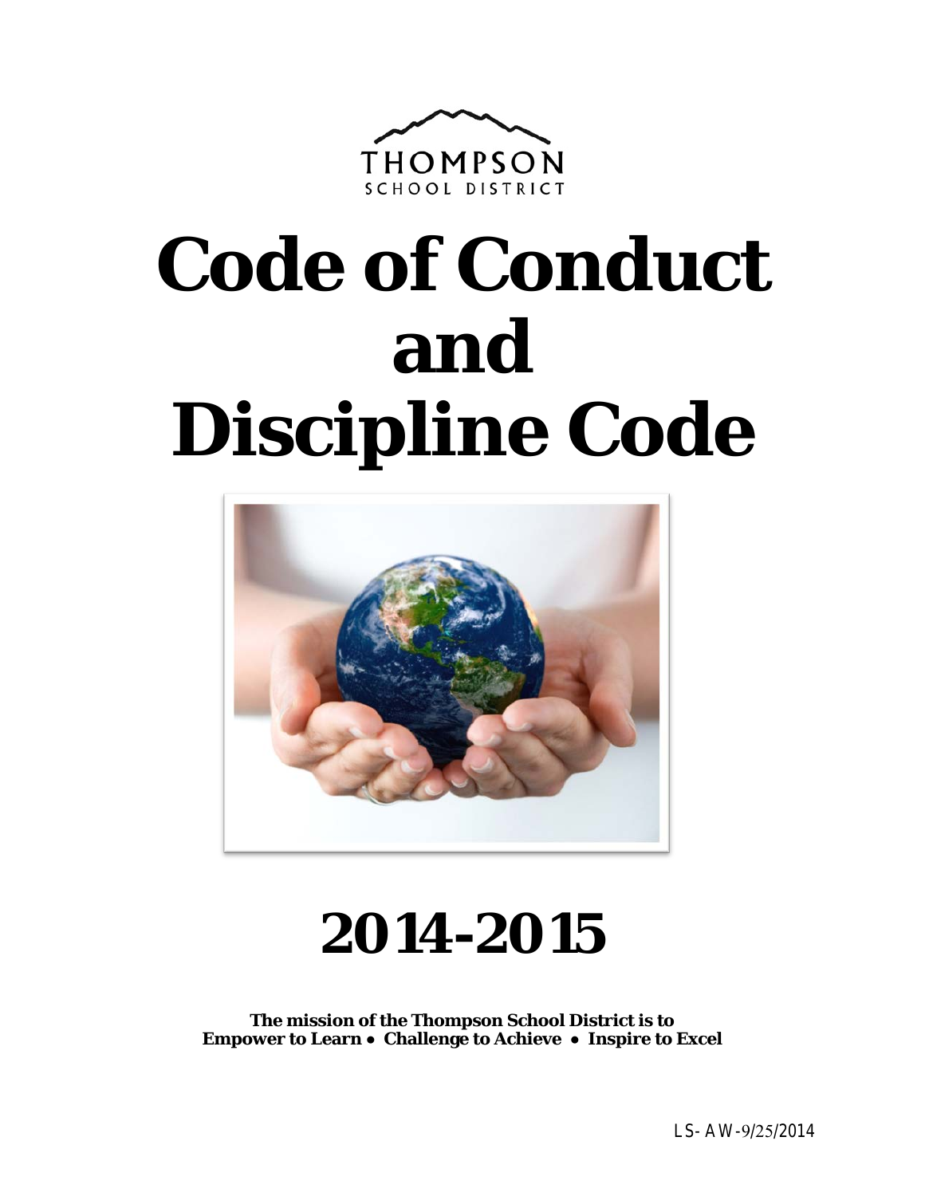THOMPSON
SCHOOL DISTRICT

# Code of Conduct and Discipline Code

# 2014-2015

**The mission of the Thompson School District is to**
**Empower to Learn • Challenge to Achieve • Inspire to Excel**

LS-AW-9/25/2014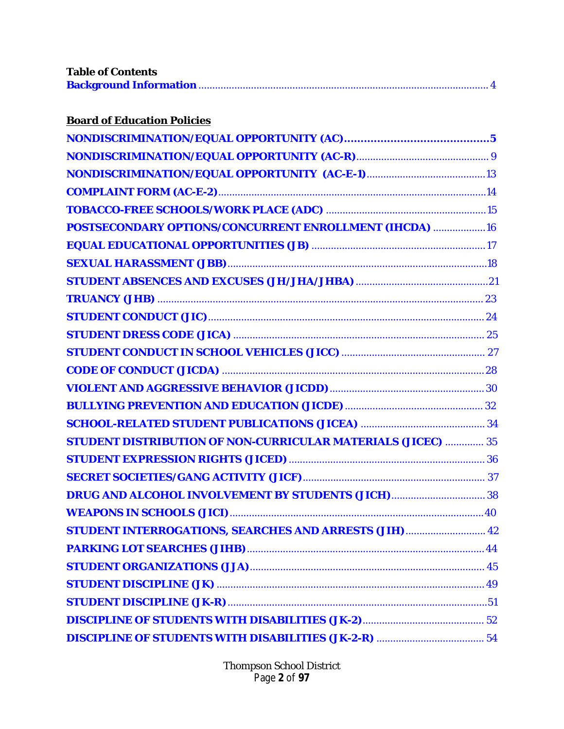**Table of Contents**

Background Information ........................................................................................................ 4

**Board of Education Policies**

NONDISCRIMINATION/EQUAL OPPORTUNITY (AC)........................................... 5

NONDISCRIMINATION/EQUAL OPPORTUNITY (AC-R)............................................... 9

NONDISCRIMINATION/EQUAL OPPORTUNITY (AC-E-1).......................................... 13

COMPLAINT FORM (AC-E-2)................................................................................................ 14

TOBACCO-FREE SCHOOLS/WORK PLACE (ADC) ........................................................ 15

POSTSECONDARY OPTIONS/CONCURRENT ENROLLMENT (IHCDA) .................. 16

EQUAL EDUCATIONAL OPPORTUNITIES (JB) .............................................................. 17

SEXUAL HARASSMENT (JBB)............................................................................................ 18

STUDENT ABSENCES AND EXCUSES (JH/JHA/JHBA) ................................................ 21

TRUANCY (JHB) ..................................................................................................................... 23

STUDENT CONDUCT (JIC).................................................................................................... 24

STUDENT DRESS CODE (JICA) .......................................................................................... 25

STUDENT CONDUCT IN SCHOOL VEHICLES (JICC) ................................................... 27

CODE OF CONDUCT (JICDA) .............................................................................................. 28

VIOLENT AND AGGRESSIVE BEHAVIOR (JICDD)...................................................... 30

BULLYING PREVENTION AND EDUCATION (JICDE) ................................................. 32

SCHOOL-RELATED STUDENT PUBLICATIONS (JICEA) ............................................ 34

STUDENT DISTRIBUTION OF NON-CURRICULAR MATERIALS (JICEC) .............. 35

STUDENT EXPRESSION RIGHTS (JICED) ...................................................................... 36

SECRET SOCIETIES/GANG ACTIVITY (JICF)................................................................. 37

DRUG AND ALCOHOL INVOLVEMENT BY STUDENTS (JICH)................................. 38

WEAPONS IN SCHOOLS (JICI)........................................................................................... 40

STUDENT INTERROGATIONS, SEARCHES AND ARRESTS (JIH)............................ 42

PARKING LOT SEARCHES (JIHB)..................................................................................... 44

STUDENT ORGANIZATIONS (JJA).................................................................................... 45

STUDENT DISCIPLINE (JK) ................................................................................................ 49

STUDENT DISCIPLINE (JK-R)............................................................................................. 51

DISCIPLINE OF STUDENTS WITH DISABILITIES (JK-2)........................................... 52

DISCIPLINE OF STUDENTS WITH DISABILITIES (JK-2-R) ...................................... 54

Thompson School District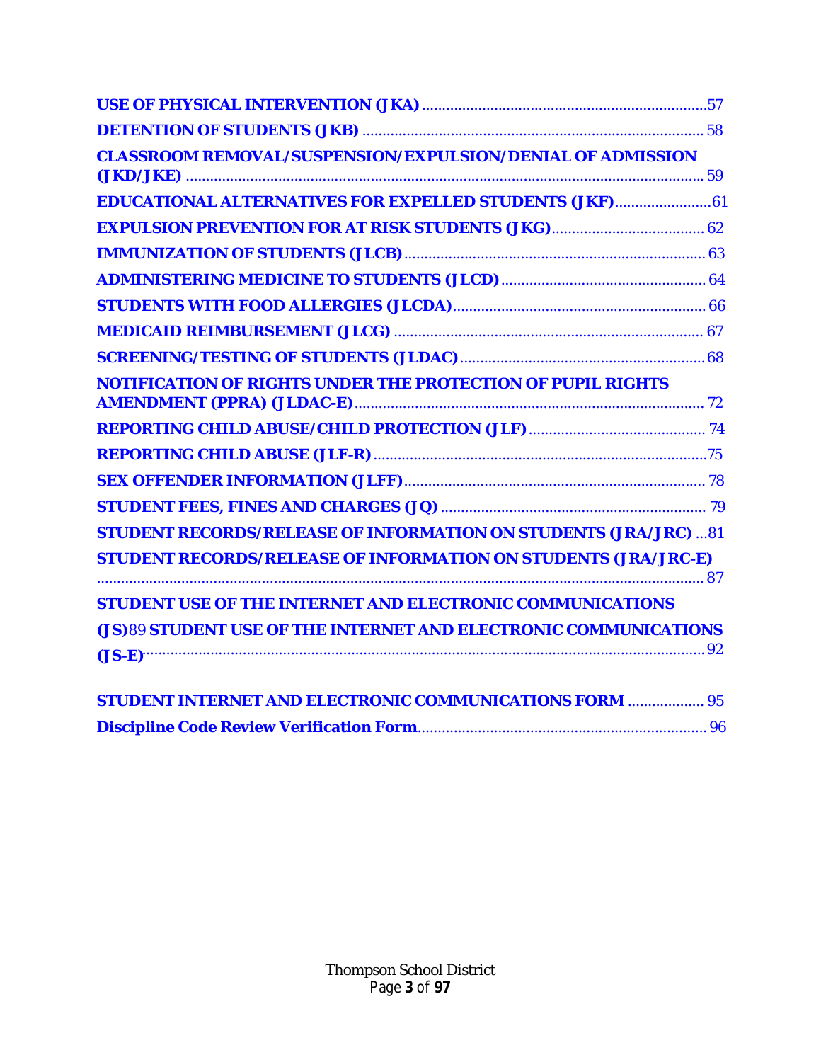USE OF PHYSICAL INTERVENTION (JKA) ....................................................................... 57

DETENTION OF STUDENTS (JKB) ..................................................................................... 58

CLASSROOM REMOVAL/SUSPENSION/EXPULSION/DENIAL OF ADMISSION (JKD/JKE) ................................................................................................................................ 59

EDUCATIONAL ALTERNATIVES FOR EXPELLED STUDENTS (JKF) ........................ 61

EXPULSION PREVENTION FOR AT RISK STUDENTS (JKG) ...................................... 62

IMMUNIZATION OF STUDENTS (JLCB) ........................................................................... 63

ADMINISTERING MEDICINE TO STUDENTS (JLCD) .................................................. 64

STUDENTS WITH FOOD ALLERGIES (JLCDA) .............................................................. 66

MEDICAID REIMBURSEMENT (JLCG) ............................................................................. 67

SCREENING/TESTING OF STUDENTS (JLDAC) ............................................................. 68

NOTIFICATION OF RIGHTS UNDER THE PROTECTION OF PUPIL RIGHTS AMENDMENT (PPRA) (JLDAC-E) ....................................................................................... 72

REPORTING CHILD ABUSE/CHILD PROTECTION (JLF) ............................................ 74

REPORTING CHILD ABUSE (JLF-R) ................................................................................... 75

SEX OFFENDER INFORMATION (JLFF) ........................................................................... 78

STUDENT FEES, FINES AND CHARGES (JQ) .................................................................. 79

STUDENT RECORDS/RELEASE OF INFORMATION ON STUDENTS (JRA/JRC) ... 81

STUDENT RECORDS/RELEASE OF INFORMATION ON STUDENTS (JRA/JRC-E) ................................................................................................................................ 87

STUDENT USE OF THE INTERNET AND ELECTRONIC COMMUNICATIONS (JS) 89

STUDENT USE OF THE INTERNET AND ELECTRONIC COMMUNICATIONS (JS-E) ................................................................................................................................ 92

STUDENT INTERNET AND ELECTRONIC COMMUNICATIONS FORM ................... 95

Discipline Code Review Verification Form ........................................................................ 96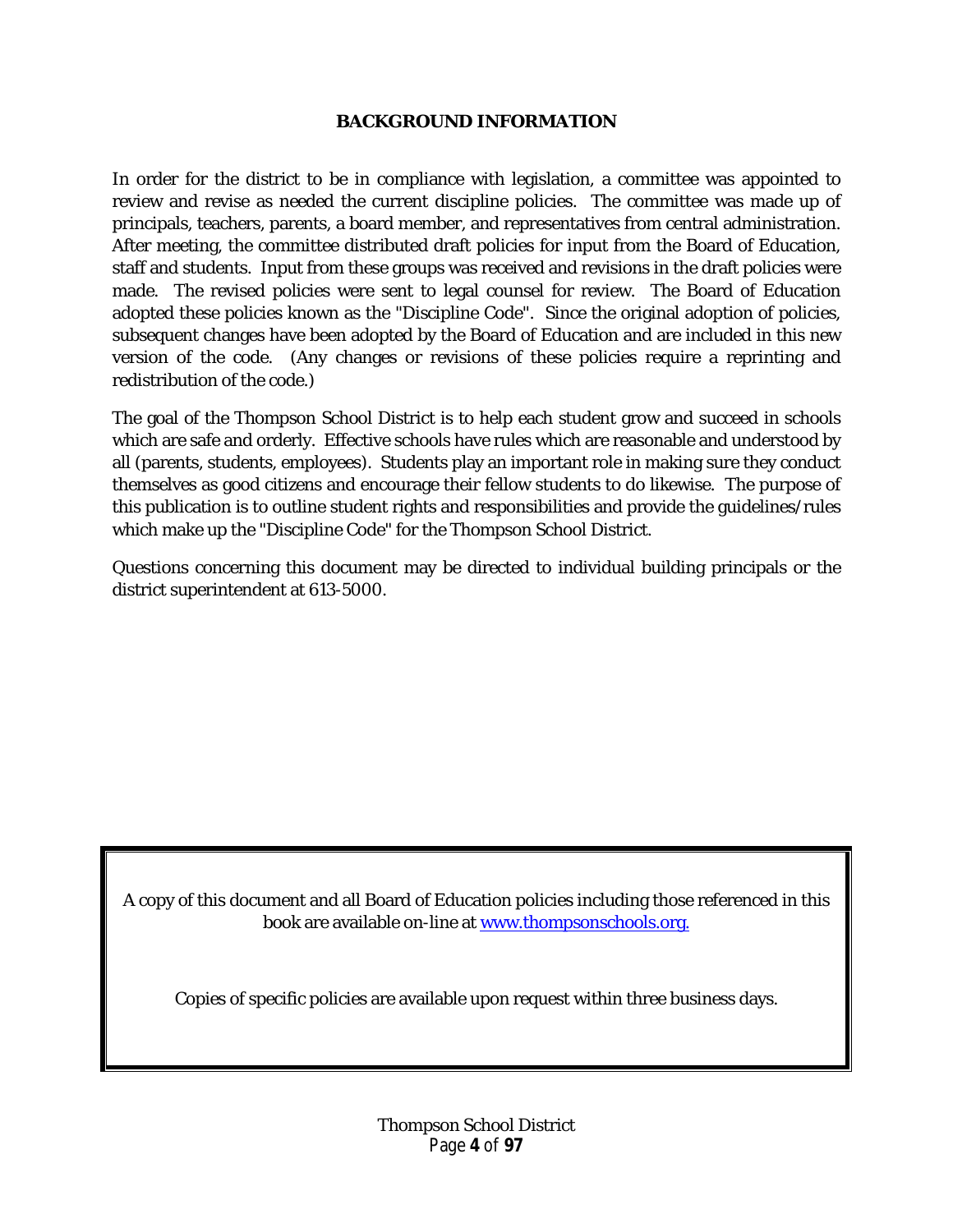# BACKGROUND INFORMATION

In order for the district to be in compliance with legislation, a committee was appointed to review and revise as needed the current discipline policies. The committee was made up of principals, teachers, parents, a board member, and representatives from central administration. After meeting, the committee distributed draft policies for input from the Board of Education, staff and students. Input from these groups was received and revisions in the draft policies were made. The revised policies were sent to legal counsel for review. The Board of Education adopted these policies known as the "Discipline Code". Since the original adoption of policies, subsequent changes have been adopted by the Board of Education and are included in this new version of the code. (Any changes or revisions of these policies require a reprinting and redistribution of the code.)

The goal of the Thompson School District is to help each student grow and succeed in schools which are safe and orderly. Effective schools have rules which are reasonable and understood by all (parents, students, employees). Students play an important role in making sure they conduct themselves as good citizens and encourage their fellow students to do likewise. The purpose of this publication is to outline student rights and responsibilities and provide the guidelines/rules which make up the "Discipline Code" for the Thompson School District.

Questions concerning this document may be directed to individual building principals or the district superintendent at 613-5000.

A copy of this document and all Board of Education policies including those referenced in this book are available on-line at [www.thompsonschools.org.](http://www.thompsonschools.org)

Copies of specific policies are available upon request within three business days.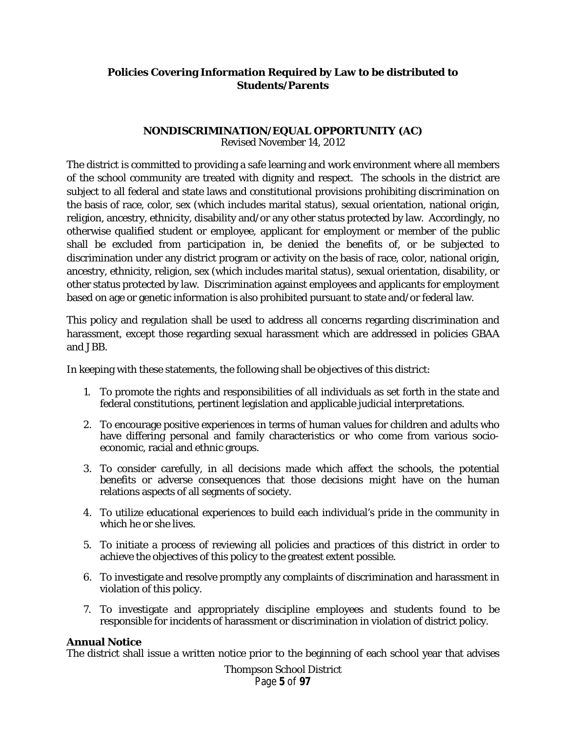## Policies Covering Information Required by Law to be distributed to Students/Parents

### NONDISCRIMINATION/EQUAL OPPORTUNITY (AC)

Revised November 14, 2012

The district is committed to providing a safe learning and work environment where all members of the school community are treated with dignity and respect. The schools in the district are subject to all federal and state laws and constitutional provisions prohibiting discrimination on the basis of race, color, sex (which includes marital status), sexual orientation, national origin, religion, ancestry, ethnicity, disability and/or any other status protected by law. Accordingly, no otherwise qualified student or employee, applicant for employment or member of the public shall be excluded from participation in, be denied the benefits of, or be subjected to discrimination under any district program or activity on the basis of race, color, national origin, ancestry, ethnicity, religion, sex (which includes marital status), sexual orientation, disability, or other status protected by law. Discrimination against employees and applicants for employment based on age or genetic information is also prohibited pursuant to state and/or federal law.

This policy and regulation shall be used to address all concerns regarding discrimination and harassment, except those regarding sexual harassment which are addressed in policies GBAA and JBB.

In keeping with these statements, the following shall be objectives of this district:

1. To promote the rights and responsibilities of all individuals as set forth in the state and federal constitutions, pertinent legislation and applicable judicial interpretations.
2. To encourage positive experiences in terms of human values for children and adults who have differing personal and family characteristics or who come from various socio-economic, racial and ethnic groups.
3. To consider carefully, in all decisions made which affect the schools, the potential benefits or adverse consequences that those decisions might have on the human relations aspects of all segments of society.
4. To utilize educational experiences to build each individual's pride in the community in which he or she lives.
5. To initiate a process of reviewing all policies and practices of this district in order to achieve the objectives of this policy to the greatest extent possible.
6. To investigate and resolve promptly any complaints of discrimination and harassment in violation of this policy.
7. To investigate and appropriately discipline employees and students found to be responsible for incidents of harassment or discrimination in violation of district policy.

**Annual Notice**

The district shall issue a written notice prior to the beginning of each school year that advises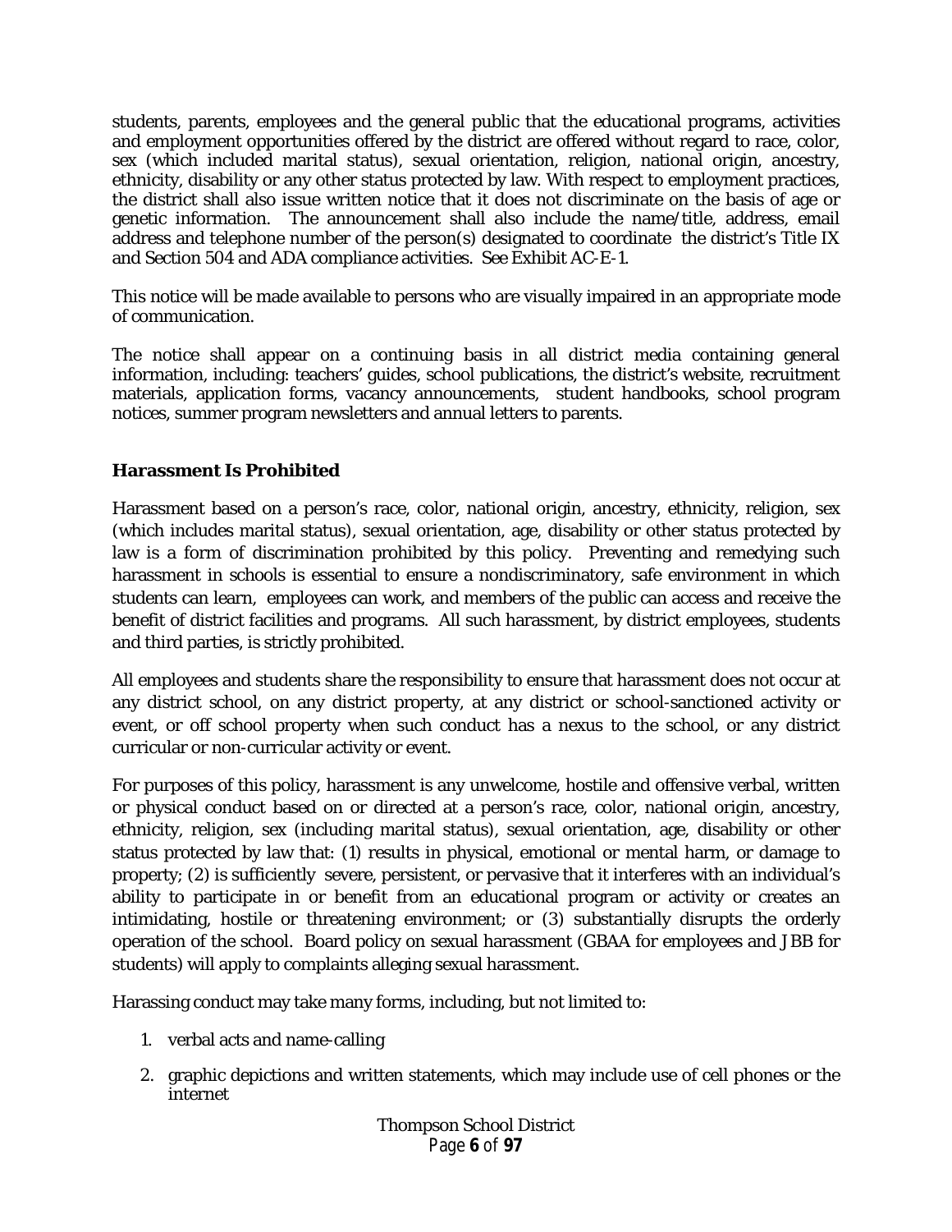students, parents, employees and the general public that the educational programs, activities and employment opportunities offered by the district are offered without regard to race, color, sex (which included marital status), sexual orientation, religion, national origin, ancestry, ethnicity, disability or any other status protected by law. With respect to employment practices, the district shall also issue written notice that it does not discriminate on the basis of age or genetic information. The announcement shall also include the name/title, address, email address and telephone number of the person(s) designated to coordinate the district's Title IX and Section 504 and ADA compliance activities. See Exhibit AC-E-1.

This notice will be made available to persons who are visually impaired in an appropriate mode of communication.

The notice shall appear on a continuing basis in all district media containing general information, including: teachers' guides, school publications, the district's website, recruitment materials, application forms, vacancy announcements, student handbooks, school program notices, summer program newsletters and annual letters to parents.

## Harassment Is Prohibited

Harassment based on a person's race, color, national origin, ancestry, ethnicity, religion, sex (which includes marital status), sexual orientation, age, disability or other status protected by law is a form of discrimination prohibited by this policy. Preventing and remedying such harassment in schools is essential to ensure a nondiscriminatory, safe environment in which students can learn, employees can work, and members of the public can access and receive the benefit of district facilities and programs. All such harassment, by district employees, students and third parties, is strictly prohibited.

All employees and students share the responsibility to ensure that harassment does not occur at any district school, on any district property, at any district or school-sanctioned activity or event, or off school property when such conduct has a nexus to the school, or any district curricular or non-curricular activity or event.

For purposes of this policy, harassment is any unwelcome, hostile and offensive verbal, written or physical conduct based on or directed at a person's race, color, national origin, ancestry, ethnicity, religion, sex (including marital status), sexual orientation, age, disability or other status protected by law that: (1) results in physical, emotional or mental harm, or damage to property; (2) is sufficiently severe, persistent, or pervasive that it interferes with an individual's ability to participate in or benefit from an educational program or activity or creates an intimidating, hostile or threatening environment; or (3) substantially disrupts the orderly operation of the school. Board policy on sexual harassment (GBAA for employees and JBB for students) will apply to complaints alleging sexual harassment.

Harassing conduct may take many forms, including, but not limited to:

1. verbal acts and name-calling
2. graphic depictions and written statements, which may include use of cell phones or the internet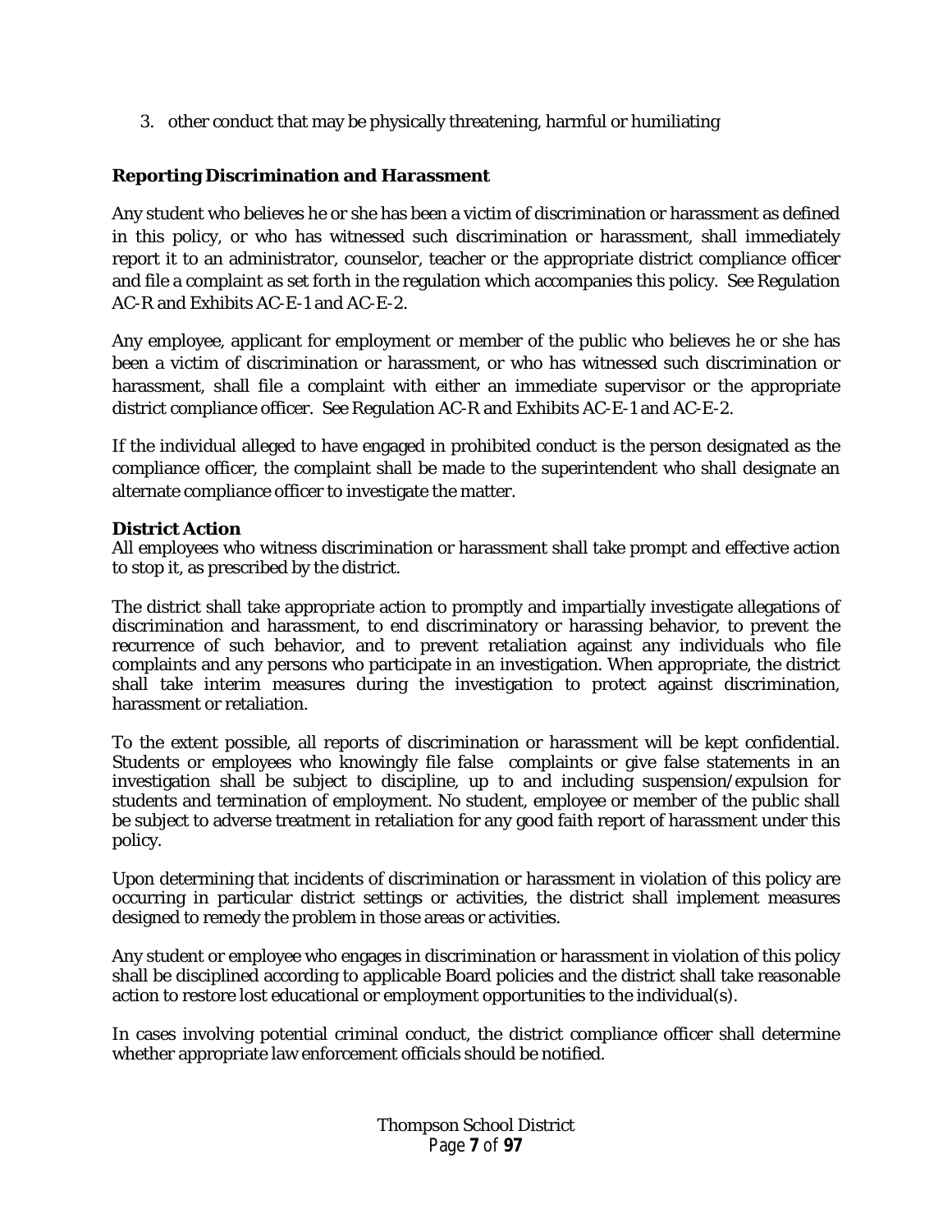3. other conduct that may be physically threatening, harmful or humiliating

**Reporting Discrimination and Harassment**

Any student who believes he or she has been a victim of discrimination or harassment as defined in this policy, or who has witnessed such discrimination or harassment, shall immediately report it to an administrator, counselor, teacher or the appropriate district compliance officer and file a complaint as set forth in the regulation which accompanies this policy. See Regulation AC-R and Exhibits AC-E-1 and AC-E-2.

Any employee, applicant for employment or member of the public who believes he or she has been a victim of discrimination or harassment, or who has witnessed such discrimination or harassment, shall file a complaint with either an immediate supervisor or the appropriate district compliance officer. See Regulation AC-R and Exhibits AC-E-1 and AC-E-2.

If the individual alleged to have engaged in prohibited conduct is the person designated as the compliance officer, the complaint shall be made to the superintendent who shall designate an alternate compliance officer to investigate the matter.

**District Action**

All employees who witness discrimination or harassment shall take prompt and effective action to stop it, as prescribed by the district.

The district shall take appropriate action to promptly and impartially investigate allegations of discrimination and harassment, to end discriminatory or harassing behavior, to prevent the recurrence of such behavior, and to prevent retaliation against any individuals who file complaints and any persons who participate in an investigation. When appropriate, the district shall take interim measures during the investigation to protect against discrimination, harassment or retaliation.

To the extent possible, all reports of discrimination or harassment will be kept confidential. Students or employees who knowingly file false complaints or give false statements in an investigation shall be subject to discipline, up to and including suspension/expulsion for students and termination of employment. No student, employee or member of the public shall be subject to adverse treatment in retaliation for any good faith report of harassment under this policy.

Upon determining that incidents of discrimination or harassment in violation of this policy are occurring in particular district settings or activities, the district shall implement measures designed to remedy the problem in those areas or activities.

Any student or employee who engages in discrimination or harassment in violation of this policy shall be disciplined according to applicable Board policies and the district shall take reasonable action to restore lost educational or employment opportunities to the individual(s).

In cases involving potential criminal conduct, the district compliance officer shall determine whether appropriate law enforcement officials should be notified.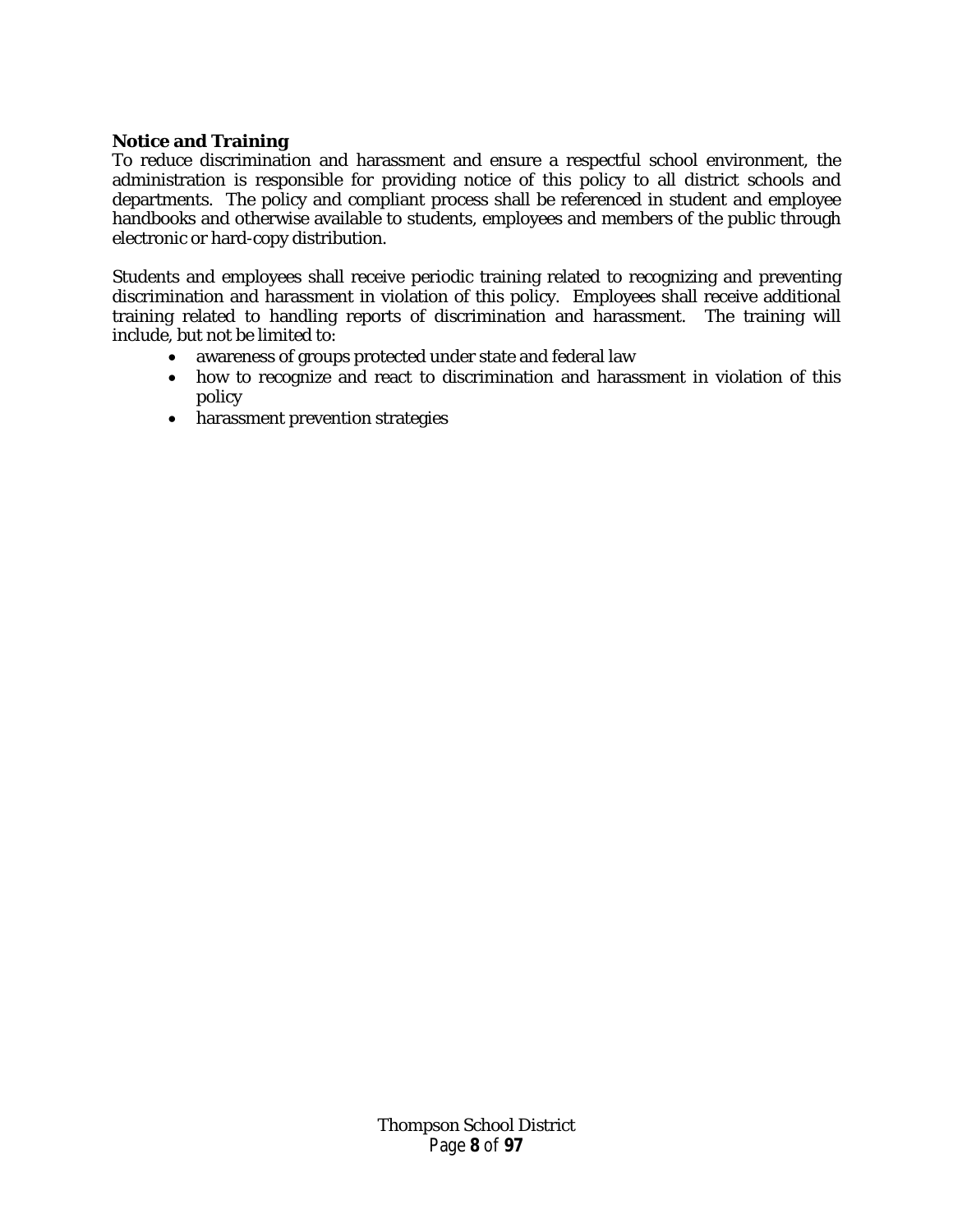**Notice and Training**

To reduce discrimination and harassment and ensure a respectful school environment, the administration is responsible for providing notice of this policy to all district schools and departments. The policy and compliant process shall be referenced in student and employee handbooks and otherwise available to students, employees and members of the public through electronic or hard-copy distribution.

Students and employees shall receive periodic training related to recognizing and preventing discrimination and harassment in violation of this policy. Employees shall receive additional training related to handling reports of discrimination and harassment. The training will include, but not be limited to:

- awareness of groups protected under state and federal law
- how to recognize and react to discrimination and harassment in violation of this policy
- harassment prevention strategies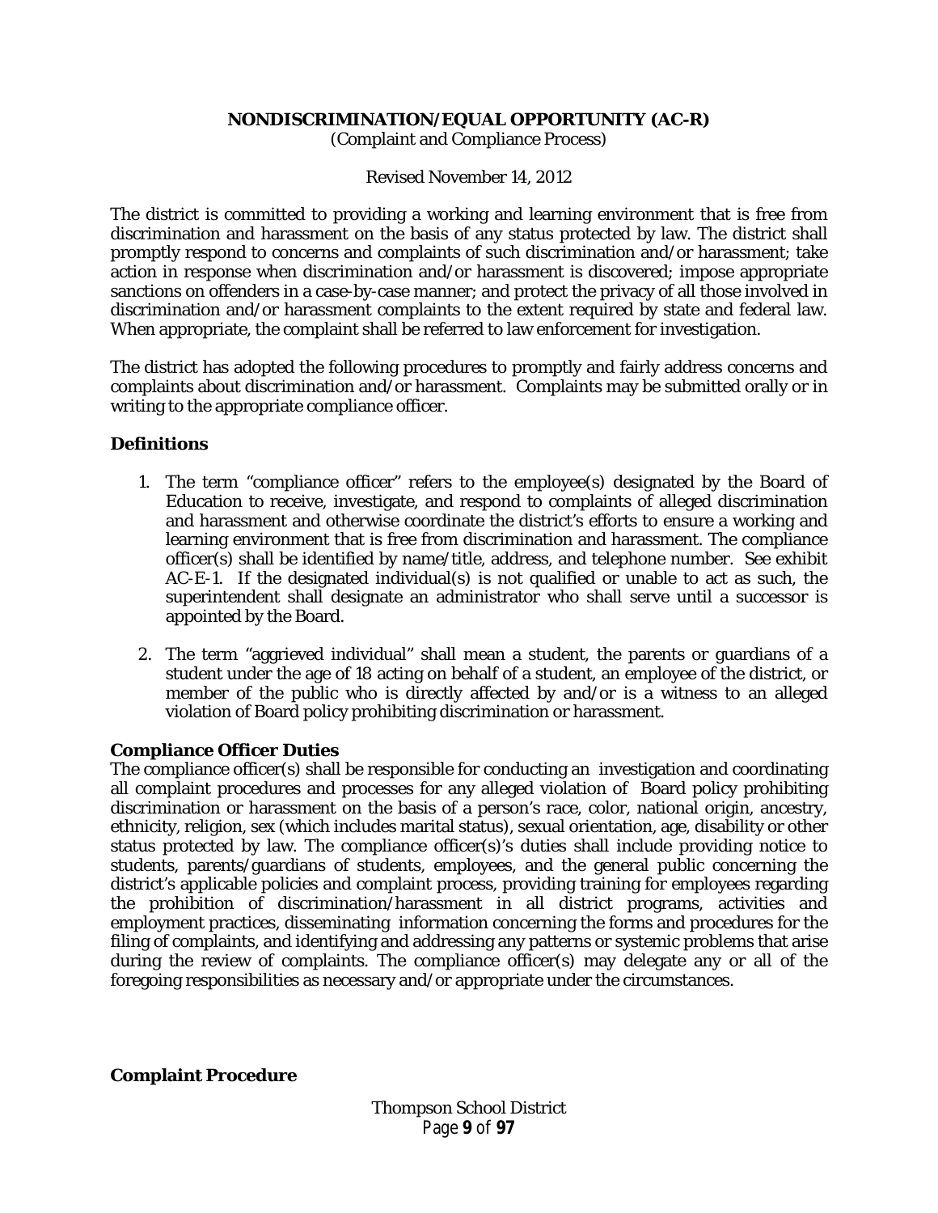# NONDISCRIMINATION/EQUAL OPPORTUNITY (AC-R)

(Complaint and Compliance Process)

Revised November 14, 2012

The district is committed to providing a working and learning environment that is free from discrimination and harassment on the basis of any status protected by law. The district shall promptly respond to concerns and complaints of such discrimination and/or harassment; take action in response when discrimination and/or harassment is discovered; impose appropriate sanctions on offenders in a case-by-case manner; and protect the privacy of all those involved in discrimination and/or harassment complaints to the extent required by state and federal law. When appropriate, the complaint shall be referred to law enforcement for investigation.

The district has adopted the following procedures to promptly and fairly address concerns and complaints about discrimination and/or harassment. Complaints may be submitted orally or in writing to the appropriate compliance officer.

## Definitions

1. The term "compliance officer" refers to the employee(s) designated by the Board of Education to receive, investigate, and respond to complaints of alleged discrimination and harassment and otherwise coordinate the district's efforts to ensure a working and learning environment that is free from discrimination and harassment. The compliance officer(s) shall be identified by name/title, address, and telephone number. See exhibit AC-E-1. If the designated individual(s) is not qualified or unable to act as such, the superintendent shall designate an administrator who shall serve until a successor is appointed by the Board.

2. The term "aggrieved individual" shall mean a student, the parents or guardians of a student under the age of 18 acting on behalf of a student, an employee of the district, or member of the public who is directly affected by and/or is a witness to an alleged violation of Board policy prohibiting discrimination or harassment.

## Compliance Officer Duties

The compliance officer(s) shall be responsible for conducting an investigation and coordinating all complaint procedures and processes for any alleged violation of Board policy prohibiting discrimination or harassment on the basis of a person's race, color, national origin, ancestry, ethnicity, religion, sex (which includes marital status), sexual orientation, age, disability or other status protected by law. The compliance officer(s)'s duties shall include providing notice to students, parents/guardians of students, employees, and the general public concerning the district's applicable policies and complaint process, providing training for employees regarding the prohibition of discrimination/harassment in all district programs, activities and employment practices, disseminating information concerning the forms and procedures for the filing of complaints, and identifying and addressing any patterns or systemic problems that arise during the review of complaints. The compliance officer(s) may delegate any or all of the foregoing responsibilities as necessary and/or appropriate under the circumstances.

## Complaint Procedure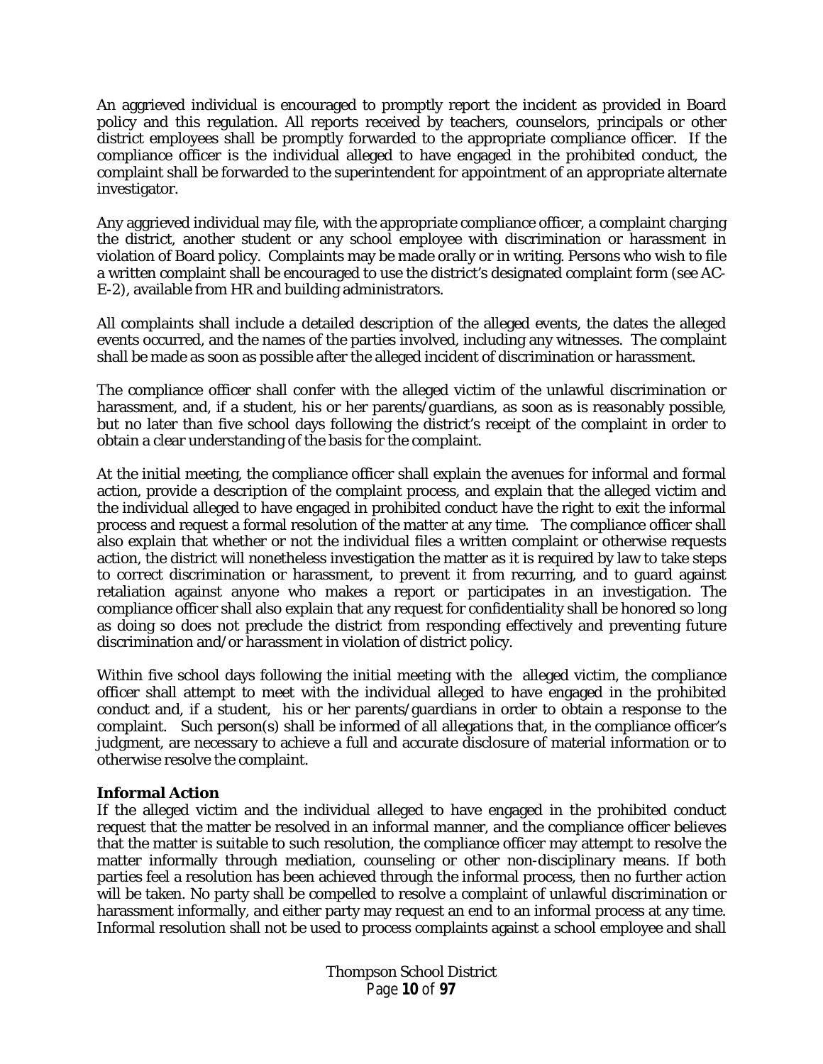An aggrieved individual is encouraged to promptly report the incident as provided in Board policy and this regulation. All reports received by teachers, counselors, principals or other district employees shall be promptly forwarded to the appropriate compliance officer. If the compliance officer is the individual alleged to have engaged in the prohibited conduct, the complaint shall be forwarded to the superintendent for appointment of an appropriate alternate investigator.

Any aggrieved individual may file, with the appropriate compliance officer, a complaint charging the district, another student or any school employee with discrimination or harassment in violation of Board policy. Complaints may be made orally or in writing. Persons who wish to file a written complaint shall be encouraged to use the district's designated complaint form (see AC-E-2), available from HR and building administrators.

All complaints shall include a detailed description of the alleged events, the dates the alleged events occurred, and the names of the parties involved, including any witnesses. The complaint shall be made as soon as possible after the alleged incident of discrimination or harassment.

The compliance officer shall confer with the alleged victim of the unlawful discrimination or harassment, and, if a student, his or her parents/guardians, as soon as is reasonably possible, but no later than five school days following the district's receipt of the complaint in order to obtain a clear understanding of the basis for the complaint.

At the initial meeting, the compliance officer shall explain the avenues for informal and formal action, provide a description of the complaint process, and explain that the alleged victim and the individual alleged to have engaged in prohibited conduct have the right to exit the informal process and request a formal resolution of the matter at any time. The compliance officer shall also explain that whether or not the individual files a written complaint or otherwise requests action, the district will nonetheless investigation the matter as it is required by law to take steps to correct discrimination or harassment, to prevent it from recurring, and to guard against retaliation against anyone who makes a report or participates in an investigation. The compliance officer shall also explain that any request for confidentiality shall be honored so long as doing so does not preclude the district from responding effectively and preventing future discrimination and/or harassment in violation of district policy.

Within five school days following the initial meeting with the alleged victim, the compliance officer shall attempt to meet with the individual alleged to have engaged in the prohibited conduct and, if a student, his or her parents/guardians in order to obtain a response to the complaint. Such person(s) shall be informed of all allegations that, in the compliance officer's judgment, are necessary to achieve a full and accurate disclosure of material information or to otherwise resolve the complaint.

**Informal Action**

If the alleged victim and the individual alleged to have engaged in the prohibited conduct request that the matter be resolved in an informal manner, and the compliance officer believes that the matter is suitable to such resolution, the compliance officer may attempt to resolve the matter informally through mediation, counseling or other non-disciplinary means. If both parties feel a resolution has been achieved through the informal process, then no further action will be taken. No party shall be compelled to resolve a complaint of unlawful discrimination or harassment informally, and either party may request an end to an informal process at any time. Informal resolution shall not be used to process complaints against a school employee and shall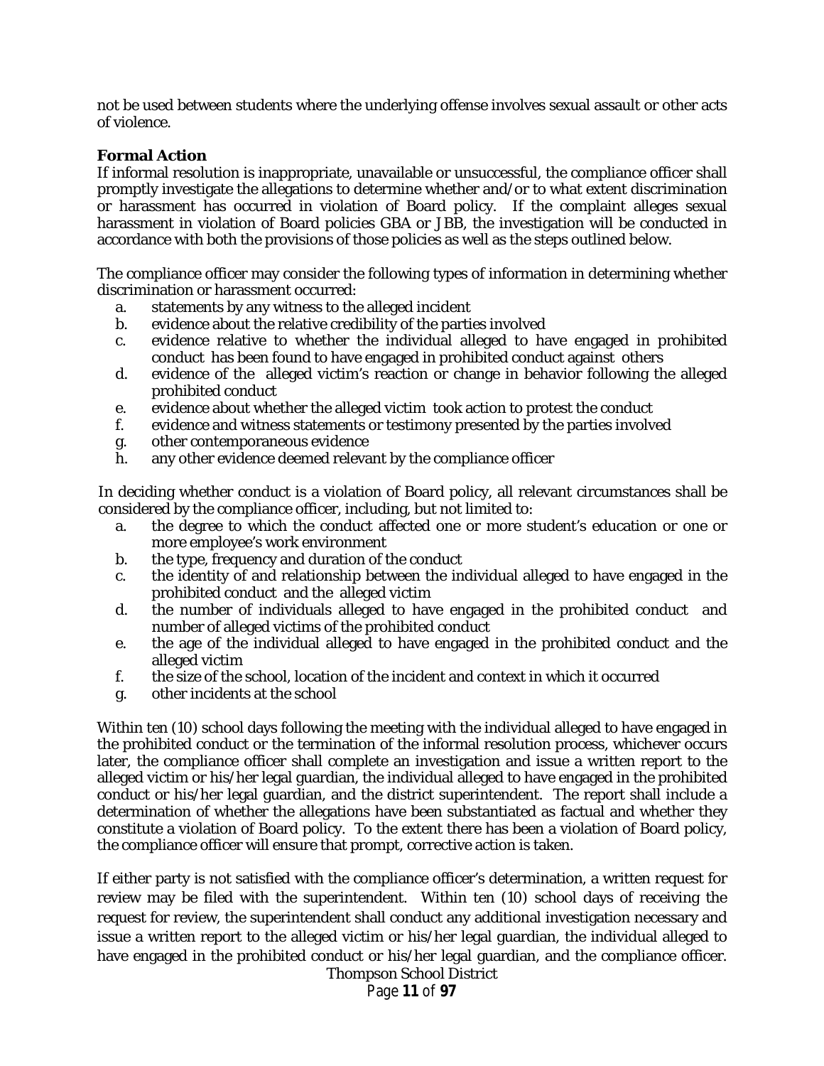not be used between students where the underlying offense involves sexual assault or other acts of violence.

**Formal Action**

If informal resolution is inappropriate, unavailable or unsuccessful, the compliance officer shall promptly investigate the allegations to determine whether and/or to what extent discrimination or harassment has occurred in violation of Board policy. If the complaint alleges sexual harassment in violation of Board policies GBA or JBB, the investigation will be conducted in accordance with both the provisions of those policies as well as the steps outlined below.

The compliance officer may consider the following types of information in determining whether discrimination or harassment occurred:

a. statements by any witness to the alleged incident
b. evidence about the relative credibility of the parties involved
c. evidence relative to whether the individual alleged to have engaged in prohibited conduct has been found to have engaged in prohibited conduct against others
d. evidence of the alleged victim's reaction or change in behavior following the alleged prohibited conduct
e. evidence about whether the alleged victim took action to protest the conduct
f. evidence and witness statements or testimony presented by the parties involved
g. other contemporaneous evidence
h. any other evidence deemed relevant by the compliance officer

In deciding whether conduct is a violation of Board policy, all relevant circumstances shall be considered by the compliance officer, including, but not limited to:

a. the degree to which the conduct affected one or more student's education or one or more employee's work environment
b. the type, frequency and duration of the conduct
c. the identity of and relationship between the individual alleged to have engaged in the prohibited conduct and the alleged victim
d. the number of individuals alleged to have engaged in the prohibited conduct and number of alleged victims of the prohibited conduct
e. the age of the individual alleged to have engaged in the prohibited conduct and the alleged victim
f. the size of the school, location of the incident and context in which it occurred
g. other incidents at the school

Within ten (10) school days following the meeting with the individual alleged to have engaged in the prohibited conduct or the termination of the informal resolution process, whichever occurs later, the compliance officer shall complete an investigation and issue a written report to the alleged victim or his/her legal guardian, the individual alleged to have engaged in the prohibited conduct or his/her legal guardian, and the district superintendent. The report shall include a determination of whether the allegations have been substantiated as factual and whether they constitute a violation of Board policy. To the extent there has been a violation of Board policy, the compliance officer will ensure that prompt, corrective action is taken.

If either party is not satisfied with the compliance officer's determination, a written request for review may be filed with the superintendent. Within ten (10) school days of receiving the request for review, the superintendent shall conduct any additional investigation necessary and issue a written report to the alleged victim or his/her legal guardian, the individual alleged to have engaged in the prohibited conduct or his/her legal guardian, and the compliance officer.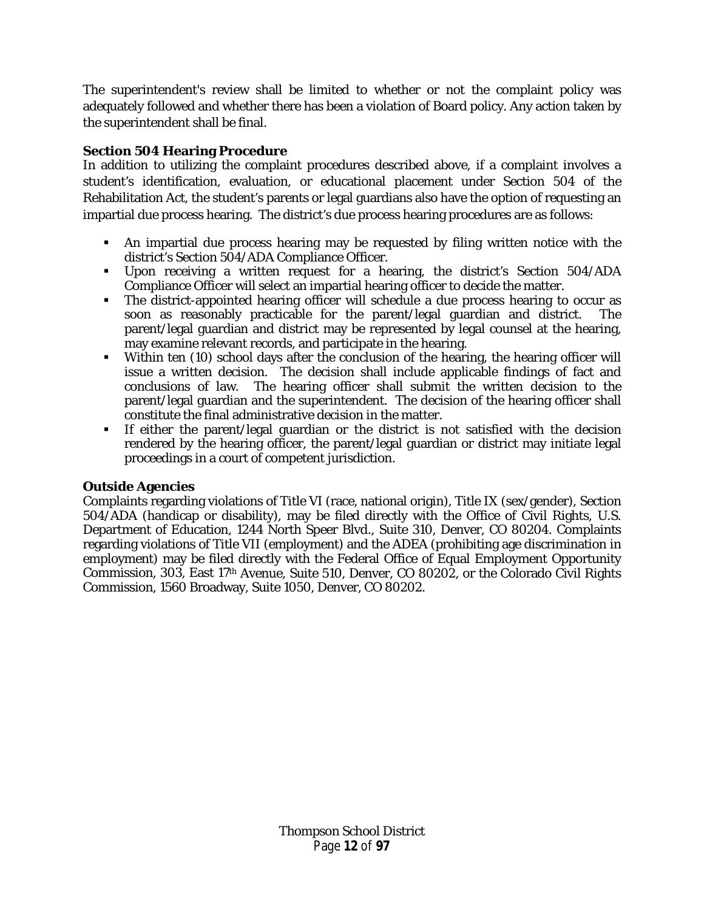The superintendent's review shall be limited to whether or not the complaint policy was adequately followed and whether there has been a violation of Board policy. Any action taken by the superintendent shall be final.

**Section 504 Hearing Procedure**

In addition to utilizing the complaint procedures described above, if a complaint involves a student's identification, evaluation, or educational placement under Section 504 of the Rehabilitation Act, the student's parents or legal guardians also have the option of requesting an impartial due process hearing. The district's due process hearing procedures are as follows:

- An impartial due process hearing may be requested by filing written notice with the district's Section 504/ADA Compliance Officer.
- Upon receiving a written request for a hearing, the district's Section 504/ADA Compliance Officer will select an impartial hearing officer to decide the matter.
- The district-appointed hearing officer will schedule a due process hearing to occur as soon as reasonably practicable for the parent/legal guardian and district. The parent/legal guardian and district may be represented by legal counsel at the hearing, may examine relevant records, and participate in the hearing.
- Within ten (10) school days after the conclusion of the hearing, the hearing officer will issue a written decision. The decision shall include applicable findings of fact and conclusions of law. The hearing officer shall submit the written decision to the parent/legal guardian and the superintendent. The decision of the hearing officer shall constitute the final administrative decision in the matter.
- If either the parent/legal guardian or the district is not satisfied with the decision rendered by the hearing officer, the parent/legal guardian or district may initiate legal proceedings in a court of competent jurisdiction.

**Outside Agencies**

Complaints regarding violations of Title VI (race, national origin), Title IX (sex/gender), Section 504/ADA (handicap or disability), may be filed directly with the Office of Civil Rights, U.S. Department of Education, 1244 North Speer Blvd., Suite 310, Denver, CO 80204. Complaints regarding violations of Title VII (employment) and the ADEA (prohibiting age discrimination in employment) may be filed directly with the Federal Office of Equal Employment Opportunity Commission, 303, East 17th Avenue, Suite 510, Denver, CO 80202, or the Colorado Civil Rights Commission, 1560 Broadway, Suite 1050, Denver, CO 80202.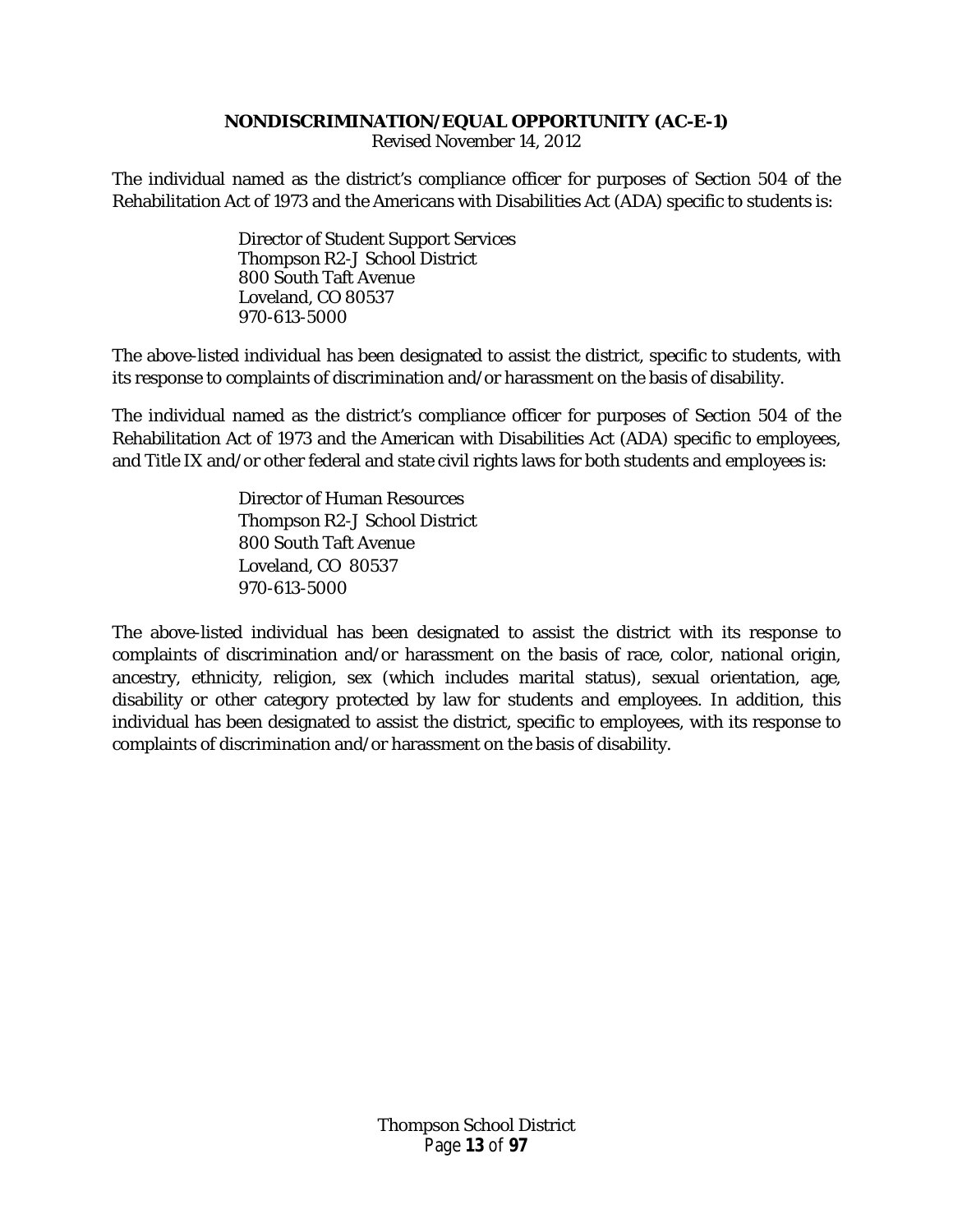**NONDISCRIMINATION/EQUAL OPPORTUNITY (AC-E-1)**
Revised November 14, 2012

The individual named as the district's compliance officer for purposes of Section 504 of the Rehabilitation Act of 1973 and the Americans with Disabilities Act (ADA) specific to students is:

Director of Student Support Services
Thompson R2-J School District
800 South Taft Avenue
Loveland, CO 80537
970-613-5000

The above-listed individual has been designated to assist the district, specific to students, with its response to complaints of discrimination and/or harassment on the basis of disability.

The individual named as the district's compliance officer for purposes of Section 504 of the Rehabilitation Act of 1973 and the American with Disabilities Act (ADA) specific to employees, and Title IX and/or other federal and state civil rights laws for both students and employees is:

Director of Human Resources
Thompson R2-J School District
800 South Taft Avenue
Loveland, CO 80537
970-613-5000

The above-listed individual has been designated to assist the district with its response to complaints of discrimination and/or harassment on the basis of race, color, national origin, ancestry, ethnicity, religion, sex (which includes marital status), sexual orientation, age, disability or other category protected by law for students and employees. In addition, this individual has been designated to assist the district, specific to employees, with its response to complaints of discrimination and/or harassment on the basis of disability.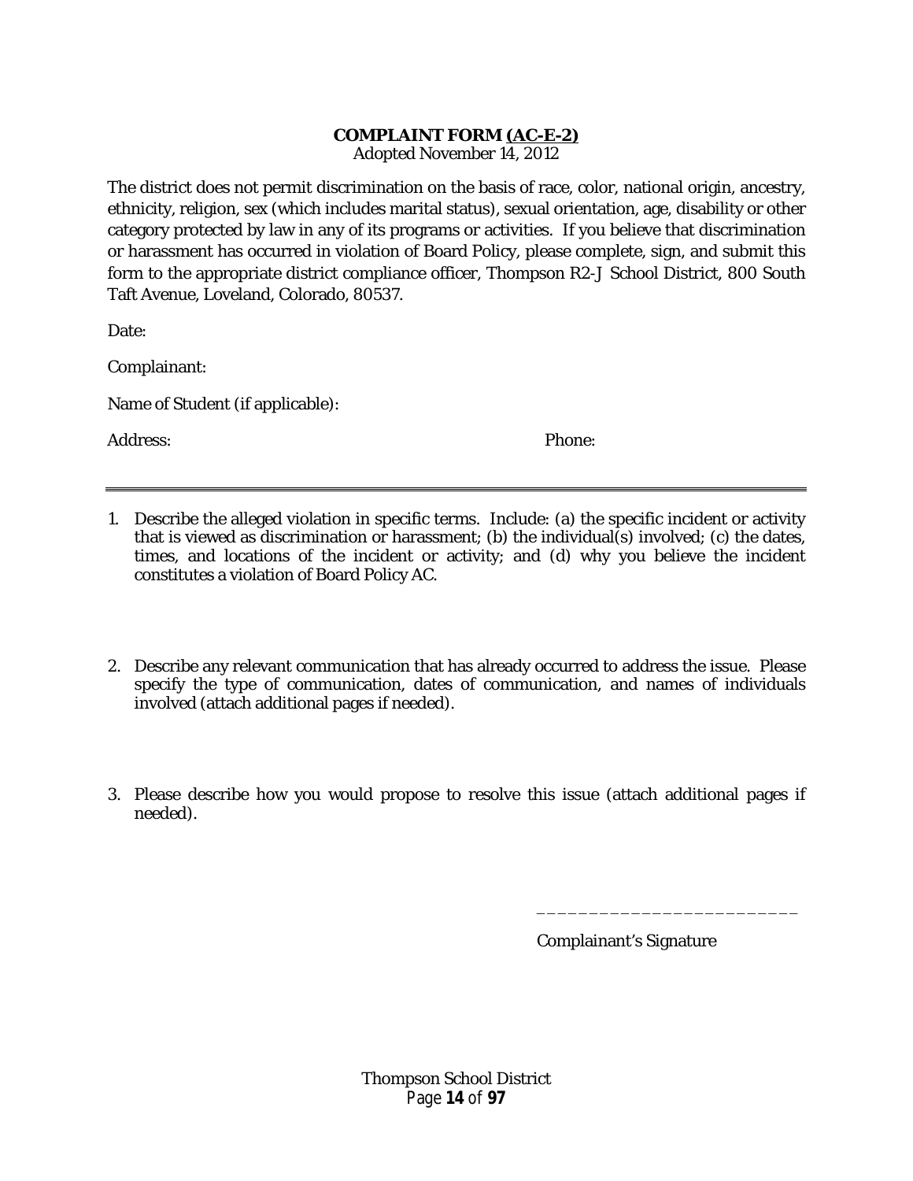# **COMPLAINT FORM (AC-E-2)**

Adopted November 14, 2012

The district does not permit discrimination on the basis of race, color, national origin, ancestry, ethnicity, religion, sex (which includes marital status), sexual orientation, age, disability or other category protected by law in any of its programs or activities. If you believe that discrimination or harassment has occurred in violation of Board Policy, please complete, sign, and submit this form to the appropriate district compliance officer, Thompson R2-J School District, 800 South Taft Avenue, Loveland, Colorado, 80537.

Date:

Complainant:

Name of Student (if applicable):

Address: Phone:

---

1. Describe the alleged violation in specific terms. Include: (a) the specific incident or activity that is viewed as discrimination or harassment; (b) the individual(s) involved; (c) the dates, times, and locations of the incident or activity; and (d) why you believe the incident constitutes a violation of Board Policy AC.

2. Describe any relevant communication that has already occurred to address the issue. Please specify the type of communication, dates of communication, and names of individuals involved (attach additional pages if needed).

3. Please describe how you would propose to resolve this issue (attach additional pages if needed).

_________________________

Complainant's Signature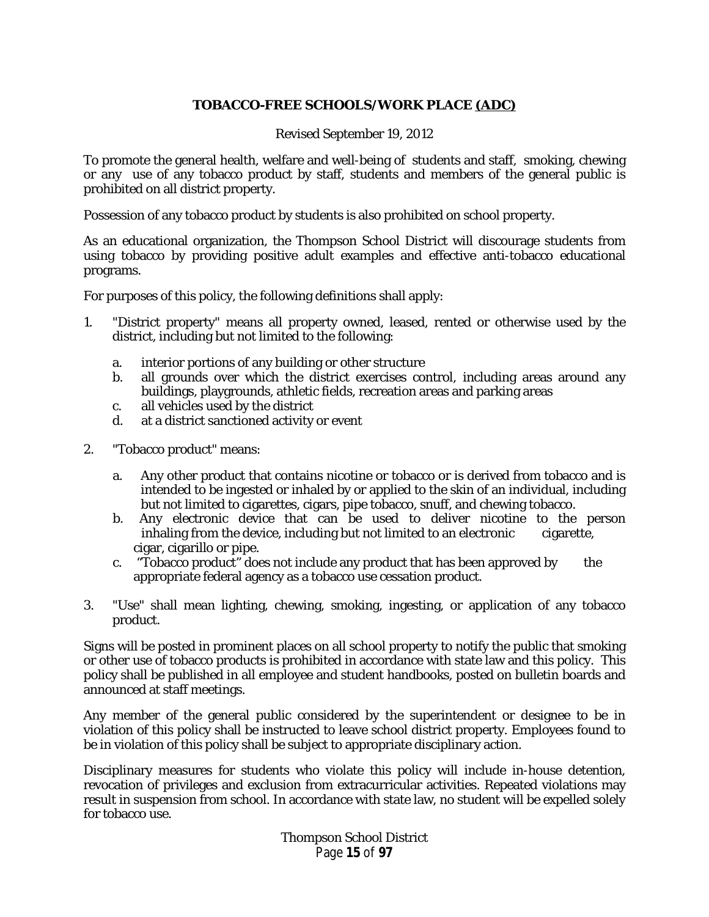# TOBACCO-FREE SCHOOLS/WORK PLACE (ADC)

Revised September 19, 2012

To promote the general health, welfare and well-being of students and staff, smoking, chewing or any use of any tobacco product by staff, students and members of the general public is prohibited on all district property.

Possession of any tobacco product by students is also prohibited on school property.

As an educational organization, the Thompson School District will discourage students from using tobacco by providing positive adult examples and effective anti-tobacco educational programs.

For purposes of this policy, the following definitions shall apply:

1. "District property" means all property owned, leased, rented or otherwise used by the district, including but not limited to the following:
   a. interior portions of any building or other structure
   b. all grounds over which the district exercises control, including areas around any buildings, playgrounds, athletic fields, recreation areas and parking areas
   c. all vehicles used by the district
   d. at a district sanctioned activity or event

2. "Tobacco product" means:
   a. Any other product that contains nicotine or tobacco or is derived from tobacco and is intended to be ingested or inhaled by or applied to the skin of an individual, including but not limited to cigarettes, cigars, pipe tobacco, snuff, and chewing tobacco.
   b. Any electronic device that can be used to deliver nicotine to the person inhaling from the device, including but not limited to an electronic cigarette, cigar, cigarillo or pipe.
   c. "Tobacco product" does not include any product that has been approved by the appropriate federal agency as a tobacco use cessation product.

3. "Use" shall mean lighting, chewing, smoking, ingesting, or application of any tobacco product.

Signs will be posted in prominent places on all school property to notify the public that smoking or other use of tobacco products is prohibited in accordance with state law and this policy. This policy shall be published in all employee and student handbooks, posted on bulletin boards and announced at staff meetings.

Any member of the general public considered by the superintendent or designee to be in violation of this policy shall be instructed to leave school district property. Employees found to be in violation of this policy shall be subject to appropriate disciplinary action.

Disciplinary measures for students who violate this policy will include in-house detention, revocation of privileges and exclusion from extracurricular activities. Repeated violations may result in suspension from school. In accordance with state law, no student will be expelled solely for tobacco use.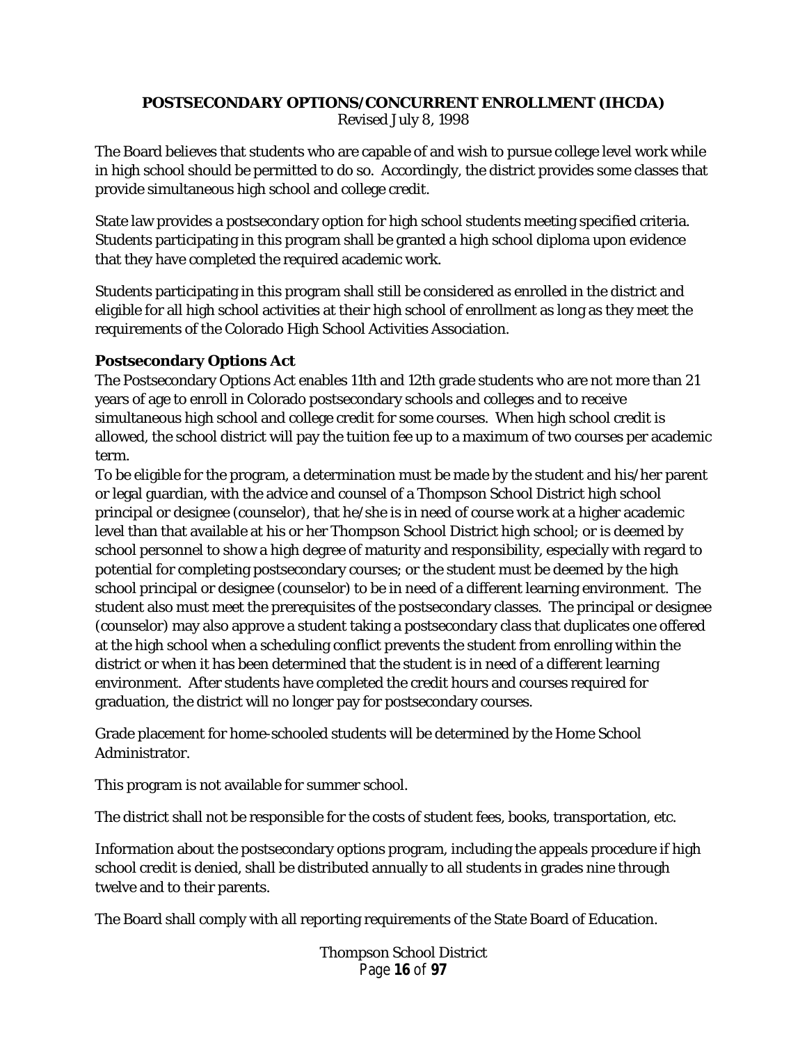# POSTSECONDARY OPTIONS/CONCURRENT ENROLLMENT (IHCDA)

Revised July 8, 1998

The Board believes that students who are capable of and wish to pursue college level work while in high school should be permitted to do so. Accordingly, the district provides some classes that provide simultaneous high school and college credit.

State law provides a postsecondary option for high school students meeting specified criteria. Students participating in this program shall be granted a high school diploma upon evidence that they have completed the required academic work.

Students participating in this program shall still be considered as enrolled in the district and eligible for all high school activities at their high school of enrollment as long as they meet the requirements of the Colorado High School Activities Association.

## Postsecondary Options Act

The Postsecondary Options Act enables 11th and 12th grade students who are not more than 21 years of age to enroll in Colorado postsecondary schools and colleges and to receive simultaneous high school and college credit for some courses. When high school credit is allowed, the school district will pay the tuition fee up to a maximum of two courses per academic term.

To be eligible for the program, a determination must be made by the student and his/her parent or legal guardian, with the advice and counsel of a Thompson School District high school principal or designee (counselor), that he/she is in need of course work at a higher academic level than that available at his or her Thompson School District high school; or is deemed by school personnel to show a high degree of maturity and responsibility, especially with regard to potential for completing postsecondary courses; or the student must be deemed by the high school principal or designee (counselor) to be in need of a different learning environment. The student also must meet the prerequisites of the postsecondary classes. The principal or designee (counselor) may also approve a student taking a postsecondary class that duplicates one offered at the high school when a scheduling conflict prevents the student from enrolling within the district or when it has been determined that the student is in need of a different learning environment. After students have completed the credit hours and courses required for graduation, the district will no longer pay for postsecondary courses.

Grade placement for home-schooled students will be determined by the Home School Administrator.

This program is not available for summer school.

The district shall not be responsible for the costs of student fees, books, transportation, etc.

Information about the postsecondary options program, including the appeals procedure if high school credit is denied, shall be distributed annually to all students in grades nine through twelve and to their parents.

The Board shall comply with all reporting requirements of the State Board of Education.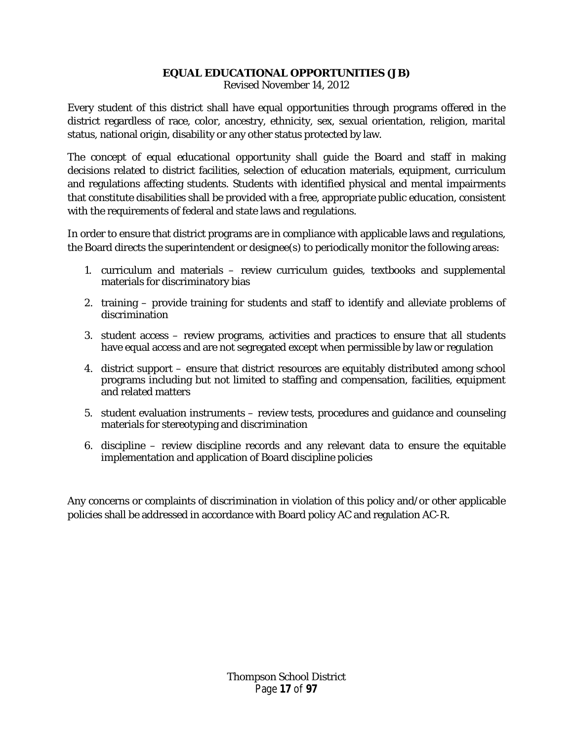# EQUAL EDUCATIONAL OPPORTUNITIES (JB)

Revised November 14, 2012

Every student of this district shall have equal opportunities through programs offered in the district regardless of race, color, ancestry, ethnicity, sex, sexual orientation, religion, marital status, national origin, disability or any other status protected by law.

The concept of equal educational opportunity shall guide the Board and staff in making decisions related to district facilities, selection of education materials, equipment, curriculum and regulations affecting students. Students with identified physical and mental impairments that constitute disabilities shall be provided with a free, appropriate public education, consistent with the requirements of federal and state laws and regulations.

In order to ensure that district programs are in compliance with applicable laws and regulations, the Board directs the superintendent or designee(s) to periodically monitor the following areas:

1. curriculum and materials – review curriculum guides, textbooks and supplemental materials for discriminatory bias
2. training – provide training for students and staff to identify and alleviate problems of discrimination
3. student access – review programs, activities and practices to ensure that all students have equal access and are not segregated except when permissible by law or regulation
4. district support – ensure that district resources are equitably distributed among school programs including but not limited to staffing and compensation, facilities, equipment and related matters
5. student evaluation instruments – review tests, procedures and guidance and counseling materials for stereotyping and discrimination
6. discipline – review discipline records and any relevant data to ensure the equitable implementation and application of Board discipline policies

Any concerns or complaints of discrimination in violation of this policy and/or other applicable policies shall be addressed in accordance with Board policy AC and regulation AC-R.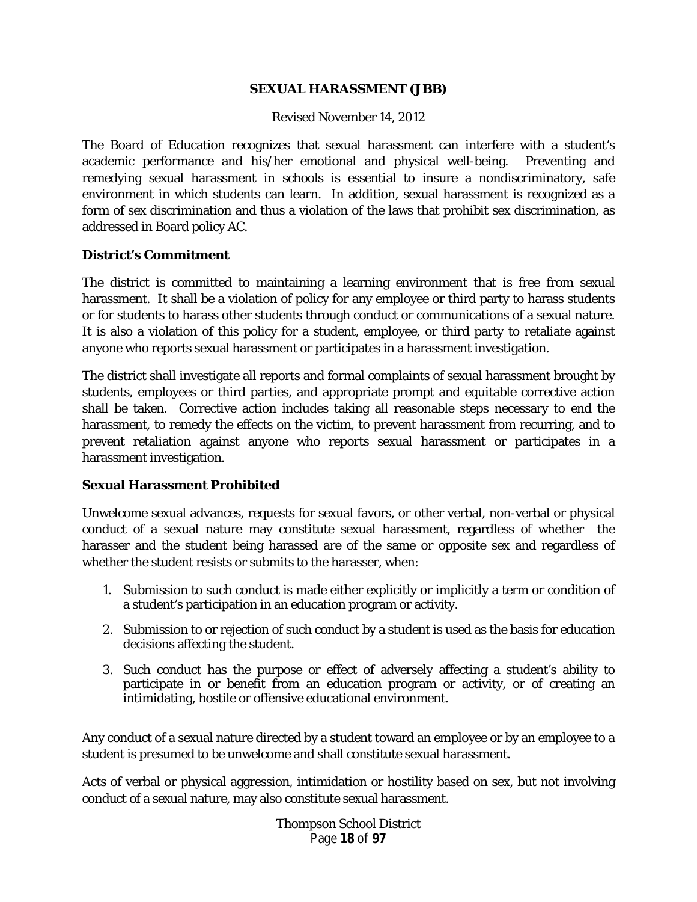# SEXUAL HARASSMENT (JBB)

Revised November 14, 2012

The Board of Education recognizes that sexual harassment can interfere with a student's academic performance and his/her emotional and physical well-being. Preventing and remedying sexual harassment in schools is essential to insure a nondiscriminatory, safe environment in which students can learn. In addition, sexual harassment is recognized as a form of sex discrimination and thus a violation of the laws that prohibit sex discrimination, as addressed in Board policy AC.

## District's Commitment

The district is committed to maintaining a learning environment that is free from sexual harassment. It shall be a violation of policy for any employee or third party to harass students or for students to harass other students through conduct or communications of a sexual nature. It is also a violation of this policy for a student, employee, or third party to retaliate against anyone who reports sexual harassment or participates in a harassment investigation.

The district shall investigate all reports and formal complaints of sexual harassment brought by students, employees or third parties, and appropriate prompt and equitable corrective action shall be taken. Corrective action includes taking all reasonable steps necessary to end the harassment, to remedy the effects on the victim, to prevent harassment from recurring, and to prevent retaliation against anyone who reports sexual harassment or participates in a harassment investigation.

## Sexual Harassment Prohibited

Unwelcome sexual advances, requests for sexual favors, or other verbal, non-verbal or physical conduct of a sexual nature may constitute sexual harassment, regardless of whether the harasser and the student being harassed are of the same or opposite sex and regardless of whether the student resists or submits to the harasser, when:

1. Submission to such conduct is made either explicitly or implicitly a term or condition of a student's participation in an education program or activity.
2. Submission to or rejection of such conduct by a student is used as the basis for education decisions affecting the student.
3. Such conduct has the purpose or effect of adversely affecting a student's ability to participate in or benefit from an education program or activity, or of creating an intimidating, hostile or offensive educational environment.

Any conduct of a sexual nature directed by a student toward an employee or by an employee to a student is presumed to be unwelcome and shall constitute sexual harassment.

Acts of verbal or physical aggression, intimidation or hostility based on sex, but not involving conduct of a sexual nature, may also constitute sexual harassment.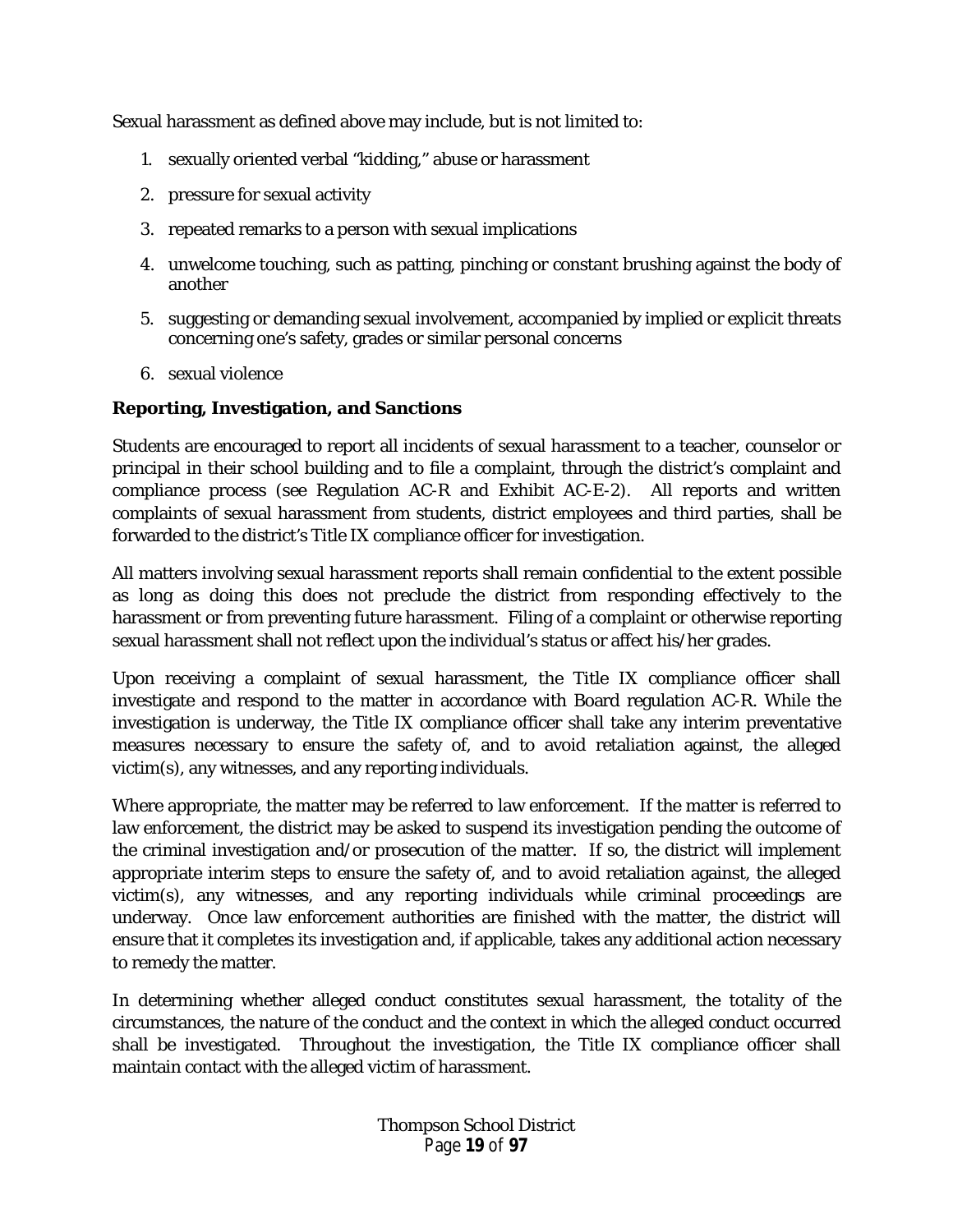Sexual harassment as defined above may include, but is not limited to:

1. sexually oriented verbal "kidding," abuse or harassment
2. pressure for sexual activity
3. repeated remarks to a person with sexual implications
4. unwelcome touching, such as patting, pinching or constant brushing against the body of another
5. suggesting or demanding sexual involvement, accompanied by implied or explicit threats concerning one's safety, grades or similar personal concerns
6. sexual violence

**Reporting, Investigation, and Sanctions**

Students are encouraged to report all incidents of sexual harassment to a teacher, counselor or principal in their school building and to file a complaint, through the district's complaint and compliance process (see Regulation AC-R and Exhibit AC-E-2). All reports and written complaints of sexual harassment from students, district employees and third parties, shall be forwarded to the district's Title IX compliance officer for investigation.

All matters involving sexual harassment reports shall remain confidential to the extent possible as long as doing this does not preclude the district from responding effectively to the harassment or from preventing future harassment. Filing of a complaint or otherwise reporting sexual harassment shall not reflect upon the individual's status or affect his/her grades.

Upon receiving a complaint of sexual harassment, the Title IX compliance officer shall investigate and respond to the matter in accordance with Board regulation AC-R. While the investigation is underway, the Title IX compliance officer shall take any interim preventative measures necessary to ensure the safety of, and to avoid retaliation against, the alleged victim(s), any witnesses, and any reporting individuals.

Where appropriate, the matter may be referred to law enforcement. If the matter is referred to law enforcement, the district may be asked to suspend its investigation pending the outcome of the criminal investigation and/or prosecution of the matter. If so, the district will implement appropriate interim steps to ensure the safety of, and to avoid retaliation against, the alleged victim(s), any witnesses, and any reporting individuals while criminal proceedings are underway. Once law enforcement authorities are finished with the matter, the district will ensure that it completes its investigation and, if applicable, takes any additional action necessary to remedy the matter.

In determining whether alleged conduct constitutes sexual harassment, the totality of the circumstances, the nature of the conduct and the context in which the alleged conduct occurred shall be investigated. Throughout the investigation, the Title IX compliance officer shall maintain contact with the alleged victim of harassment.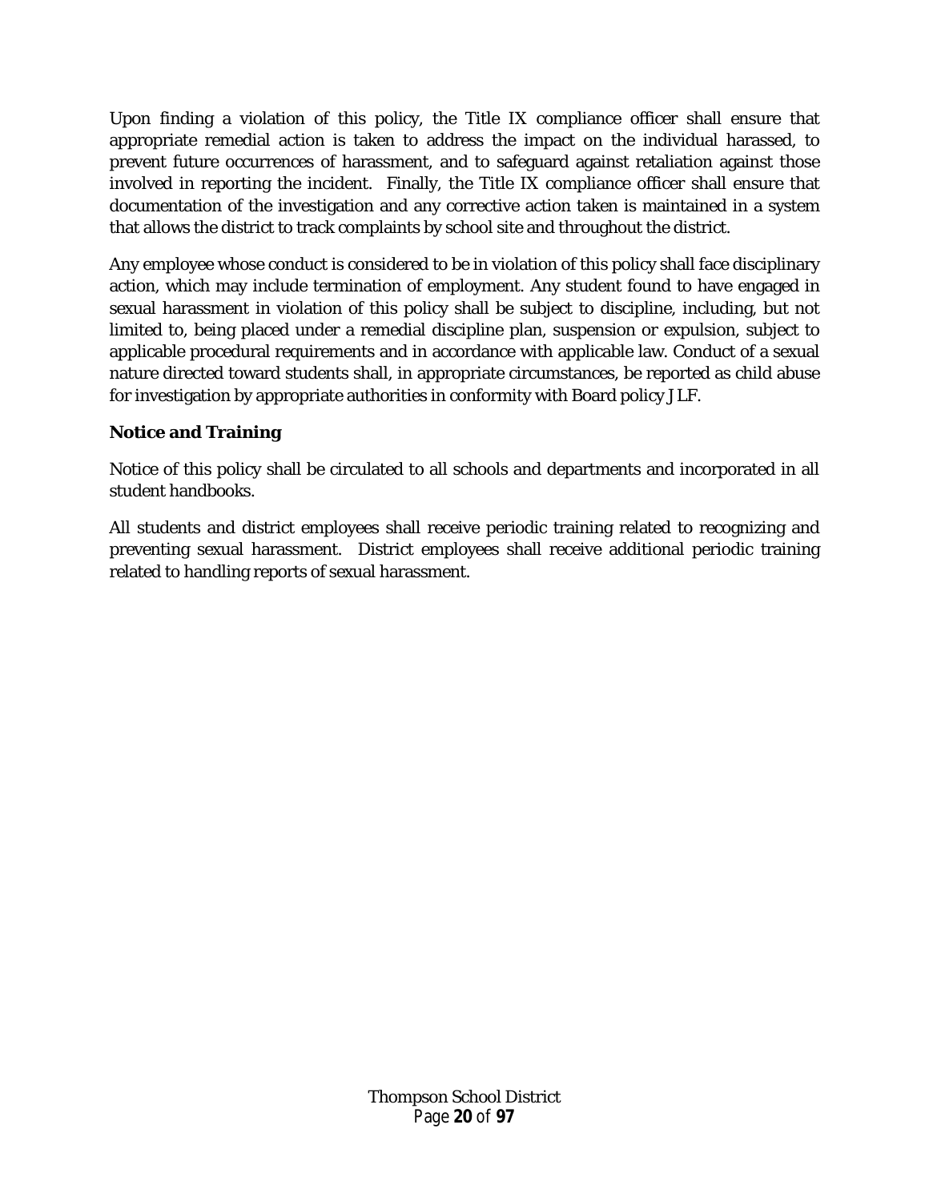Upon finding a violation of this policy, the Title IX compliance officer shall ensure that appropriate remedial action is taken to address the impact on the individual harassed, to prevent future occurrences of harassment, and to safeguard against retaliation against those involved in reporting the incident. Finally, the Title IX compliance officer shall ensure that documentation of the investigation and any corrective action taken is maintained in a system that allows the district to track complaints by school site and throughout the district.

Any employee whose conduct is considered to be in violation of this policy shall face disciplinary action, which may include termination of employment. Any student found to have engaged in sexual harassment in violation of this policy shall be subject to discipline, including, but not limited to, being placed under a remedial discipline plan, suspension or expulsion, subject to applicable procedural requirements and in accordance with applicable law. Conduct of a sexual nature directed toward students shall, in appropriate circumstances, be reported as child abuse for investigation by appropriate authorities in conformity with Board policy JLF.

**Notice and Training**

Notice of this policy shall be circulated to all schools and departments and incorporated in all student handbooks.

All students and district employees shall receive periodic training related to recognizing and preventing sexual harassment. District employees shall receive additional periodic training related to handling reports of sexual harassment.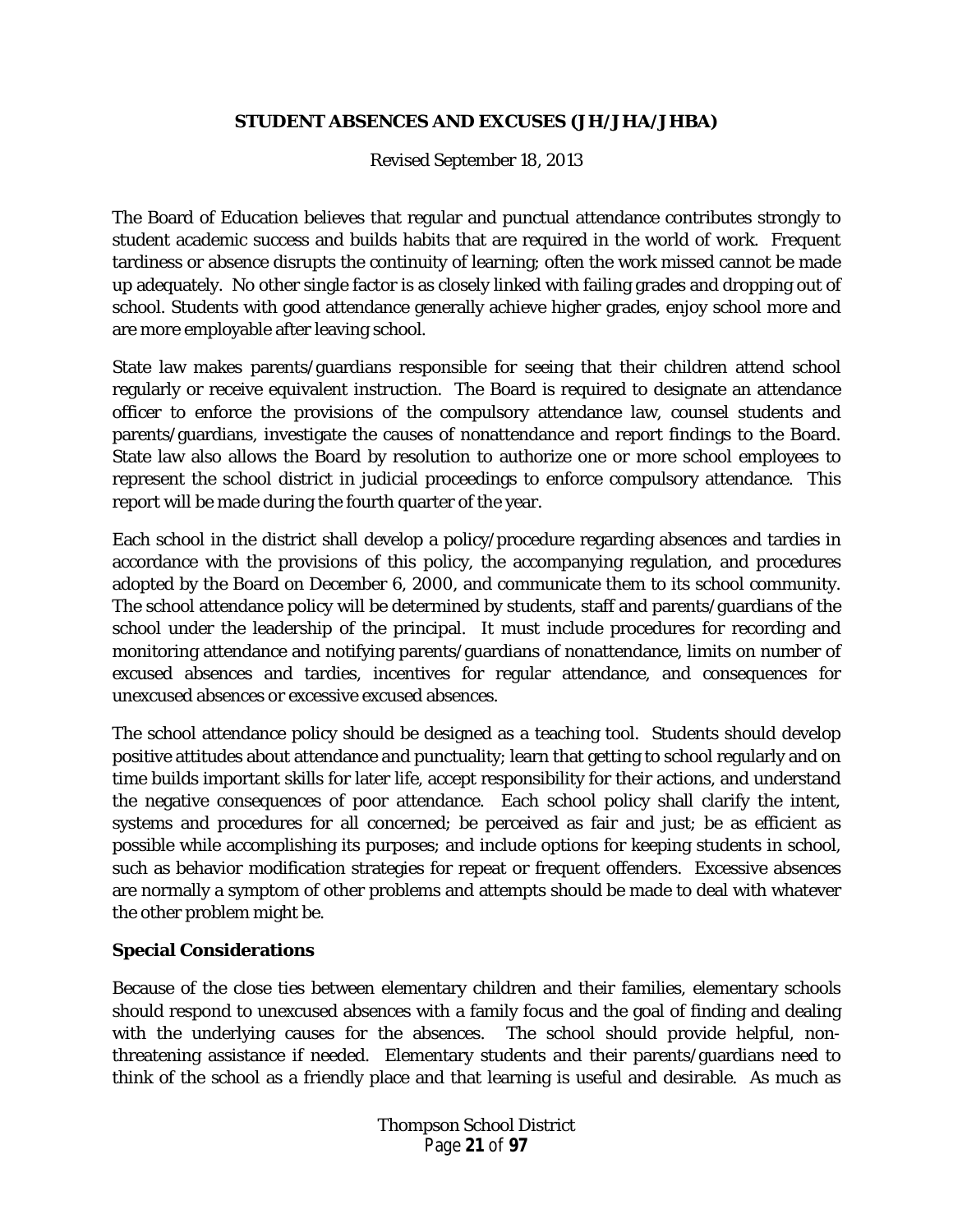# STUDENT ABSENCES AND EXCUSES (JH/JHA/JHBA)

Revised September 18, 2013

The Board of Education believes that regular and punctual attendance contributes strongly to student academic success and builds habits that are required in the world of work. Frequent tardiness or absence disrupts the continuity of learning; often the work missed cannot be made up adequately. No other single factor is as closely linked with failing grades and dropping out of school. Students with good attendance generally achieve higher grades, enjoy school more and are more employable after leaving school.

State law makes parents/guardians responsible for seeing that their children attend school regularly or receive equivalent instruction. The Board is required to designate an attendance officer to enforce the provisions of the compulsory attendance law, counsel students and parents/guardians, investigate the causes of nonattendance and report findings to the Board. State law also allows the Board by resolution to authorize one or more school employees to represent the school district in judicial proceedings to enforce compulsory attendance. This report will be made during the fourth quarter of the year.

Each school in the district shall develop a policy/procedure regarding absences and tardies in accordance with the provisions of this policy, the accompanying regulation, and procedures adopted by the Board on December 6, 2000, and communicate them to its school community. The school attendance policy will be determined by students, staff and parents/guardians of the school under the leadership of the principal. It must include procedures for recording and monitoring attendance and notifying parents/guardians of nonattendance, limits on number of excused absences and tardies, incentives for regular attendance, and consequences for unexcused absences or excessive excused absences.

The school attendance policy should be designed as a teaching tool. Students should develop positive attitudes about attendance and punctuality; learn that getting to school regularly and on time builds important skills for later life, accept responsibility for their actions, and understand the negative consequences of poor attendance. Each school policy shall clarify the intent, systems and procedures for all concerned; be perceived as fair and just; be as efficient as possible while accomplishing its purposes; and include options for keeping students in school, such as behavior modification strategies for repeat or frequent offenders. Excessive absences are normally a symptom of other problems and attempts should be made to deal with whatever the other problem might be.

## Special Considerations

Because of the close ties between elementary children and their families, elementary schools should respond to unexcused absences with a family focus and the goal of finding and dealing with the underlying causes for the absences. The school should provide helpful, non-threatening assistance if needed. Elementary students and their parents/guardians need to think of the school as a friendly place and that learning is useful and desirable. As much as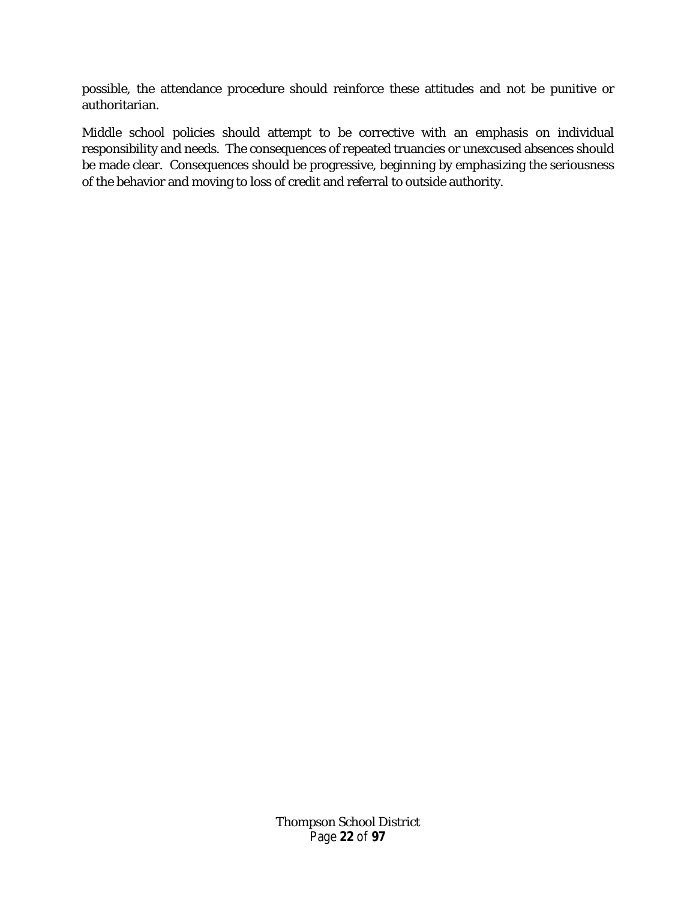possible, the attendance procedure should reinforce these attitudes and not be punitive or authoritarian.

Middle school policies should attempt to be corrective with an emphasis on individual responsibility and needs. The consequences of repeated truancies or unexcused absences should be made clear. Consequences should be progressive, beginning by emphasizing the seriousness of the behavior and moving to loss of credit and referral to outside authority.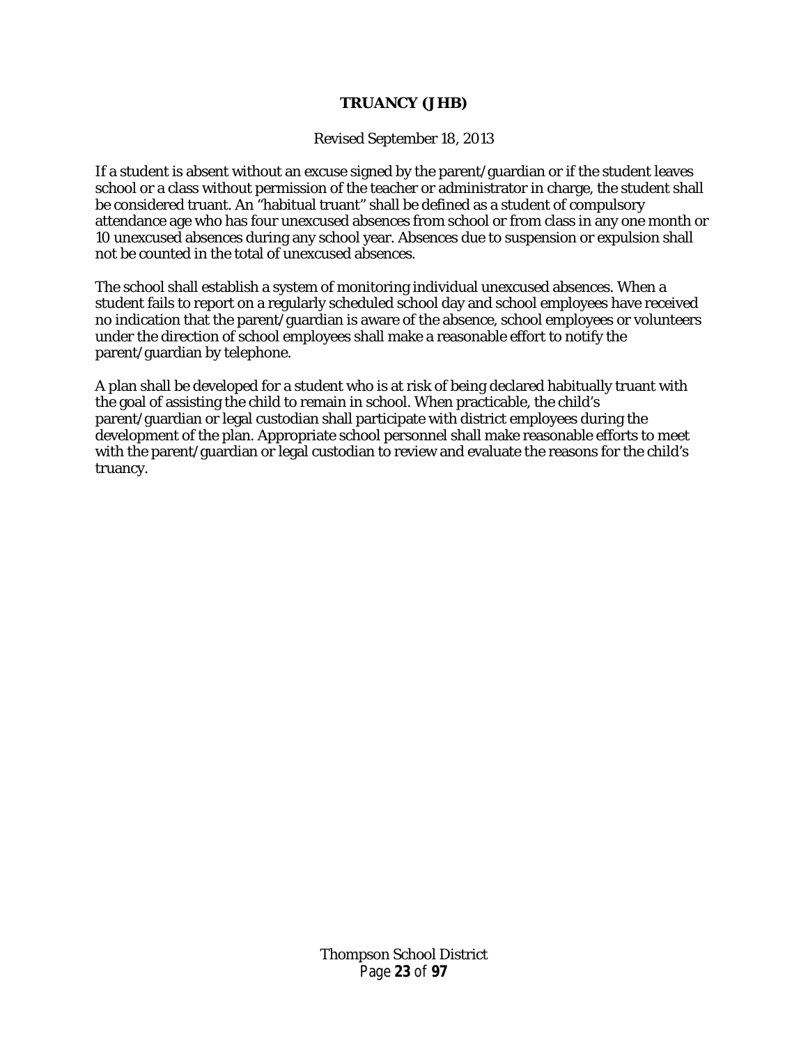# TRUANCY (JHB)

Revised September 18, 2013

If a student is absent without an excuse signed by the parent/guardian or if the student leaves school or a class without permission of the teacher or administrator in charge, the student shall be considered truant. An "habitual truant" shall be defined as a student of compulsory attendance age who has four unexcused absences from school or from class in any one month or 10 unexcused absences during any school year. Absences due to suspension or expulsion shall not be counted in the total of unexcused absences.

The school shall establish a system of monitoring individual unexcused absences. When a student fails to report on a regularly scheduled school day and school employees have received no indication that the parent/guardian is aware of the absence, school employees or volunteers under the direction of school employees shall make a reasonable effort to notify the parent/guardian by telephone.

A plan shall be developed for a student who is at risk of being declared habitually truant with the goal of assisting the child to remain in school. When practicable, the child's parent/guardian or legal custodian shall participate with district employees during the development of the plan. Appropriate school personnel shall make reasonable efforts to meet with the parent/guardian or legal custodian to review and evaluate the reasons for the child's truancy.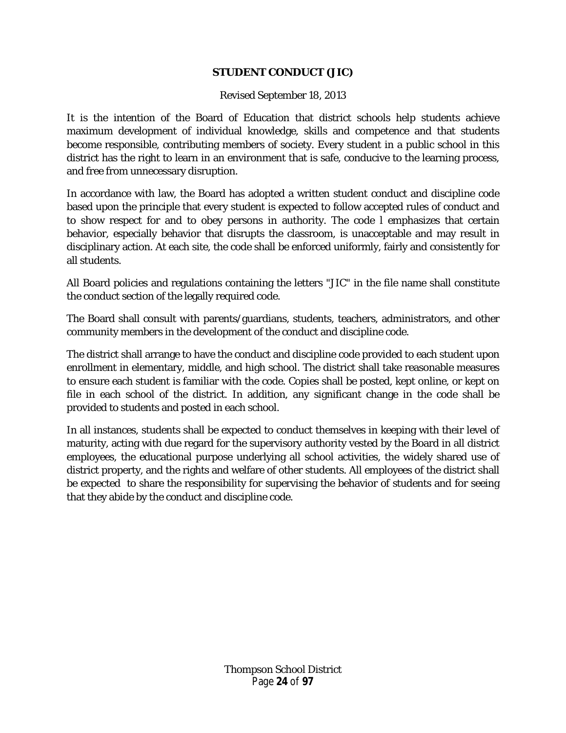## STUDENT CONDUCT (JIC)

Revised September 18, 2013

It is the intention of the Board of Education that district schools help students achieve maximum development of individual knowledge, skills and competence and that students become responsible, contributing members of society. Every student in a public school in this district has the right to learn in an environment that is safe, conducive to the learning process, and free from unnecessary disruption.

In accordance with law, the Board has adopted a written student conduct and discipline code based upon the principle that every student is expected to follow accepted rules of conduct and to show respect for and to obey persons in authority. The code l emphasizes that certain behavior, especially behavior that disrupts the classroom, is unacceptable and may result in disciplinary action. At each site, the code shall be enforced uniformly, fairly and consistently for all students.

All Board policies and regulations containing the letters "JIC" in the file name shall constitute the conduct section of the legally required code.

The Board shall consult with parents/guardians, students, teachers, administrators, and other community members in the development of the conduct and discipline code.

The district shall arrange to have the conduct and discipline code provided to each student upon enrollment in elementary, middle, and high school. The district shall take reasonable measures to ensure each student is familiar with the code. Copies shall be posted, kept online, or kept on file in each school of the district. In addition, any significant change in the code shall be provided to students and posted in each school.

In all instances, students shall be expected to conduct themselves in keeping with their level of maturity, acting with due regard for the supervisory authority vested by the Board in all district employees, the educational purpose underlying all school activities, the widely shared use of district property, and the rights and welfare of other students. All employees of the district shall be expected to share the responsibility for supervising the behavior of students and for seeing that they abide by the conduct and discipline code.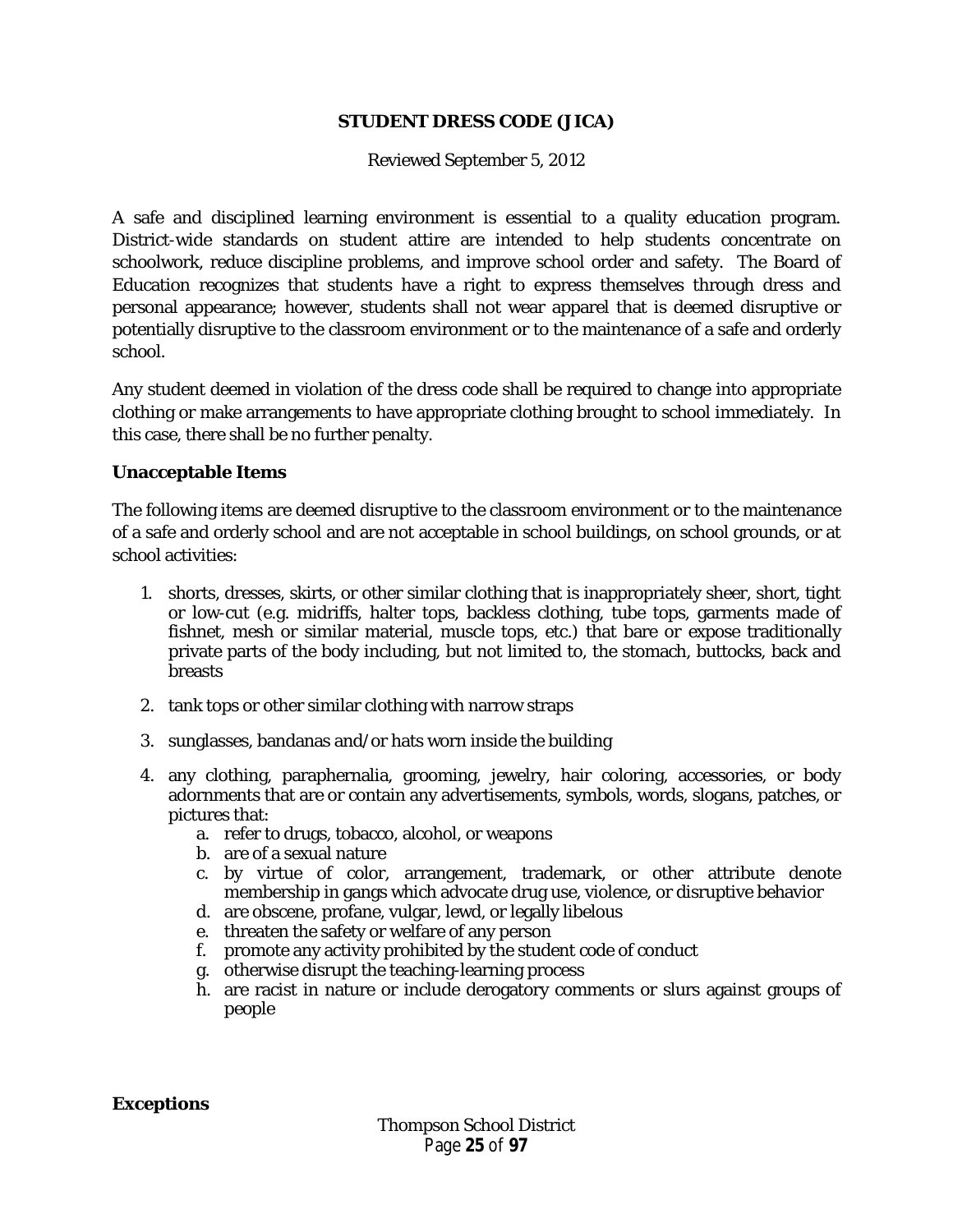## STUDENT DRESS CODE (JICA)

Reviewed September 5, 2012

A safe and disciplined learning environment is essential to a quality education program. District-wide standards on student attire are intended to help students concentrate on schoolwork, reduce discipline problems, and improve school order and safety. The Board of Education recognizes that students have a right to express themselves through dress and personal appearance; however, students shall not wear apparel that is deemed disruptive or potentially disruptive to the classroom environment or to the maintenance of a safe and orderly school.

Any student deemed in violation of the dress code shall be required to change into appropriate clothing or make arrangements to have appropriate clothing brought to school immediately. In this case, there shall be no further penalty.

### Unacceptable Items

The following items are deemed disruptive to the classroom environment or to the maintenance of a safe and orderly school and are not acceptable in school buildings, on school grounds, or at school activities:

1. shorts, dresses, skirts, or other similar clothing that is inappropriately sheer, short, tight or low-cut (e.g. midriffs, halter tops, backless clothing, tube tops, garments made of fishnet, mesh or similar material, muscle tops, etc.) that bare or expose traditionally private parts of the body including, but not limited to, the stomach, buttocks, back and breasts
2. tank tops or other similar clothing with narrow straps
3. sunglasses, bandanas and/or hats worn inside the building
4. any clothing, paraphernalia, grooming, jewelry, hair coloring, accessories, or body adornments that are or contain any advertisements, symbols, words, slogans, patches, or pictures that:
   a. refer to drugs, tobacco, alcohol, or weapons
   b. are of a sexual nature
   c. by virtue of color, arrangement, trademark, or other attribute denote membership in gangs which advocate drug use, violence, or disruptive behavior
   d. are obscene, profane, vulgar, lewd, or legally libelous
   e. threaten the safety or welfare of any person
   f. promote any activity prohibited by the student code of conduct
   g. otherwise disrupt the teaching-learning process
   h. are racist in nature or include derogatory comments or slurs against groups of people

### Exceptions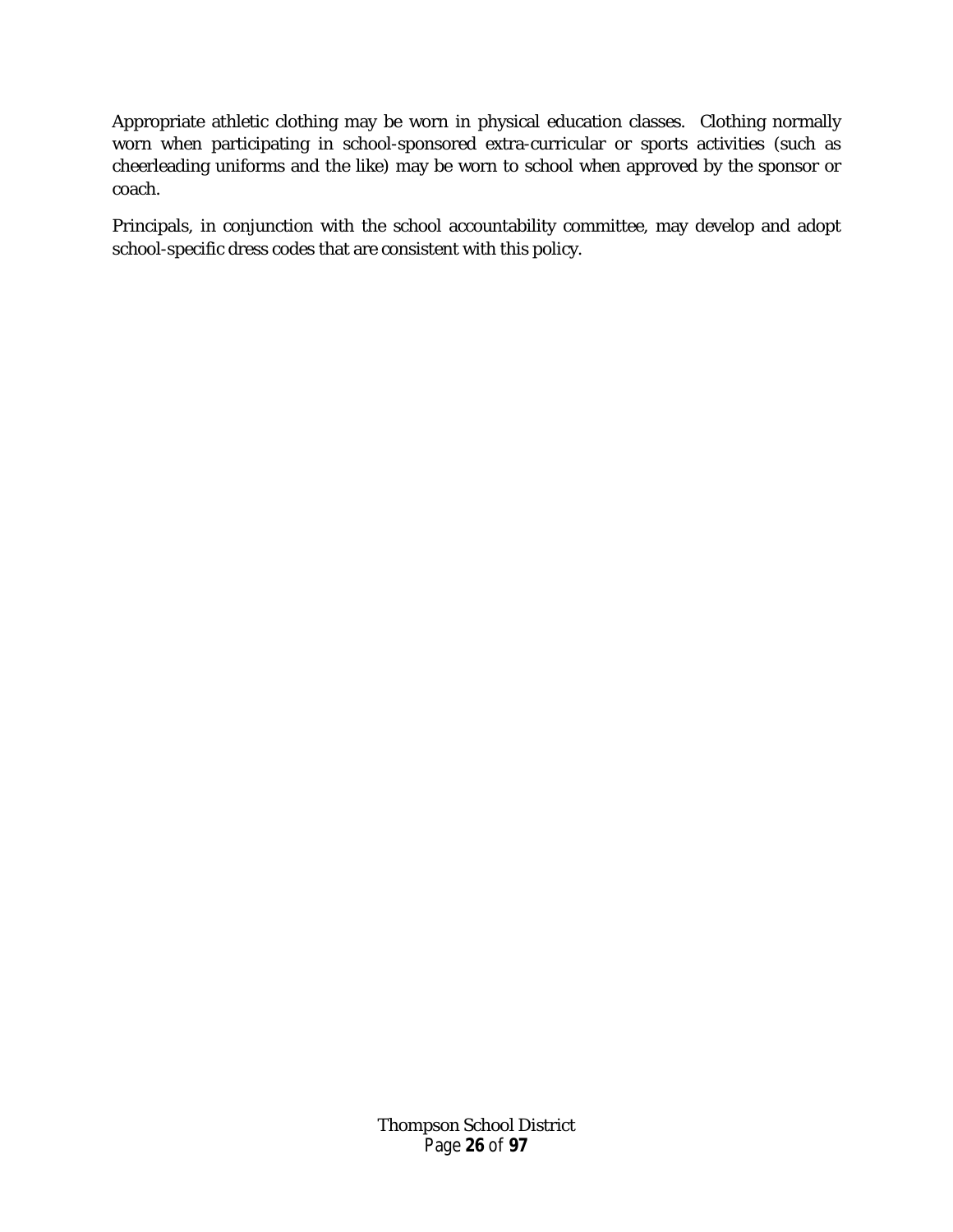Appropriate athletic clothing may be worn in physical education classes.  Clothing normally worn when participating in school-sponsored extra-curricular or sports activities (such as cheerleading uniforms and the like) may be worn to school when approved by the sponsor or coach.

Principals, in conjunction with the school accountability committee, may develop and adopt school-specific dress codes that are consistent with this policy.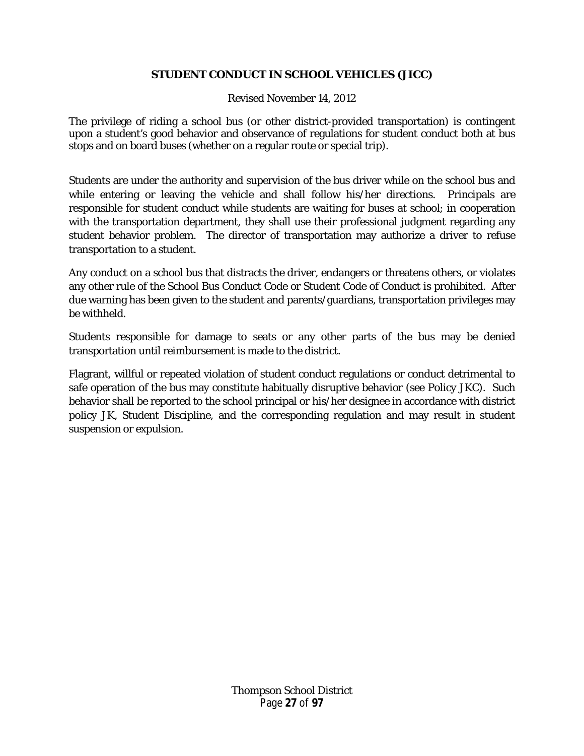## STUDENT CONDUCT IN SCHOOL VEHICLES (JICC)

Revised November 14, 2012

The privilege of riding a school bus (or other district-provided transportation) is contingent upon a student's good behavior and observance of regulations for student conduct both at bus stops and on board buses (whether on a regular route or special trip).

Students are under the authority and supervision of the bus driver while on the school bus and while entering or leaving the vehicle and shall follow his/her directions. Principals are responsible for student conduct while students are waiting for buses at school; in cooperation with the transportation department, they shall use their professional judgment regarding any student behavior problem. The director of transportation may authorize a driver to refuse transportation to a student.

Any conduct on a school bus that distracts the driver, endangers or threatens others, or violates any other rule of the School Bus Conduct Code or Student Code of Conduct is prohibited. After due warning has been given to the student and parents/guardians, transportation privileges may be withheld.

Students responsible for damage to seats or any other parts of the bus may be denied transportation until reimbursement is made to the district.

Flagrant, willful or repeated violation of student conduct regulations or conduct detrimental to safe operation of the bus may constitute habitually disruptive behavior (see Policy JKC). Such behavior shall be reported to the school principal or his/her designee in accordance with district policy JK, Student Discipline, and the corresponding regulation and may result in student suspension or expulsion.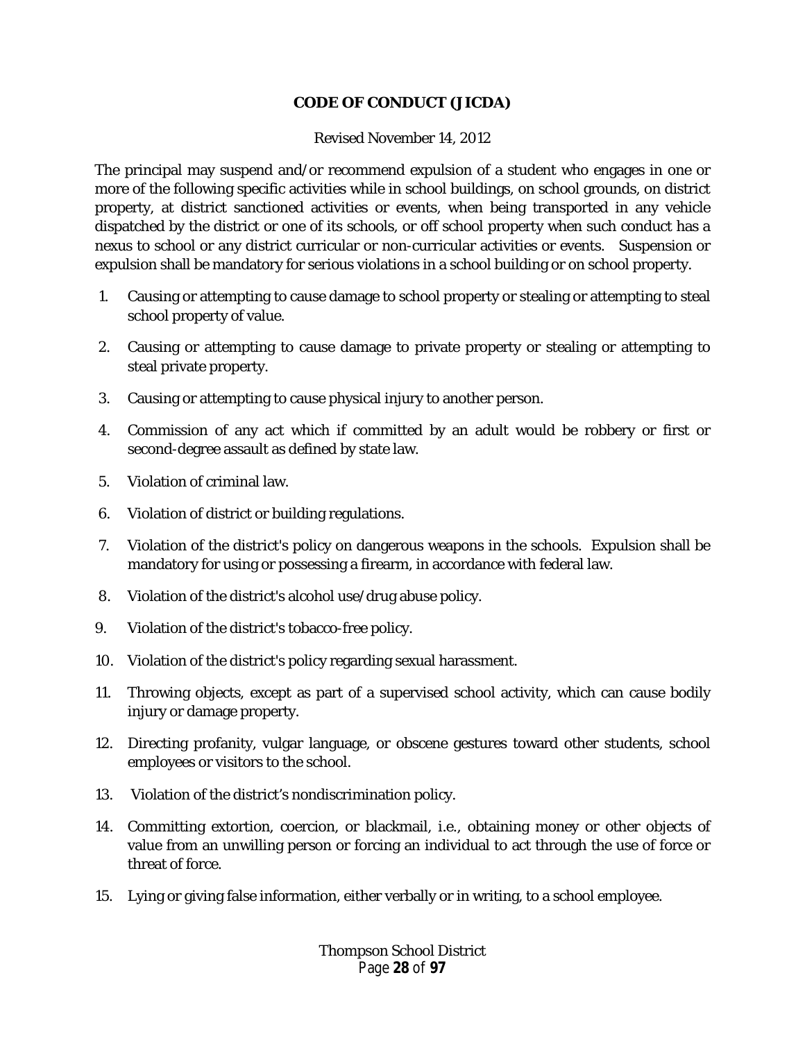## CODE OF CONDUCT (JICDA)

Revised November 14, 2012

The principal may suspend and/or recommend expulsion of a student who engages in one or more of the following specific activities while in school buildings, on school grounds, on district property, at district sanctioned activities or events, when being transported in any vehicle dispatched by the district or one of its schools, or off school property when such conduct has a nexus to school or any district curricular or non-curricular activities or events. Suspension or expulsion shall be mandatory for serious violations in a school building or on school property.

1. Causing or attempting to cause damage to school property or stealing or attempting to steal school property of value.
2. Causing or attempting to cause damage to private property or stealing or attempting to steal private property.
3. Causing or attempting to cause physical injury to another person.
4. Commission of any act which if committed by an adult would be robbery or first or second-degree assault as defined by state law.
5. Violation of criminal law.
6. Violation of district or building regulations.
7. Violation of the district's policy on dangerous weapons in the schools. Expulsion shall be mandatory for using or possessing a firearm, in accordance with federal law.
8. Violation of the district's alcohol use/drug abuse policy.
9. Violation of the district's tobacco-free policy.
10. Violation of the district's policy regarding sexual harassment.
11. Throwing objects, except as part of a supervised school activity, which can cause bodily injury or damage property.
12. Directing profanity, vulgar language, or obscene gestures toward other students, school employees or visitors to the school.
13. Violation of the district's nondiscrimination policy.
14. Committing extortion, coercion, or blackmail, i.e., obtaining money or other objects of value from an unwilling person or forcing an individual to act through the use of force or threat of force.
15. Lying or giving false information, either verbally or in writing, to a school employee.

Thompson School District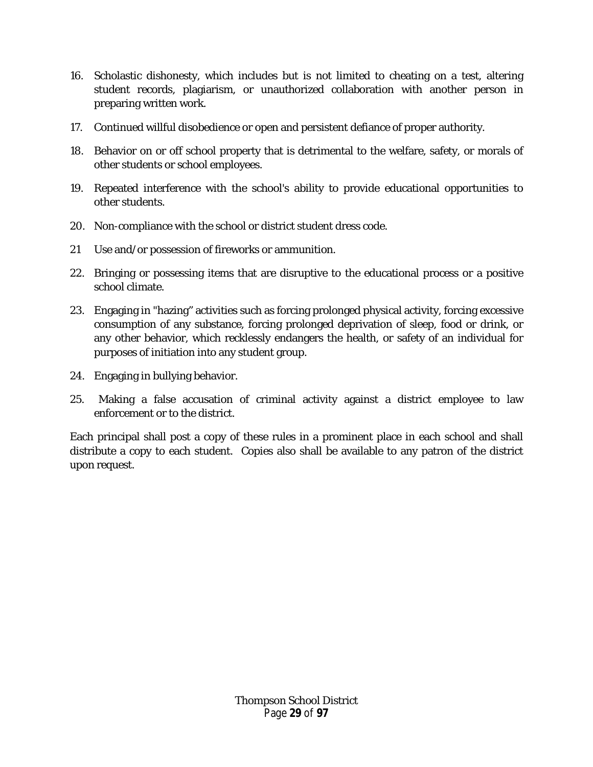16. Scholastic dishonesty, which includes but is not limited to cheating on a test, altering student records, plagiarism, or unauthorized collaboration with another person in preparing written work.

17. Continued willful disobedience or open and persistent defiance of proper authority.

18. Behavior on or off school property that is detrimental to the welfare, safety, or morals of other students or school employees.

19. Repeated interference with the school's ability to provide educational opportunities to other students.

20. Non-compliance with the school or district student dress code.

21 Use and/or possession of fireworks or ammunition.

22. Bringing or possessing items that are disruptive to the educational process or a positive school climate.

23. Engaging in "hazing" activities such as forcing prolonged physical activity, forcing excessive consumption of any substance, forcing prolonged deprivation of sleep, food or drink, or any other behavior, which recklessly endangers the health, or safety of an individual for purposes of initiation into any student group.

24. Engaging in bullying behavior.

25. Making a false accusation of criminal activity against a district employee to law enforcement or to the district.

Each principal shall post a copy of these rules in a prominent place in each school and shall distribute a copy to each student. Copies also shall be available to any patron of the district upon request.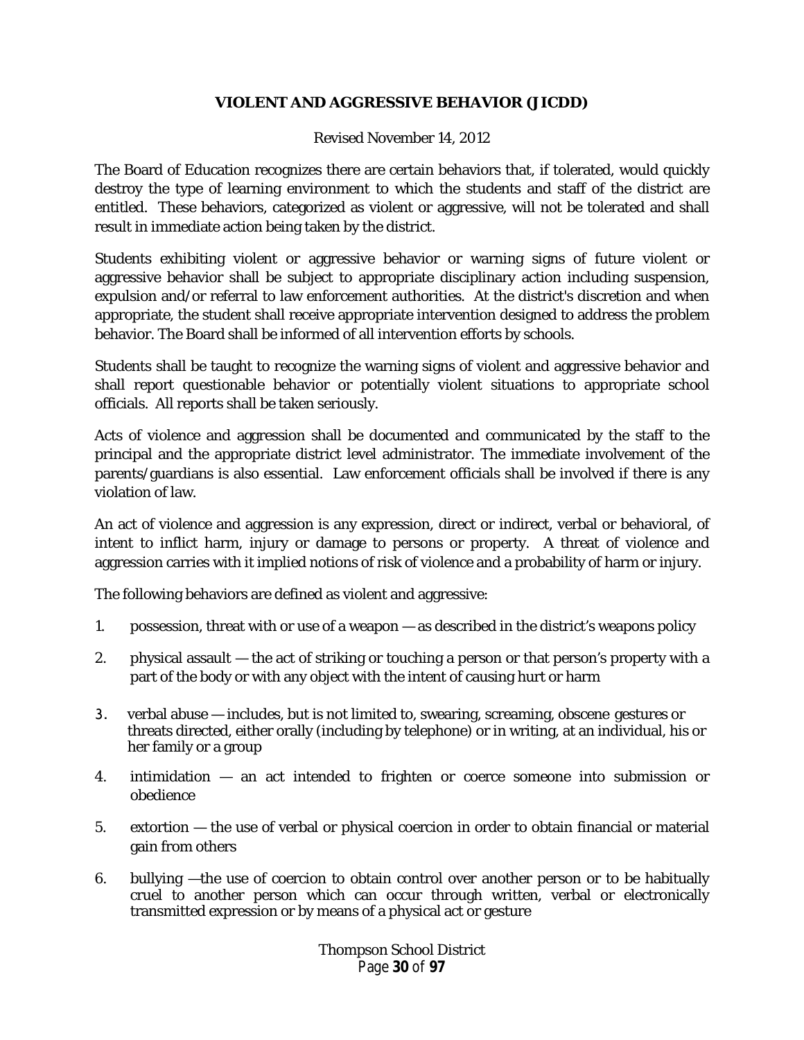# VIOLENT AND AGGRESSIVE BEHAVIOR (JICDD)

Revised November 14, 2012

The Board of Education recognizes there are certain behaviors that, if tolerated, would quickly destroy the type of learning environment to which the students and staff of the district are entitled. These behaviors, categorized as violent or aggressive, will not be tolerated and shall result in immediate action being taken by the district.

Students exhibiting violent or aggressive behavior or warning signs of future violent or aggressive behavior shall be subject to appropriate disciplinary action including suspension, expulsion and/or referral to law enforcement authorities. At the district's discretion and when appropriate, the student shall receive appropriate intervention designed to address the problem behavior. The Board shall be informed of all intervention efforts by schools.

Students shall be taught to recognize the warning signs of violent and aggressive behavior and shall report questionable behavior or potentially violent situations to appropriate school officials. All reports shall be taken seriously.

Acts of violence and aggression shall be documented and communicated by the staff to the principal and the appropriate district level administrator. The immediate involvement of the parents/guardians is also essential. Law enforcement officials shall be involved if there is any violation of law.

An act of violence and aggression is any expression, direct or indirect, verbal or behavioral, of intent to inflict harm, injury or damage to persons or property. A threat of violence and aggression carries with it implied notions of risk of violence and a probability of harm or injury.

The following behaviors are defined as violent and aggressive:

1. possession, threat with or use of a weapon — as described in the district's weapons policy
2. physical assault — the act of striking or touching a person or that person's property with a part of the body or with any object with the intent of causing hurt or harm
3. verbal abuse — includes, but is not limited to, swearing, screaming, obscene gestures or threats directed, either orally (including by telephone) or in writing, at an individual, his or her family or a group
4. intimidation — an act intended to frighten or coerce someone into submission or obedience
5. extortion — the use of verbal or physical coercion in order to obtain financial or material gain from others
6. bullying —the use of coercion to obtain control over another person or to be habitually cruel to another person which can occur through written, verbal or electronically transmitted expression or by means of a physical act or gesture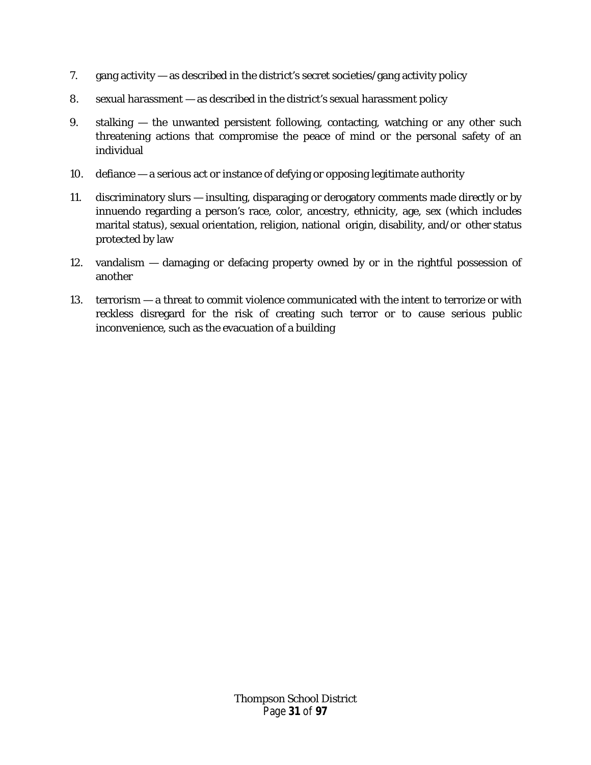7. gang activity — as described in the district's secret societies/gang activity policy

8. sexual harassment — as described in the district's sexual harassment policy

9. stalking — the unwanted persistent following, contacting, watching or any other such threatening actions that compromise the peace of mind or the personal safety of an individual

10. defiance — a serious act or instance of defying or opposing legitimate authority

11. discriminatory slurs — insulting, disparaging or derogatory comments made directly or by innuendo regarding a person's race, color, ancestry, ethnicity, age, sex (which includes marital status), sexual orientation, religion, national origin, disability, and/or other status protected by law

12. vandalism — damaging or defacing property owned by or in the rightful possession of another

13. terrorism — a threat to commit violence communicated with the intent to terrorize or with reckless disregard for the risk of creating such terror or to cause serious public inconvenience, such as the evacuation of a building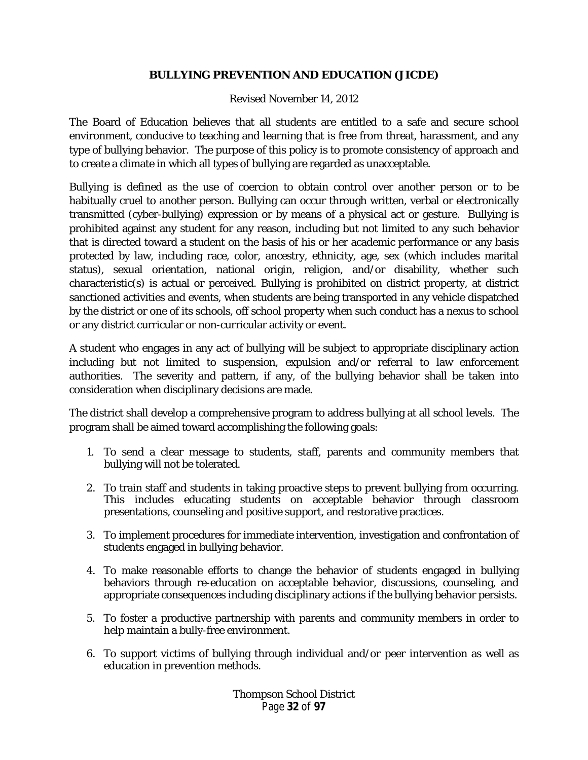# BULLYING PREVENTION AND EDUCATION (JICDE)

Revised November 14, 2012

The Board of Education believes that all students are entitled to a safe and secure school environment, conducive to teaching and learning that is free from threat, harassment, and any type of bullying behavior. The purpose of this policy is to promote consistency of approach and to create a climate in which all types of bullying are regarded as unacceptable.

Bullying is defined as the use of coercion to obtain control over another person or to be habitually cruel to another person. Bullying can occur through written, verbal or electronically transmitted (cyber-bullying) expression or by means of a physical act or gesture. Bullying is prohibited against any student for any reason, including but not limited to any such behavior that is directed toward a student on the basis of his or her academic performance or any basis protected by law, including race, color, ancestry, ethnicity, age, sex (which includes marital status), sexual orientation, national origin, religion, and/or disability, whether such characteristic(s) is actual or perceived. Bullying is prohibited on district property, at district sanctioned activities and events, when students are being transported in any vehicle dispatched by the district or one of its schools, off school property when such conduct has a nexus to school or any district curricular or non-curricular activity or event.

A student who engages in any act of bullying will be subject to appropriate disciplinary action including but not limited to suspension, expulsion and/or referral to law enforcement authorities. The severity and pattern, if any, of the bullying behavior shall be taken into consideration when disciplinary decisions are made.

The district shall develop a comprehensive program to address bullying at all school levels. The program shall be aimed toward accomplishing the following goals:

1. To send a clear message to students, staff, parents and community members that bullying will not be tolerated.
2. To train staff and students in taking proactive steps to prevent bullying from occurring. This includes educating students on acceptable behavior through classroom presentations, counseling and positive support, and restorative practices.
3. To implement procedures for immediate intervention, investigation and confrontation of students engaged in bullying behavior.
4. To make reasonable efforts to change the behavior of students engaged in bullying behaviors through re-education on acceptable behavior, discussions, counseling, and appropriate consequences including disciplinary actions if the bullying behavior persists.
5. To foster a productive partnership with parents and community members in order to help maintain a bully-free environment.
6. To support victims of bullying through individual and/or peer intervention as well as education in prevention methods.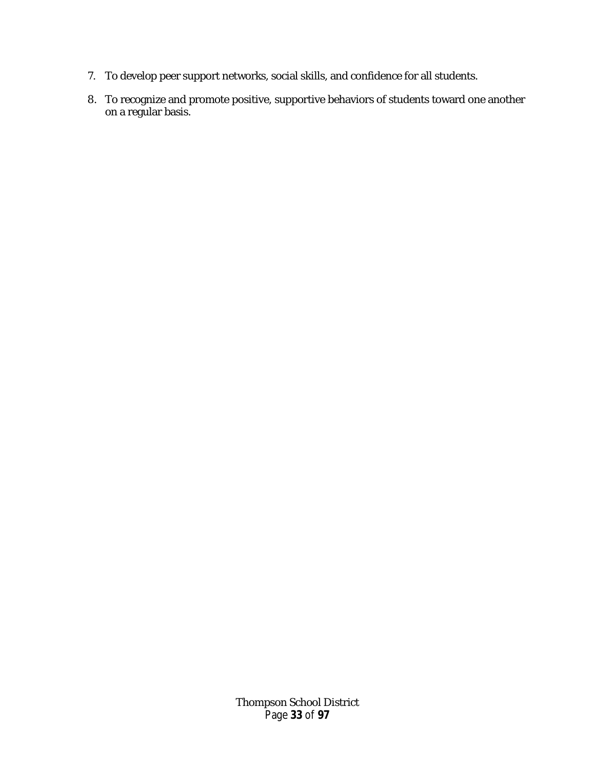7. To develop peer support networks, social skills, and confidence for all students.
8. To recognize and promote positive, supportive behaviors of students toward one another on a regular basis.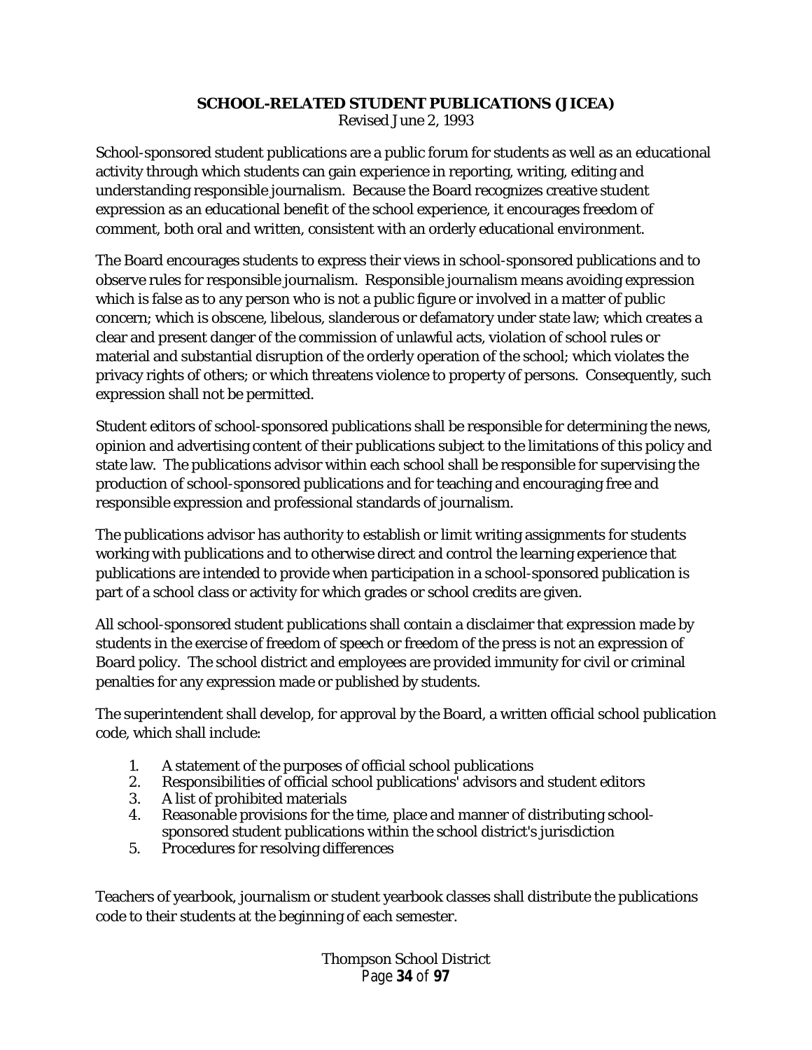# SCHOOL-RELATED STUDENT PUBLICATIONS (JICEA)

Revised June 2, 1993

School-sponsored student publications are a public forum for students as well as an educational activity through which students can gain experience in reporting, writing, editing and understanding responsible journalism. Because the Board recognizes creative student expression as an educational benefit of the school experience, it encourages freedom of comment, both oral and written, consistent with an orderly educational environment.

The Board encourages students to express their views in school-sponsored publications and to observe rules for responsible journalism. Responsible journalism means avoiding expression which is false as to any person who is not a public figure or involved in a matter of public concern; which is obscene, libelous, slanderous or defamatory under state law; which creates a clear and present danger of the commission of unlawful acts, violation of school rules or material and substantial disruption of the orderly operation of the school; which violates the privacy rights of others; or which threatens violence to property of persons. Consequently, such expression shall not be permitted.

Student editors of school-sponsored publications shall be responsible for determining the news, opinion and advertising content of their publications subject to the limitations of this policy and state law. The publications advisor within each school shall be responsible for supervising the production of school-sponsored publications and for teaching and encouraging free and responsible expression and professional standards of journalism.

The publications advisor has authority to establish or limit writing assignments for students working with publications and to otherwise direct and control the learning experience that publications are intended to provide when participation in a school-sponsored publication is part of a school class or activity for which grades or school credits are given.

All school-sponsored student publications shall contain a disclaimer that expression made by students in the exercise of freedom of speech or freedom of the press is not an expression of Board policy. The school district and employees are provided immunity for civil or criminal penalties for any expression made or published by students.

The superintendent shall develop, for approval by the Board, a written official school publication code, which shall include:

1. A statement of the purposes of official school publications
2. Responsibilities of official school publications' advisors and student editors
3. A list of prohibited materials
4. Reasonable provisions for the time, place and manner of distributing school-sponsored student publications within the school district's jurisdiction
5. Procedures for resolving differences

Teachers of yearbook, journalism or student yearbook classes shall distribute the publications code to their students at the beginning of each semester.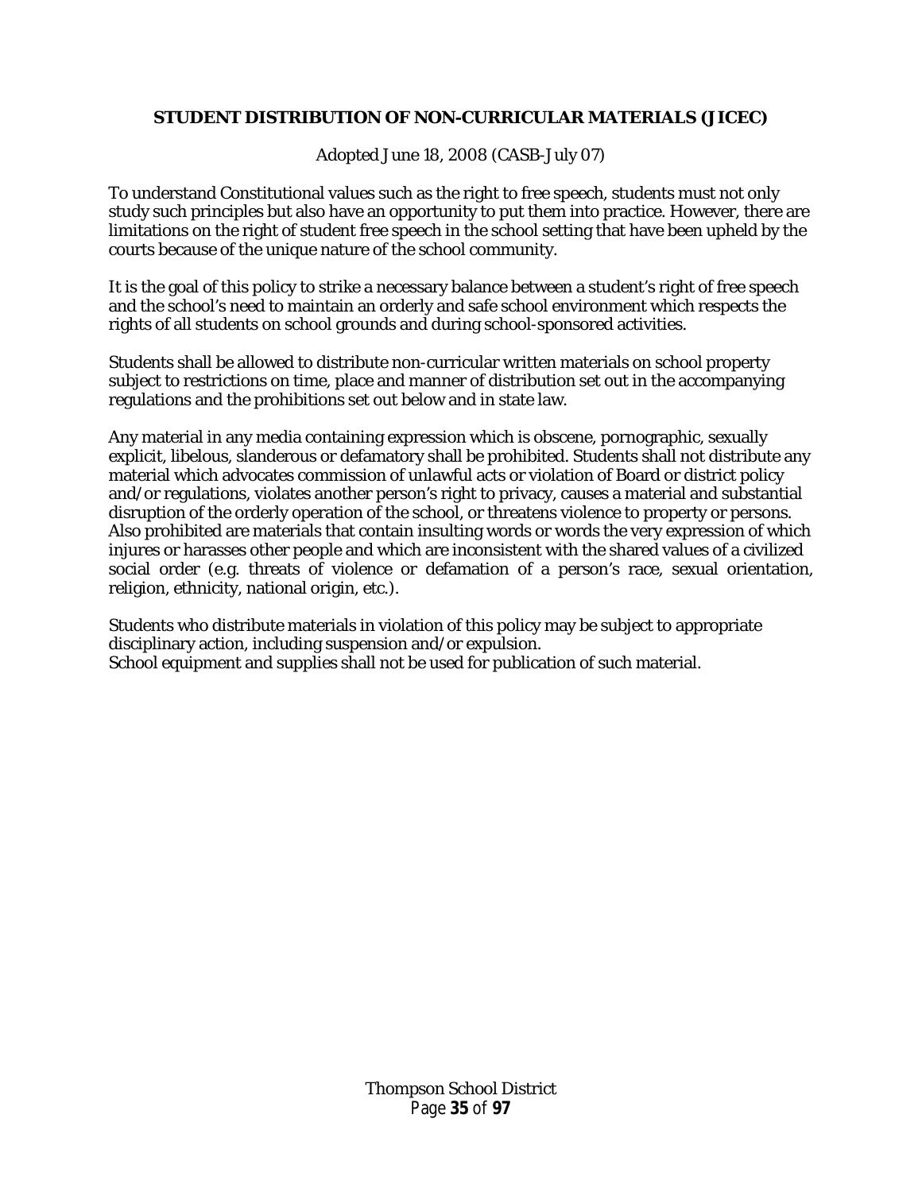## STUDENT DISTRIBUTION OF NON-CURRICULAR MATERIALS (JICEC)

Adopted June 18, 2008 (CASB-July 07)

To understand Constitutional values such as the right to free speech, students must not only study such principles but also have an opportunity to put them into practice. However, there are limitations on the right of student free speech in the school setting that have been upheld by the courts because of the unique nature of the school community.

It is the goal of this policy to strike a necessary balance between a student's right of free speech and the school's need to maintain an orderly and safe school environment which respects the rights of all students on school grounds and during school-sponsored activities.

Students shall be allowed to distribute non-curricular written materials on school property subject to restrictions on time, place and manner of distribution set out in the accompanying regulations and the prohibitions set out below and in state law.

Any material in any media containing expression which is obscene, pornographic, sexually explicit, libelous, slanderous or defamatory shall be prohibited. Students shall not distribute any material which advocates commission of unlawful acts or violation of Board or district policy and/or regulations, violates another person's right to privacy, causes a material and substantial disruption of the orderly operation of the school, or threatens violence to property or persons. Also prohibited are materials that contain insulting words or words the very expression of which injures or harasses other people and which are inconsistent with the shared values of a civilized social order (e.g. threats of violence or defamation of a person's race, sexual orientation, religion, ethnicity, national origin, etc.).

Students who distribute materials in violation of this policy may be subject to appropriate disciplinary action, including suspension and/or expulsion.
School equipment and supplies shall not be used for publication of such material.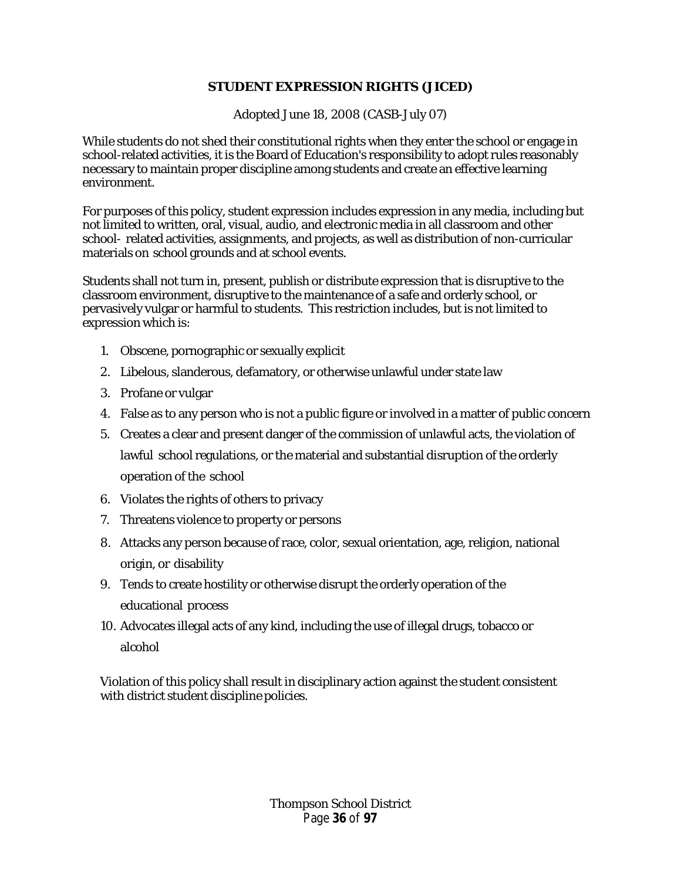## STUDENT EXPRESSION RIGHTS (JICED)

Adopted June 18, 2008 (CASB-July 07)

While students do not shed their constitutional rights when they enter the school or engage in school-related activities, it is the Board of Education's responsibility to adopt rules reasonably necessary to maintain proper discipline among students and create an effective learning environment.

For purposes of this policy, student expression includes expression in any media, including but not limited to written, oral, visual, audio, and electronic media in all classroom and other school- related activities, assignments, and projects, as well as distribution of non-curricular materials on school grounds and at school events.

Students shall not turn in, present, publish or distribute expression that is disruptive to the classroom environment, disruptive to the maintenance of a safe and orderly school, or pervasively vulgar or harmful to students. This restriction includes, but is not limited to expression which is:

1. Obscene, pornographic or sexually explicit
2. Libelous, slanderous, defamatory, or otherwise unlawful under state law
3. Profane or vulgar
4. False as to any person who is not a public figure or involved in a matter of public concern
5. Creates a clear and present danger of the commission of unlawful acts, the violation of lawful school regulations, or the material and substantial disruption of the orderly operation of the school
6. Violates the rights of others to privacy
7. Threatens violence to property or persons
8. Attacks any person because of race, color, sexual orientation, age, religion, national origin, or disability
9. Tends to create hostility or otherwise disrupt the orderly operation of the educational process
10. Advocates illegal acts of any kind, including the use of illegal drugs, tobacco or alcohol

Violation of this policy shall result in disciplinary action against the student consistent with district student discipline policies.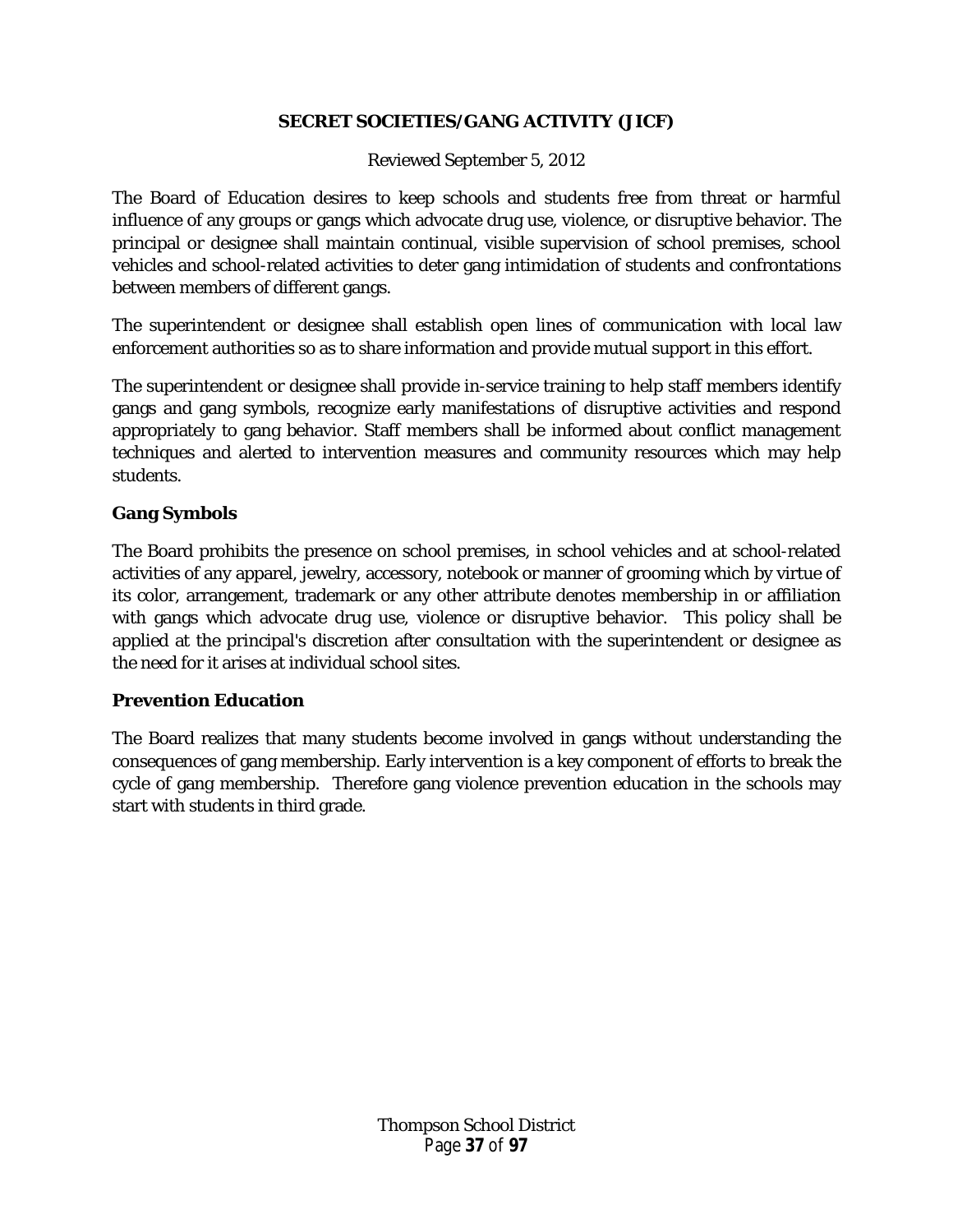# SECRET SOCIETIES/GANG ACTIVITY (JICF)

Reviewed September 5, 2012

The Board of Education desires to keep schools and students free from threat or harmful influence of any groups or gangs which advocate drug use, violence, or disruptive behavior. The principal or designee shall maintain continual, visible supervision of school premises, school vehicles and school-related activities to deter gang intimidation of students and confrontations between members of different gangs.

The superintendent or designee shall establish open lines of communication with local law enforcement authorities so as to share information and provide mutual support in this effort.

The superintendent or designee shall provide in-service training to help staff members identify gangs and gang symbols, recognize early manifestations of disruptive activities and respond appropriately to gang behavior. Staff members shall be informed about conflict management techniques and alerted to intervention measures and community resources which may help students.

## Gang Symbols

The Board prohibits the presence on school premises, in school vehicles and at school-related activities of any apparel, jewelry, accessory, notebook or manner of grooming which by virtue of its color, arrangement, trademark or any other attribute denotes membership in or affiliation with gangs which advocate drug use, violence or disruptive behavior. This policy shall be applied at the principal's discretion after consultation with the superintendent or designee as the need for it arises at individual school sites.

## Prevention Education

The Board realizes that many students become involved in gangs without understanding the consequences of gang membership. Early intervention is a key component of efforts to break the cycle of gang membership. Therefore gang violence prevention education in the schools may start with students in third grade.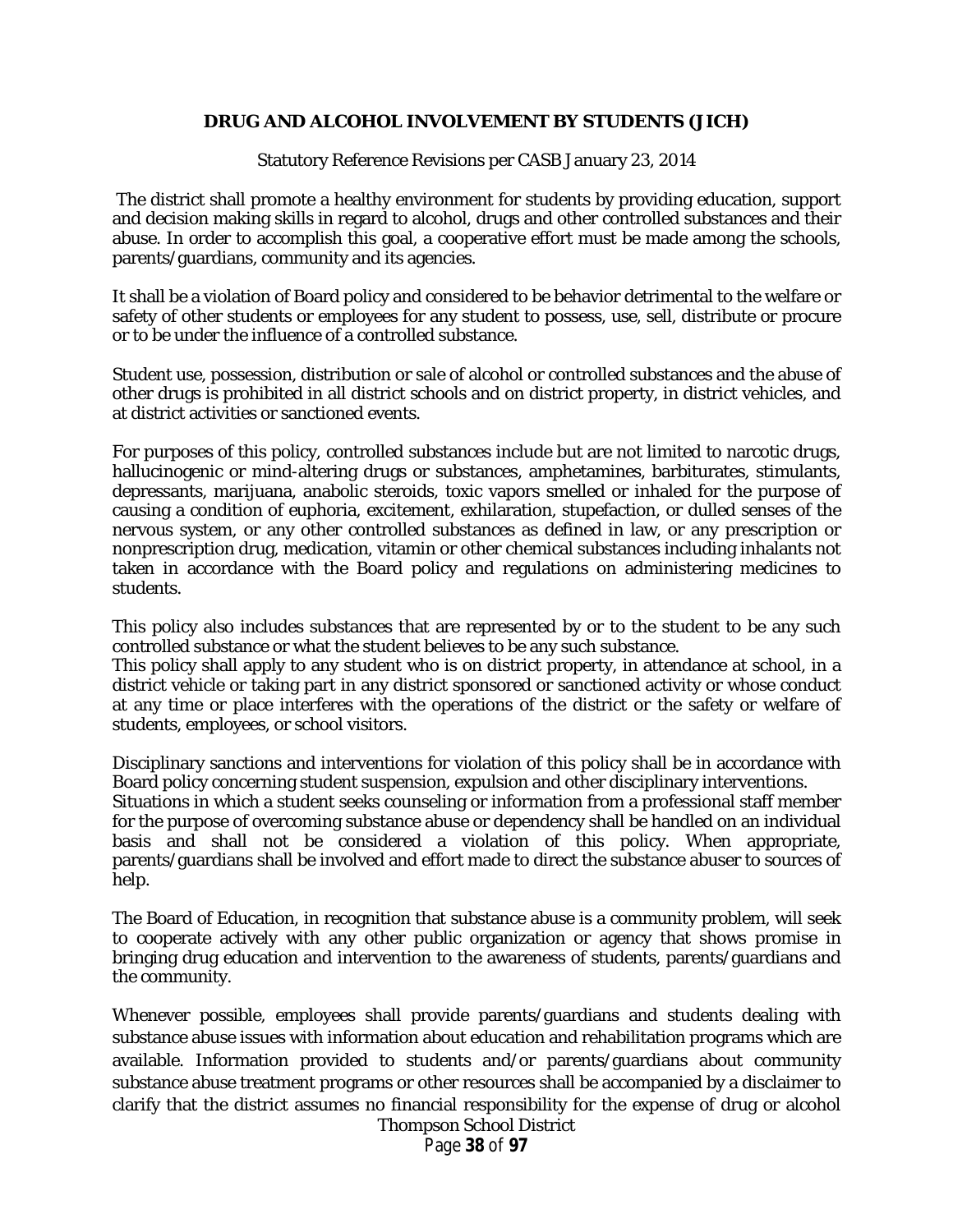## DRUG AND ALCOHOL INVOLVEMENT BY STUDENTS (JICH)

Statutory Reference Revisions per CASB January 23, 2014

The district shall promote a healthy environment for students by providing education, support and decision making skills in regard to alcohol, drugs and other controlled substances and their abuse. In order to accomplish this goal, a cooperative effort must be made among the schools, parents/guardians, community and its agencies.

It shall be a violation of Board policy and considered to be behavior detrimental to the welfare or safety of other students or employees for any student to possess, use, sell, distribute or procure or to be under the influence of a controlled substance.

Student use, possession, distribution or sale of alcohol or controlled substances and the abuse of other drugs is prohibited in all district schools and on district property, in district vehicles, and at district activities or sanctioned events.

For purposes of this policy, controlled substances include but are not limited to narcotic drugs, hallucinogenic or mind-altering drugs or substances, amphetamines, barbiturates, stimulants, depressants, marijuana, anabolic steroids, toxic vapors smelled or inhaled for the purpose of causing a condition of euphoria, excitement, exhilaration, stupefaction, or dulled senses of the nervous system, or any other controlled substances as defined in law, or any prescription or nonprescription drug, medication, vitamin or other chemical substances including inhalants not taken in accordance with the Board policy and regulations on administering medicines to students.

This policy also includes substances that are represented by or to the student to be any such controlled substance or what the student believes to be any such substance.

This policy shall apply to any student who is on district property, in attendance at school, in a district vehicle or taking part in any district sponsored or sanctioned activity or whose conduct at any time or place interferes with the operations of the district or the safety or welfare of students, employees, or school visitors.

Disciplinary sanctions and interventions for violation of this policy shall be in accordance with Board policy concerning student suspension, expulsion and other disciplinary interventions.

Situations in which a student seeks counseling or information from a professional staff member for the purpose of overcoming substance abuse or dependency shall be handled on an individual basis and shall not be considered a violation of this policy. When appropriate, parents/guardians shall be involved and effort made to direct the substance abuser to sources of help.

The Board of Education, in recognition that substance abuse is a community problem, will seek to cooperate actively with any other public organization or agency that shows promise in bringing drug education and intervention to the awareness of students, parents/guardians and the community.

Whenever possible, employees shall provide parents/guardians and students dealing with substance abuse issues with information about education and rehabilitation programs which are available. Information provided to students and/or parents/guardians about community substance abuse treatment programs or other resources shall be accompanied by a disclaimer to clarify that the district assumes no financial responsibility for the expense of drug or alcohol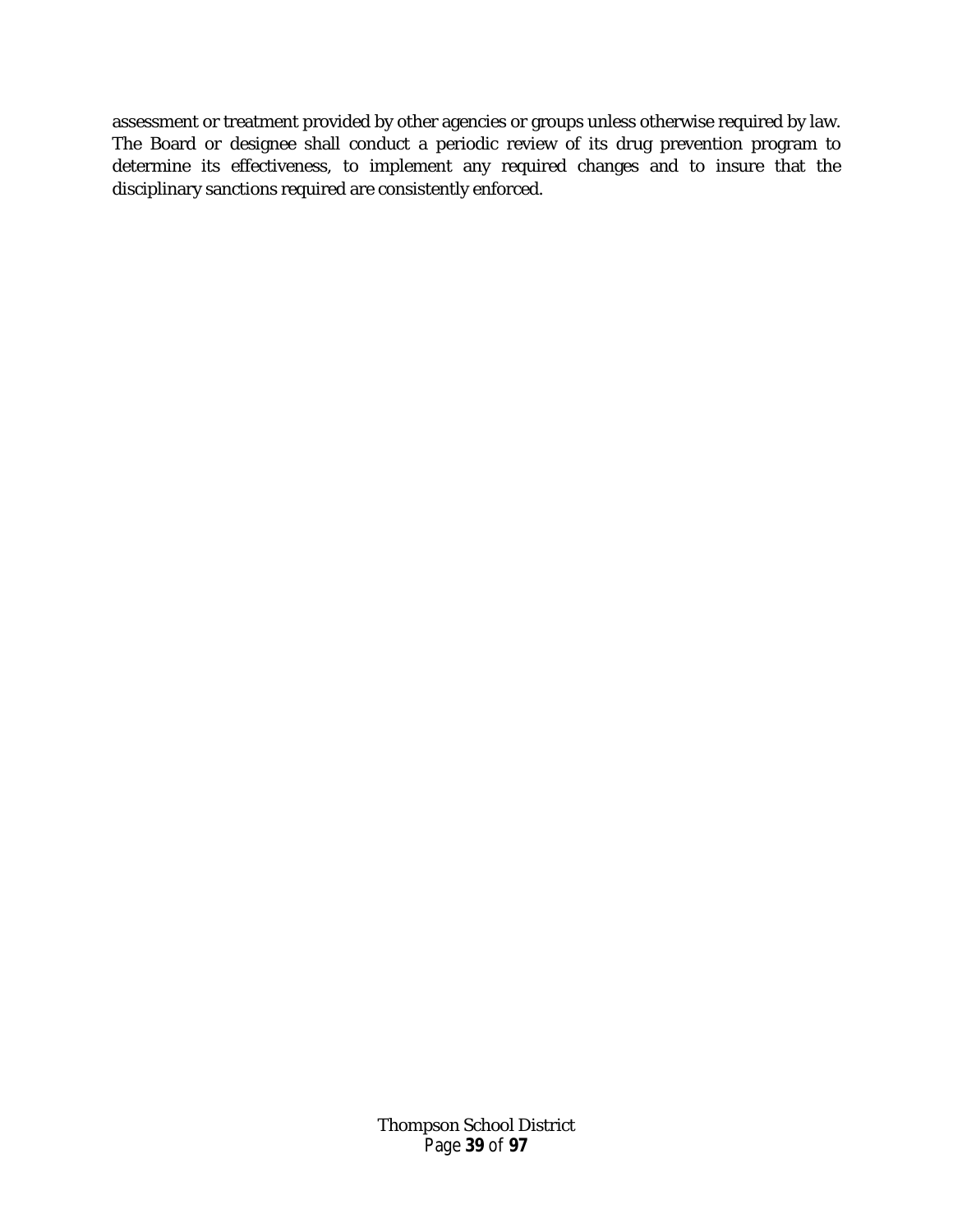assessment or treatment provided by other agencies or groups unless otherwise required by law. The Board or designee shall conduct a periodic review of its drug prevention program to determine its effectiveness, to implement any required changes and to insure that the disciplinary sanctions required are consistently enforced.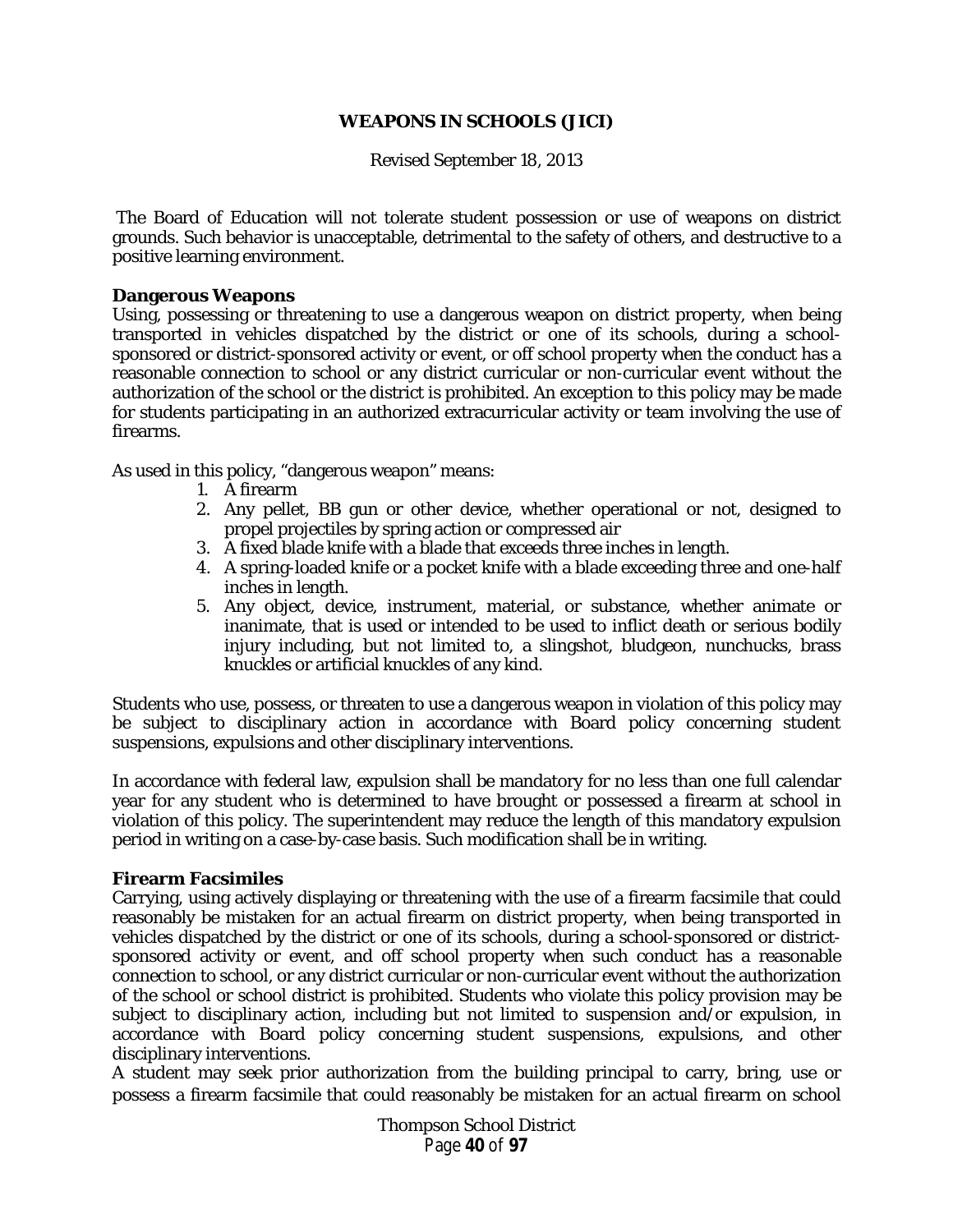# WEAPONS IN SCHOOLS (JICI)

Revised September 18, 2013

The Board of Education will not tolerate student possession or use of weapons on district grounds. Such behavior is unacceptable, detrimental to the safety of others, and destructive to a positive learning environment.

**Dangerous Weapons**

Using, possessing or threatening to use a dangerous weapon on district property, when being transported in vehicles dispatched by the district or one of its schools, during a school-sponsored or district-sponsored activity or event, or off school property when the conduct has a reasonable connection to school or any district curricular or non-curricular event without the authorization of the school or the district is prohibited. An exception to this policy may be made for students participating in an authorized extracurricular activity or team involving the use of firearms.

As used in this policy, "dangerous weapon" means:

1. A firearm
2. Any pellet, BB gun or other device, whether operational or not, designed to propel projectiles by spring action or compressed air
3. A fixed blade knife with a blade that exceeds three inches in length.
4. A spring-loaded knife or a pocket knife with a blade exceeding three and one-half inches in length.
5. Any object, device, instrument, material, or substance, whether animate or inanimate, that is used or intended to be used to inflict death or serious bodily injury including, but not limited to, a slingshot, bludgeon, nunchucks, brass knuckles or artificial knuckles of any kind.

Students who use, possess, or threaten to use a dangerous weapon in violation of this policy may be subject to disciplinary action in accordance with Board policy concerning student suspensions, expulsions and other disciplinary interventions.

In accordance with federal law, expulsion shall be mandatory for no less than one full calendar year for any student who is determined to have brought or possessed a firearm at school in violation of this policy. The superintendent may reduce the length of this mandatory expulsion period in writing on a case-by-case basis. Such modification shall be in writing.

**Firearm Facsimiles**

Carrying, using actively displaying or threatening with the use of a firearm facsimile that could reasonably be mistaken for an actual firearm on district property, when being transported in vehicles dispatched by the district or one of its schools, during a school-sponsored or district-sponsored activity or event, and off school property when such conduct has a reasonable connection to school, or any district curricular or non-curricular event without the authorization of the school or school district is prohibited. Students who violate this policy provision may be subject to disciplinary action, including but not limited to suspension and/or expulsion, in accordance with Board policy concerning student suspensions, expulsions, and other disciplinary interventions.

A student may seek prior authorization from the building principal to carry, bring, use or possess a firearm facsimile that could reasonably be mistaken for an actual firearm on school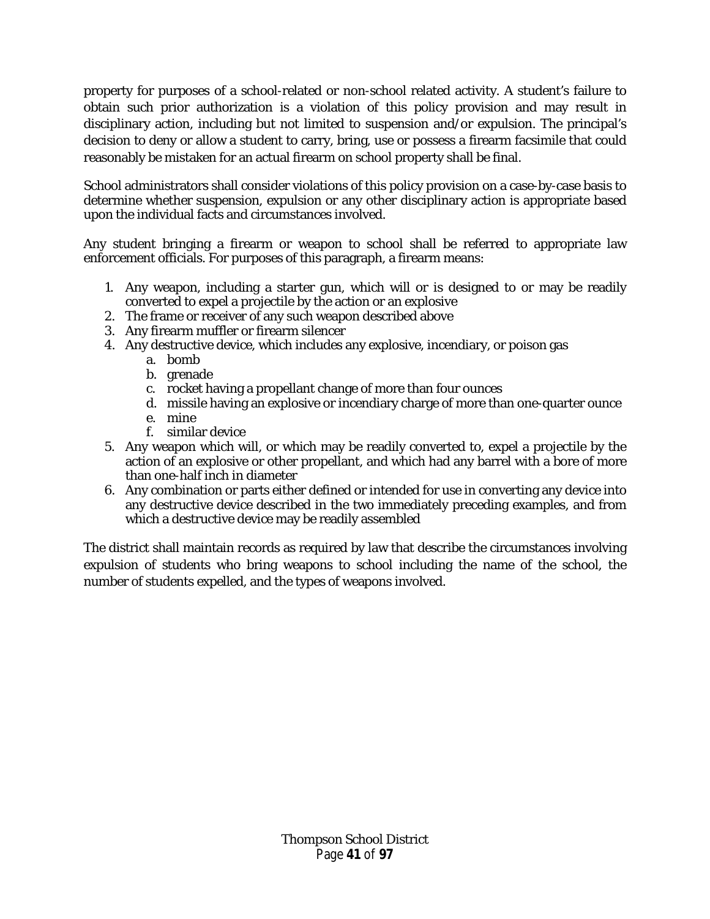property for purposes of a school-related or non-school related activity. A student's failure to obtain such prior authorization is a violation of this policy provision and may result in disciplinary action, including but not limited to suspension and/or expulsion. The principal's decision to deny or allow a student to carry, bring, use or possess a firearm facsimile that could reasonably be mistaken for an actual firearm on school property shall be final.

School administrators shall consider violations of this policy provision on a case-by-case basis to determine whether suspension, expulsion or any other disciplinary action is appropriate based upon the individual facts and circumstances involved.

Any student bringing a firearm or weapon to school shall be referred to appropriate law enforcement officials. For purposes of this paragraph, a firearm means:

1. Any weapon, including a starter gun, which will or is designed to or may be readily converted to expel a projectile by the action or an explosive
2. The frame or receiver of any such weapon described above
3. Any firearm muffler or firearm silencer
4. Any destructive device, which includes any explosive, incendiary, or poison gas
   a. bomb
   b. grenade
   c. rocket having a propellant change of more than four ounces
   d. missile having an explosive or incendiary charge of more than one-quarter ounce
   e. mine
   f. similar device
5. Any weapon which will, or which may be readily converted to, expel a projectile by the action of an explosive or other propellant, and which had any barrel with a bore of more than one-half inch in diameter
6. Any combination or parts either defined or intended for use in converting any device into any destructive device described in the two immediately preceding examples, and from which a destructive device may be readily assembled

The district shall maintain records as required by law that describe the circumstances involving expulsion of students who bring weapons to school including the name of the school, the number of students expelled, and the types of weapons involved.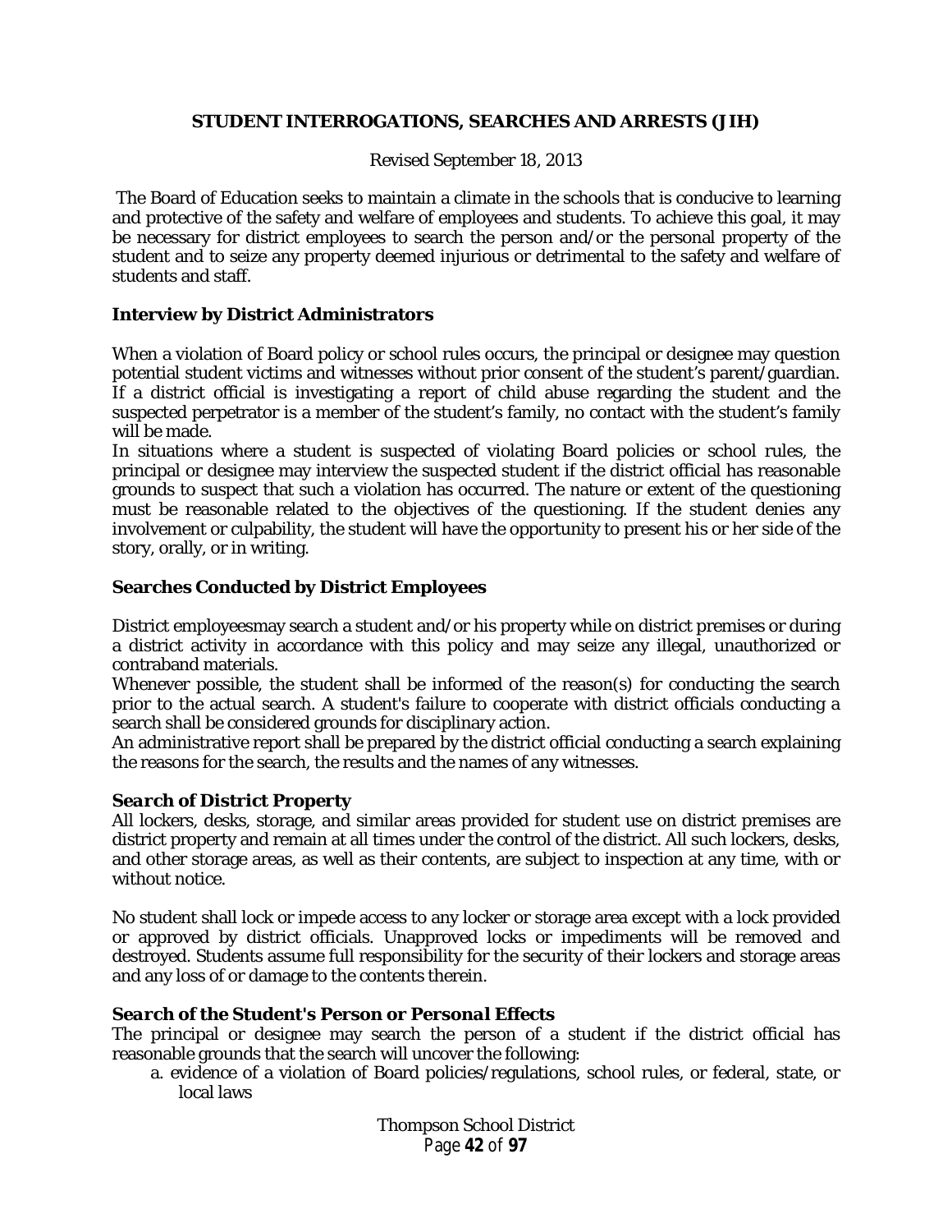# STUDENT INTERROGATIONS, SEARCHES AND ARRESTS (JIH)

Revised September 18, 2013

The Board of Education seeks to maintain a climate in the schools that is conducive to learning and protective of the safety and welfare of employees and students. To achieve this goal, it may be necessary for district employees to search the person and/or the personal property of the student and to seize any property deemed injurious or detrimental to the safety and welfare of students and staff.

## Interview by District Administrators

When a violation of Board policy or school rules occurs, the principal or designee may question potential student victims and witnesses without prior consent of the student's parent/guardian. If a district official is investigating a report of child abuse regarding the student and the suspected perpetrator is a member of the student's family, no contact with the student's family will be made.

In situations where a student is suspected of violating Board policies or school rules, the principal or designee may interview the suspected student if the district official has reasonable grounds to suspect that such a violation has occurred. The nature or extent of the questioning must be reasonable related to the objectives of the questioning. If the student denies any involvement or culpability, the student will have the opportunity to present his or her side of the story, orally, or in writing.

## Searches Conducted by District Employees

District employeesmay search a student and/or his property while on district premises or during a district activity in accordance with this policy and may seize any illegal, unauthorized or contraband materials.

Whenever possible, the student shall be informed of the reason(s) for conducting the search prior to the actual search. A student's failure to cooperate with district officials conducting a search shall be considered grounds for disciplinary action.

An administrative report shall be prepared by the district official conducting a search explaining the reasons for the search, the results and the names of any witnesses.

### *Search of District Property*

All lockers, desks, storage, and similar areas provided for student use on district premises are district property and remain at all times under the control of the district. All such lockers, desks, and other storage areas, as well as their contents, are subject to inspection at any time, with or without notice.

No student shall lock or impede access to any locker or storage area except with a lock provided or approved by district officials. Unapproved locks or impediments will be removed and destroyed. Students assume full responsibility for the security of their lockers and storage areas and any loss of or damage to the contents therein.

### *Search of the Student's Person or Personal Effects*

The principal or designee may search the person of a student if the district official has reasonable grounds that the search will uncover the following:

a. evidence of a violation of Board policies/regulations, school rules, or federal, state, or local laws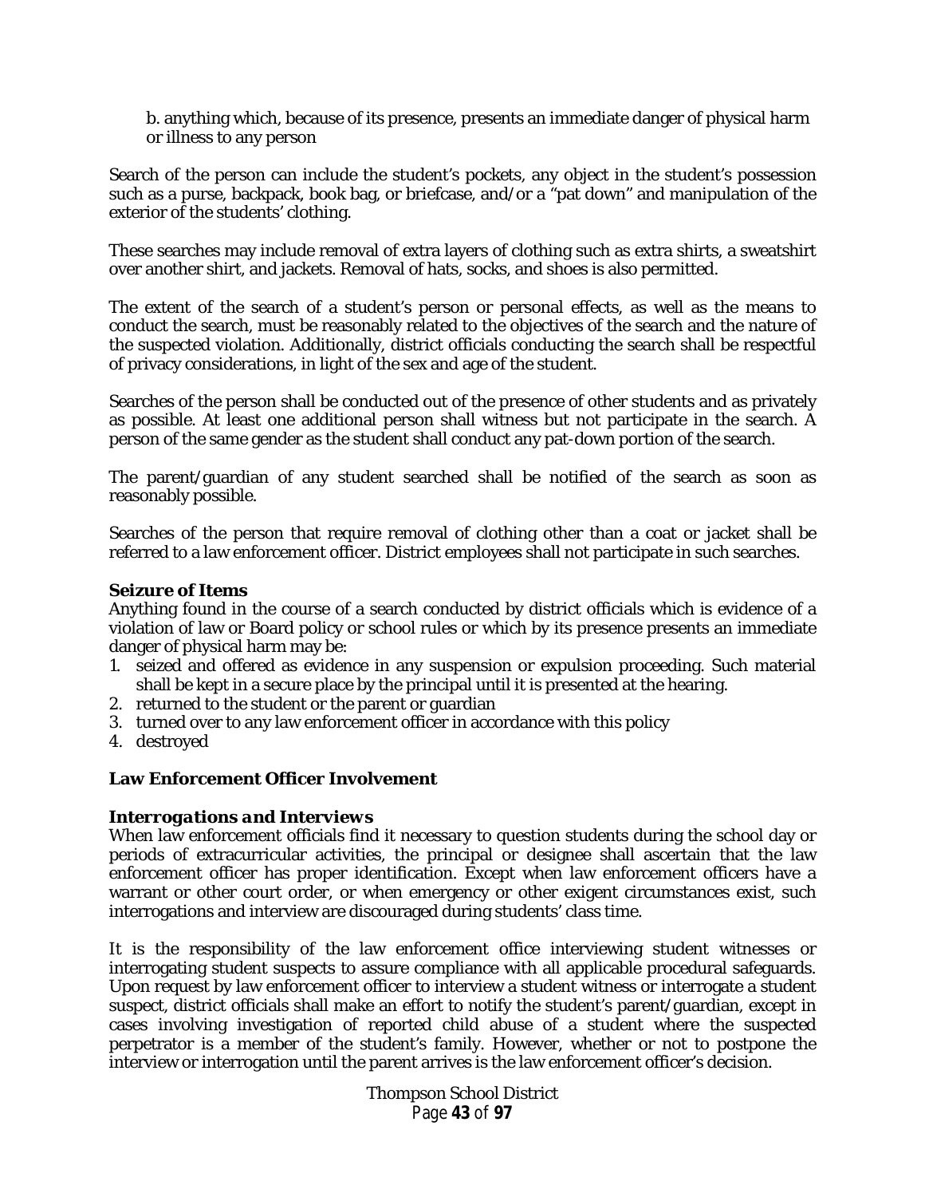b. anything which, because of its presence, presents an immediate danger of physical harm or illness to any person

Search of the person can include the student's pockets, any object in the student's possession such as a purse, backpack, book bag, or briefcase, and/or a "pat down" and manipulation of the exterior of the students' clothing.

These searches may include removal of extra layers of clothing such as extra shirts, a sweatshirt over another shirt, and jackets. Removal of hats, socks, and shoes is also permitted.

The extent of the search of a student's person or personal effects, as well as the means to conduct the search, must be reasonably related to the objectives of the search and the nature of the suspected violation. Additionally, district officials conducting the search shall be respectful of privacy considerations, in light of the sex and age of the student.

Searches of the person shall be conducted out of the presence of other students and as privately as possible. At least one additional person shall witness but not participate in the search. A person of the same gender as the student shall conduct any pat-down portion of the search.

The parent/guardian of any student searched shall be notified of the search as soon as reasonably possible.

Searches of the person that require removal of clothing other than a coat or jacket shall be referred to a law enforcement officer. District employees shall not participate in such searches.

***Seizure of Items***

Anything found in the course of a search conducted by district officials which is evidence of a violation of law or Board policy or school rules or which by its presence presents an immediate danger of physical harm may be:

1. seized and offered as evidence in any suspension or expulsion proceeding. Such material shall be kept in a secure place by the principal until it is presented at the hearing.
2. returned to the student or the parent or guardian
3. turned over to any law enforcement officer in accordance with this policy
4. destroyed

**Law Enforcement Officer Involvement**

***Interrogations and Interviews***

When law enforcement officials find it necessary to question students during the school day or periods of extracurricular activities, the principal or designee shall ascertain that the law enforcement officer has proper identification. Except when law enforcement officers have a warrant or other court order, or when emergency or other exigent circumstances exist, such interrogations and interview are discouraged during students' class time.

It is the responsibility of the law enforcement office interviewing student witnesses or interrogating student suspects to assure compliance with all applicable procedural safeguards. Upon request by law enforcement officer to interview a student witness or interrogate a student suspect, district officials shall make an effort to notify the student's parent/guardian, except in cases involving investigation of reported child abuse of a student where the suspected perpetrator is a member of the student's family. However, whether or not to postpone the interview or interrogation until the parent arrives is the law enforcement officer's decision.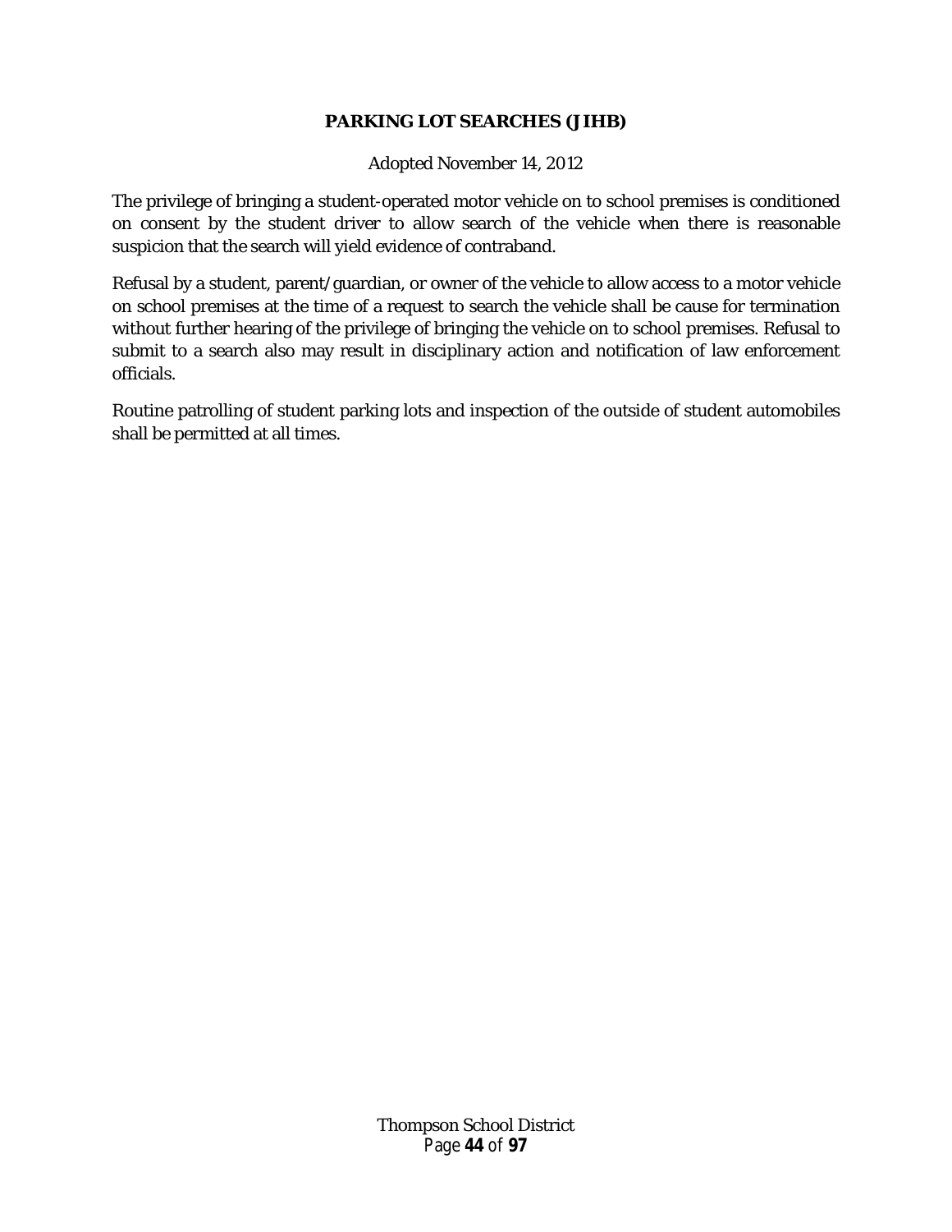# PARKING LOT SEARCHES (JIHB)

Adopted November 14, 2012

The privilege of bringing a student-operated motor vehicle on to school premises is conditioned on consent by the student driver to allow search of the vehicle when there is reasonable suspicion that the search will yield evidence of contraband.

Refusal by a student, parent/guardian, or owner of the vehicle to allow access to a motor vehicle on school premises at the time of a request to search the vehicle shall be cause for termination without further hearing of the privilege of bringing the vehicle on to school premises. Refusal to submit to a search also may result in disciplinary action and notification of law enforcement officials.

Routine patrolling of student parking lots and inspection of the outside of student automobiles shall be permitted at all times.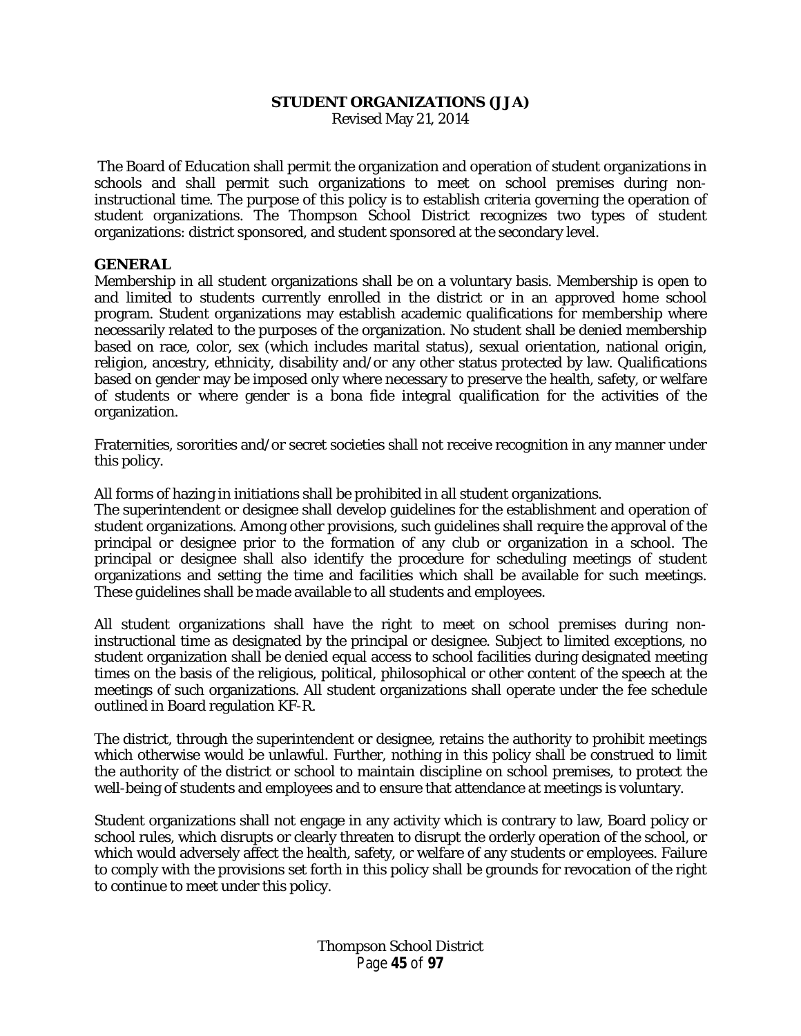## STUDENT ORGANIZATIONS (JJA)

Revised May 21, 2014

The Board of Education shall permit the organization and operation of student organizations in schools and shall permit such organizations to meet on school premises during non-instructional time. The purpose of this policy is to establish criteria governing the operation of student organizations. The Thompson School District recognizes two types of student organizations: district sponsored, and student sponsored at the secondary level.

### GENERAL

Membership in all student organizations shall be on a voluntary basis. Membership is open to and limited to students currently enrolled in the district or in an approved home school program. Student organizations may establish academic qualifications for membership where necessarily related to the purposes of the organization. No student shall be denied membership based on race, color, sex (which includes marital status), sexual orientation, national origin, religion, ancestry, ethnicity, disability and/or any other status protected by law. Qualifications based on gender may be imposed only where necessary to preserve the health, safety, or welfare of students or where gender is a bona fide integral qualification for the activities of the organization.

Fraternities, sororities and/or secret societies shall not receive recognition in any manner under this policy.

All forms of hazing in initiations shall be prohibited in all student organizations.

The superintendent or designee shall develop guidelines for the establishment and operation of student organizations. Among other provisions, such guidelines shall require the approval of the principal or designee prior to the formation of any club or organization in a school. The principal or designee shall also identify the procedure for scheduling meetings of student organizations and setting the time and facilities which shall be available for such meetings. These guidelines shall be made available to all students and employees.

All student organizations shall have the right to meet on school premises during non-instructional time as designated by the principal or designee. Subject to limited exceptions, no student organization shall be denied equal access to school facilities during designated meeting times on the basis of the religious, political, philosophical or other content of the speech at the meetings of such organizations. All student organizations shall operate under the fee schedule outlined in Board regulation KF-R.

The district, through the superintendent or designee, retains the authority to prohibit meetings which otherwise would be unlawful. Further, nothing in this policy shall be construed to limit the authority of the district or school to maintain discipline on school premises, to protect the well-being of students and employees and to ensure that attendance at meetings is voluntary.

Student organizations shall not engage in any activity which is contrary to law, Board policy or school rules, which disrupts or clearly threaten to disrupt the orderly operation of the school, or which would adversely affect the health, safety, or welfare of any students or employees. Failure to comply with the provisions set forth in this policy shall be grounds for revocation of the right to continue to meet under this policy.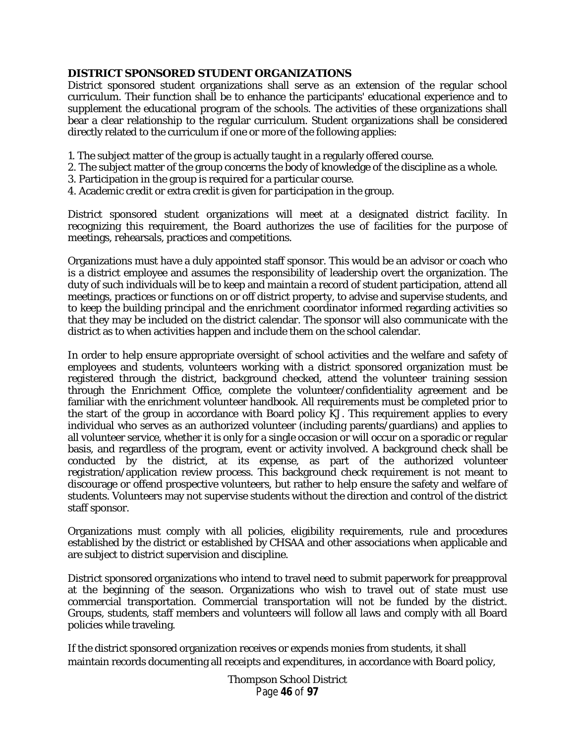**DISTRICT SPONSORED STUDENT ORGANIZATIONS**

District sponsored student organizations shall serve as an extension of the regular school curriculum. Their function shall be to enhance the participants' educational experience and to supplement the educational program of the schools. The activities of these organizations shall bear a clear relationship to the regular curriculum. Student organizations shall be considered directly related to the curriculum if one or more of the following applies:

1. The subject matter of the group is actually taught in a regularly offered course.
2. The subject matter of the group concerns the body of knowledge of the discipline as a whole.
3. Participation in the group is required for a particular course.
4. Academic credit or extra credit is given for participation in the group.

District sponsored student organizations will meet at a designated district facility. In recognizing this requirement, the Board authorizes the use of facilities for the purpose of meetings, rehearsals, practices and competitions.

Organizations must have a duly appointed staff sponsor. This would be an advisor or coach who is a district employee and assumes the responsibility of leadership overt the organization. The duty of such individuals will be to keep and maintain a record of student participation, attend all meetings, practices or functions on or off district property, to advise and supervise students, and to keep the building principal and the enrichment coordinator informed regarding activities so that they may be included on the district calendar. The sponsor will also communicate with the district as to when activities happen and include them on the school calendar.

In order to help ensure appropriate oversight of school activities and the welfare and safety of employees and students, volunteers working with a district sponsored organization must be registered through the district, background checked, attend the volunteer training session through the Enrichment Office, complete the volunteer/confidentiality agreement and be familiar with the enrichment volunteer handbook. All requirements must be completed prior to the start of the group in accordance with Board policy KJ. This requirement applies to every individual who serves as an authorized volunteer (including parents/guardians) and applies to all volunteer service, whether it is only for a single occasion or will occur on a sporadic or regular basis, and regardless of the program, event or activity involved. A background check shall be conducted by the district, at its expense, as part of the authorized volunteer registration/application review process. This background check requirement is not meant to discourage or offend prospective volunteers, but rather to help ensure the safety and welfare of students. Volunteers may not supervise students without the direction and control of the district staff sponsor.

Organizations must comply with all policies, eligibility requirements, rule and procedures established by the district or established by CHSAA and other associations when applicable and are subject to district supervision and discipline.

District sponsored organizations who intend to travel need to submit paperwork for preapproval at the beginning of the season. Organizations who wish to travel out of state must use commercial transportation. Commercial transportation will not be funded by the district. Groups, students, staff members and volunteers will follow all laws and comply with all Board policies while traveling.

If the district sponsored organization receives or expends monies from students, it shall maintain records documenting all receipts and expenditures, in accordance with Board policy,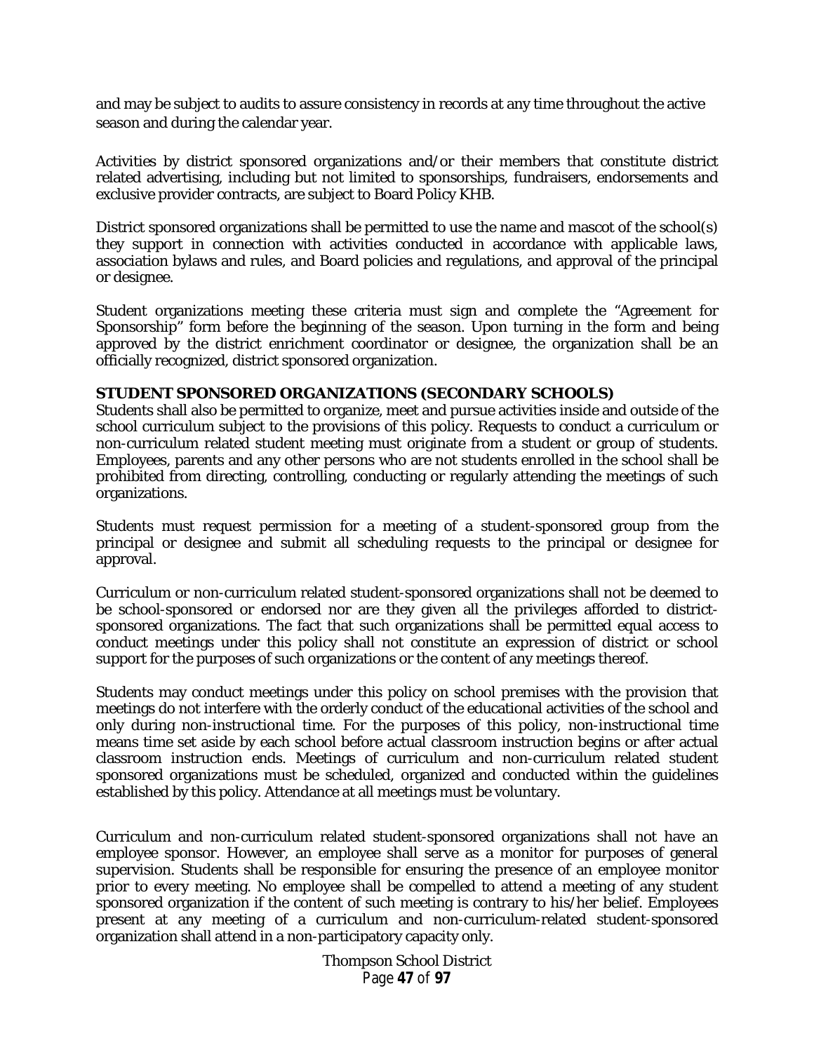and may be subject to audits to assure consistency in records at any time throughout the active season and during the calendar year.

Activities by district sponsored organizations and/or their members that constitute district related advertising, including but not limited to sponsorships, fundraisers, endorsements and exclusive provider contracts, are subject to Board Policy KHB.

District sponsored organizations shall be permitted to use the name and mascot of the school(s) they support in connection with activities conducted in accordance with applicable laws, association bylaws and rules, and Board policies and regulations, and approval of the principal or designee.

Student organizations meeting these criteria must sign and complete the "Agreement for Sponsorship" form before the beginning of the season. Upon turning in the form and being approved by the district enrichment coordinator or designee, the organization shall be an officially recognized, district sponsored organization.

**STUDENT SPONSORED ORGANIZATIONS (SECONDARY SCHOOLS)**

Students shall also be permitted to organize, meet and pursue activities inside and outside of the school curriculum subject to the provisions of this policy. Requests to conduct a curriculum or non-curriculum related student meeting must originate from a student or group of students. Employees, parents and any other persons who are not students enrolled in the school shall be prohibited from directing, controlling, conducting or regularly attending the meetings of such organizations.

Students must request permission for a meeting of a student-sponsored group from the principal or designee and submit all scheduling requests to the principal or designee for approval.

Curriculum or non-curriculum related student-sponsored organizations shall not be deemed to be school-sponsored or endorsed nor are they given all the privileges afforded to district-sponsored organizations. The fact that such organizations shall be permitted equal access to conduct meetings under this policy shall not constitute an expression of district or school support for the purposes of such organizations or the content of any meetings thereof.

Students may conduct meetings under this policy on school premises with the provision that meetings do not interfere with the orderly conduct of the educational activities of the school and only during non-instructional time. For the purposes of this policy, non-instructional time means time set aside by each school before actual classroom instruction begins or after actual classroom instruction ends. Meetings of curriculum and non-curriculum related student sponsored organizations must be scheduled, organized and conducted within the guidelines established by this policy. Attendance at all meetings must be voluntary.

Curriculum and non-curriculum related student-sponsored organizations shall not have an employee sponsor. However, an employee shall serve as a monitor for purposes of general supervision. Students shall be responsible for ensuring the presence of an employee monitor prior to every meeting. No employee shall be compelled to attend a meeting of any student sponsored organization if the content of such meeting is contrary to his/her belief. Employees present at any meeting of a curriculum and non-curriculum-related student-sponsored organization shall attend in a non-participatory capacity only.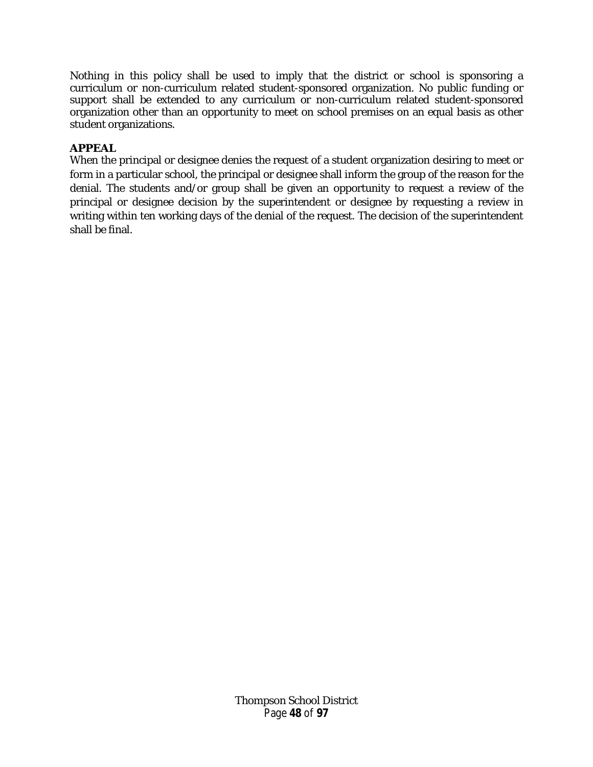Nothing in this policy shall be used to imply that the district or school is sponsoring a curriculum or non-curriculum related student-sponsored organization. No public funding or support shall be extended to any curriculum or non-curriculum related student-sponsored organization other than an opportunity to meet on school premises on an equal basis as other student organizations.

**APPEAL**

When the principal or designee denies the request of a student organization desiring to meet or form in a particular school, the principal or designee shall inform the group of the reason for the denial. The students and/or group shall be given an opportunity to request a review of the principal or designee decision by the superintendent or designee by requesting a review in writing within ten working days of the denial of the request. The decision of the superintendent shall be final.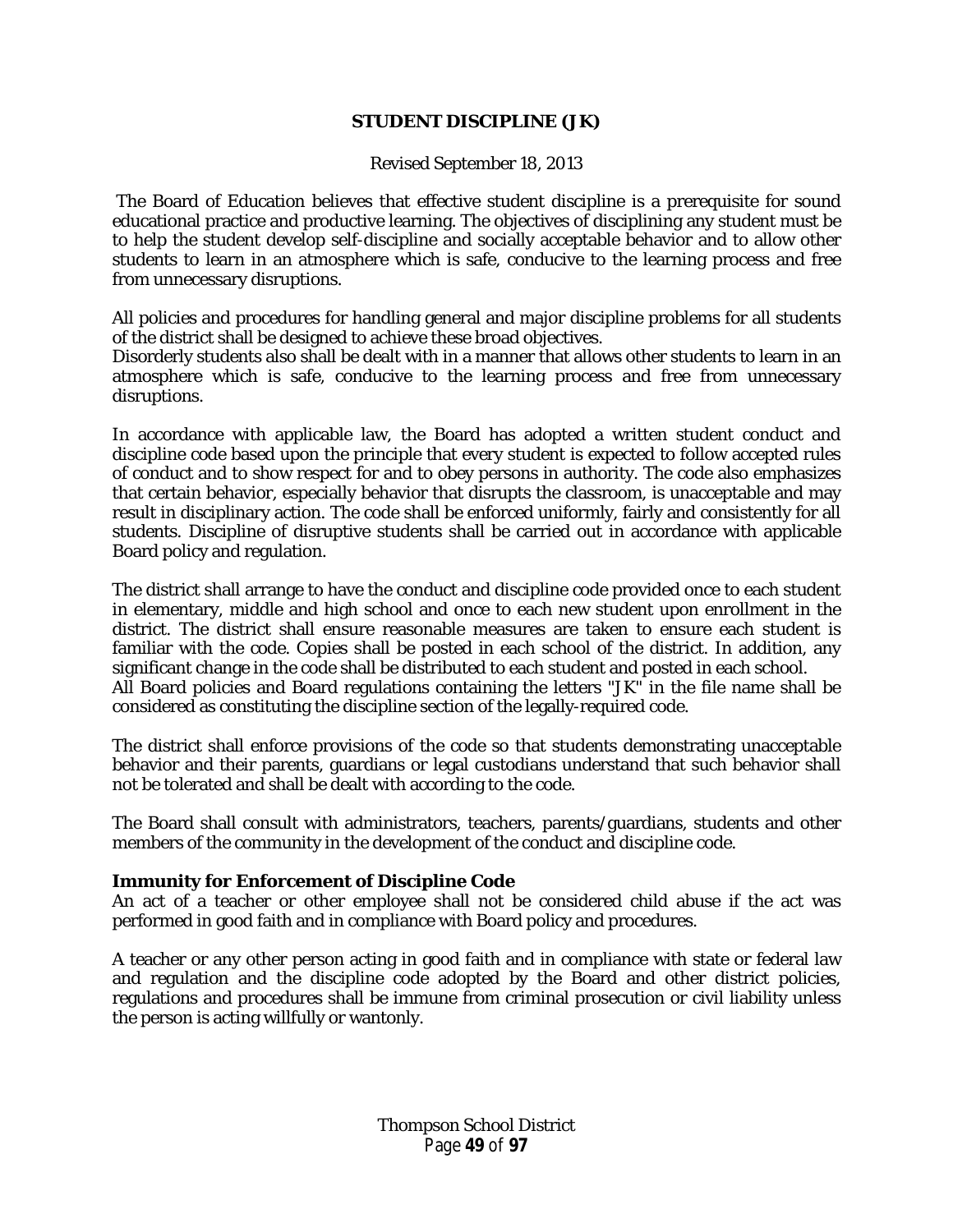# STUDENT DISCIPLINE (JK)

Revised September 18, 2013

The Board of Education believes that effective student discipline is a prerequisite for sound educational practice and productive learning. The objectives of disciplining any student must be to help the student develop self-discipline and socially acceptable behavior and to allow other students to learn in an atmosphere which is safe, conducive to the learning process and free from unnecessary disruptions.

All policies and procedures for handling general and major discipline problems for all students of the district shall be designed to achieve these broad objectives.
Disorderly students also shall be dealt with in a manner that allows other students to learn in an atmosphere which is safe, conducive to the learning process and free from unnecessary disruptions.

In accordance with applicable law, the Board has adopted a written student conduct and discipline code based upon the principle that every student is expected to follow accepted rules of conduct and to show respect for and to obey persons in authority. The code also emphasizes that certain behavior, especially behavior that disrupts the classroom, is unacceptable and may result in disciplinary action. The code shall be enforced uniformly, fairly and consistently for all students. Discipline of disruptive students shall be carried out in accordance with applicable Board policy and regulation.

The district shall arrange to have the conduct and discipline code provided once to each student in elementary, middle and high school and once to each new student upon enrollment in the district. The district shall ensure reasonable measures are taken to ensure each student is familiar with the code. Copies shall be posted in each school of the district. In addition, any significant change in the code shall be distributed to each student and posted in each school.
All Board policies and Board regulations containing the letters "JK" in the file name shall be considered as constituting the discipline section of the legally-required code.

The district shall enforce provisions of the code so that students demonstrating unacceptable behavior and their parents, guardians or legal custodians understand that such behavior shall not be tolerated and shall be dealt with according to the code.

The Board shall consult with administrators, teachers, parents/guardians, students and other members of the community in the development of the conduct and discipline code.

**Immunity for Enforcement of Discipline Code**

An act of a teacher or other employee shall not be considered child abuse if the act was performed in good faith and in compliance with Board policy and procedures.

A teacher or any other person acting in good faith and in compliance with state or federal law and regulation and the discipline code adopted by the Board and other district policies, regulations and procedures shall be immune from criminal prosecution or civil liability unless the person is acting willfully or wantonly.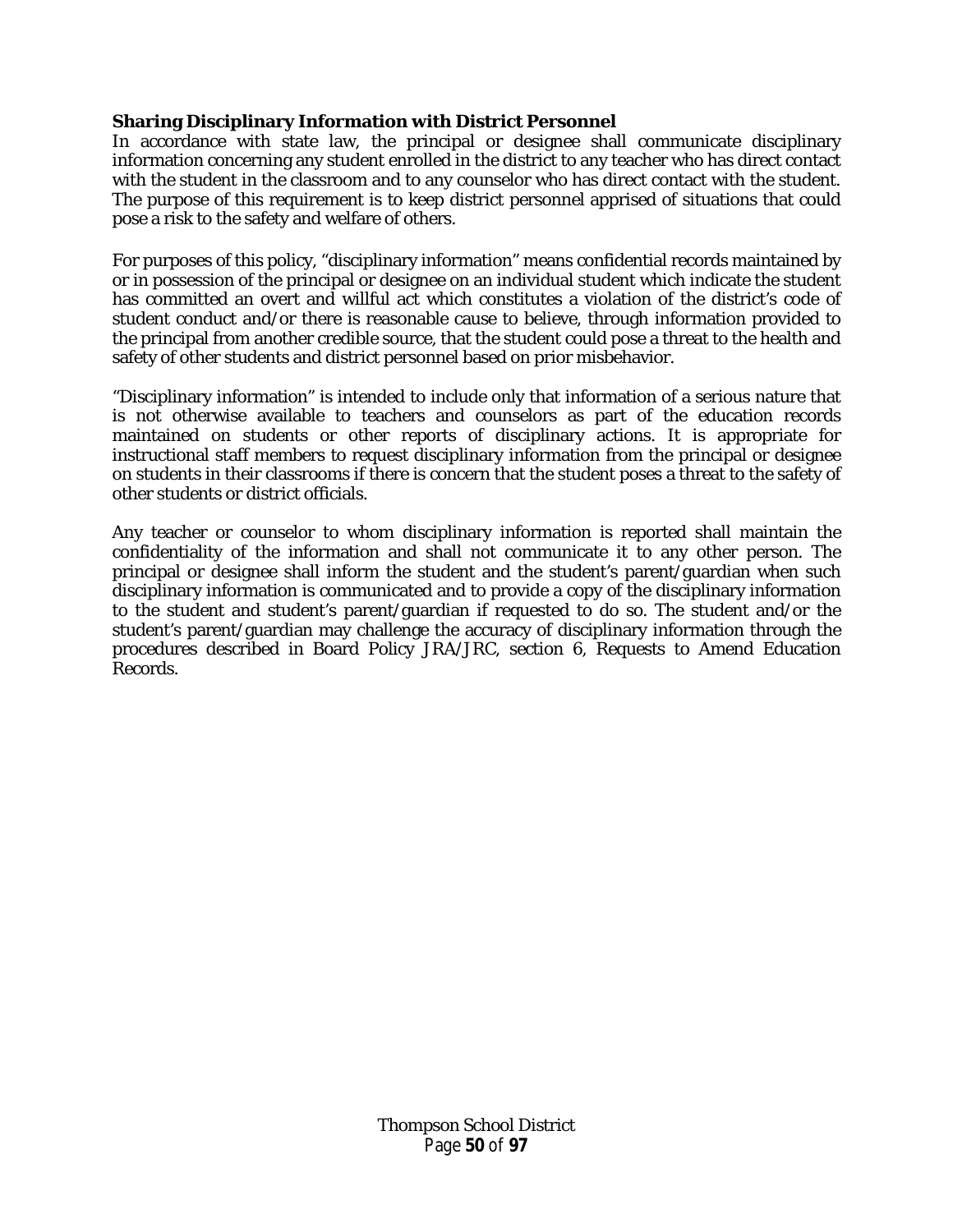**Sharing Disciplinary Information with District Personnel**

In accordance with state law, the principal or designee shall communicate disciplinary information concerning any student enrolled in the district to any teacher who has direct contact with the student in the classroom and to any counselor who has direct contact with the student. The purpose of this requirement is to keep district personnel apprised of situations that could pose a risk to the safety and welfare of others.

For purposes of this policy, "disciplinary information" means confidential records maintained by or in possession of the principal or designee on an individual student which indicate the student has committed an overt and willful act which constitutes a violation of the district's code of student conduct and/or there is reasonable cause to believe, through information provided to the principal from another credible source, that the student could pose a threat to the health and safety of other students and district personnel based on prior misbehavior.

"Disciplinary information" is intended to include only that information of a serious nature that is not otherwise available to teachers and counselors as part of the education records maintained on students or other reports of disciplinary actions. It is appropriate for instructional staff members to request disciplinary information from the principal or designee on students in their classrooms if there is concern that the student poses a threat to the safety of other students or district officials.

Any teacher or counselor to whom disciplinary information is reported shall maintain the confidentiality of the information and shall not communicate it to any other person. The principal or designee shall inform the student and the student's parent/guardian when such disciplinary information is communicated and to provide a copy of the disciplinary information to the student and student's parent/guardian if requested to do so. The student and/or the student's parent/guardian may challenge the accuracy of disciplinary information through the procedures described in Board Policy JRA/JRC, section 6, Requests to Amend Education Records.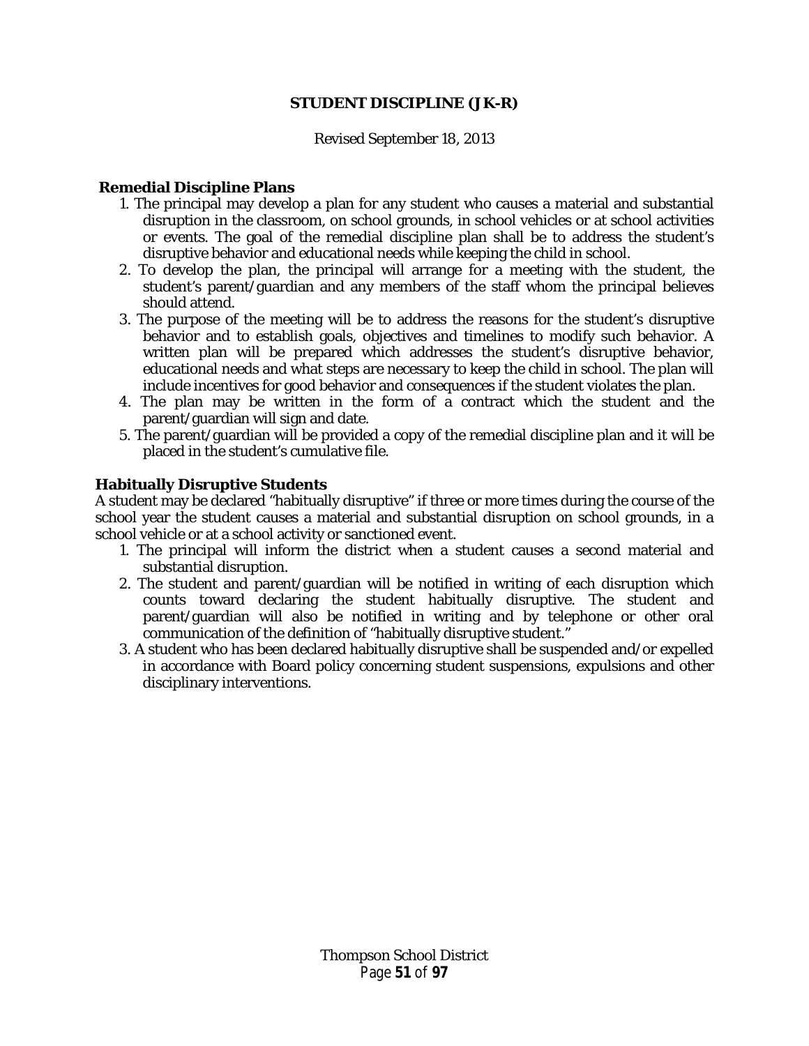**STUDENT DISCIPLINE (JK-R)**

Revised September 18, 2013

**Remedial Discipline Plans**

1. The principal may develop a plan for any student who causes a material and substantial disruption in the classroom, on school grounds, in school vehicles or at school activities or events. The goal of the remedial discipline plan shall be to address the student's disruptive behavior and educational needs while keeping the child in school.
2. To develop the plan, the principal will arrange for a meeting with the student, the student's parent/guardian and any members of the staff whom the principal believes should attend.
3. The purpose of the meeting will be to address the reasons for the student's disruptive behavior and to establish goals, objectives and timelines to modify such behavior. A written plan will be prepared which addresses the student's disruptive behavior, educational needs and what steps are necessary to keep the child in school. The plan will include incentives for good behavior and consequences if the student violates the plan.
4. The plan may be written in the form of a contract which the student and the parent/guardian will sign and date.
5. The parent/guardian will be provided a copy of the remedial discipline plan and it will be placed in the student's cumulative file.

**Habitually Disruptive Students**

A student may be declared "habitually disruptive" if three or more times during the course of the school year the student causes a material and substantial disruption on school grounds, in a school vehicle or at a school activity or sanctioned event.

1. The principal will inform the district when a student causes a second material and substantial disruption.
2. The student and parent/guardian will be notified in writing of each disruption which counts toward declaring the student habitually disruptive. The student and parent/guardian will also be notified in writing and by telephone or other oral communication of the definition of "habitually disruptive student."
3. A student who has been declared habitually disruptive shall be suspended and/or expelled in accordance with Board policy concerning student suspensions, expulsions and other disciplinary interventions.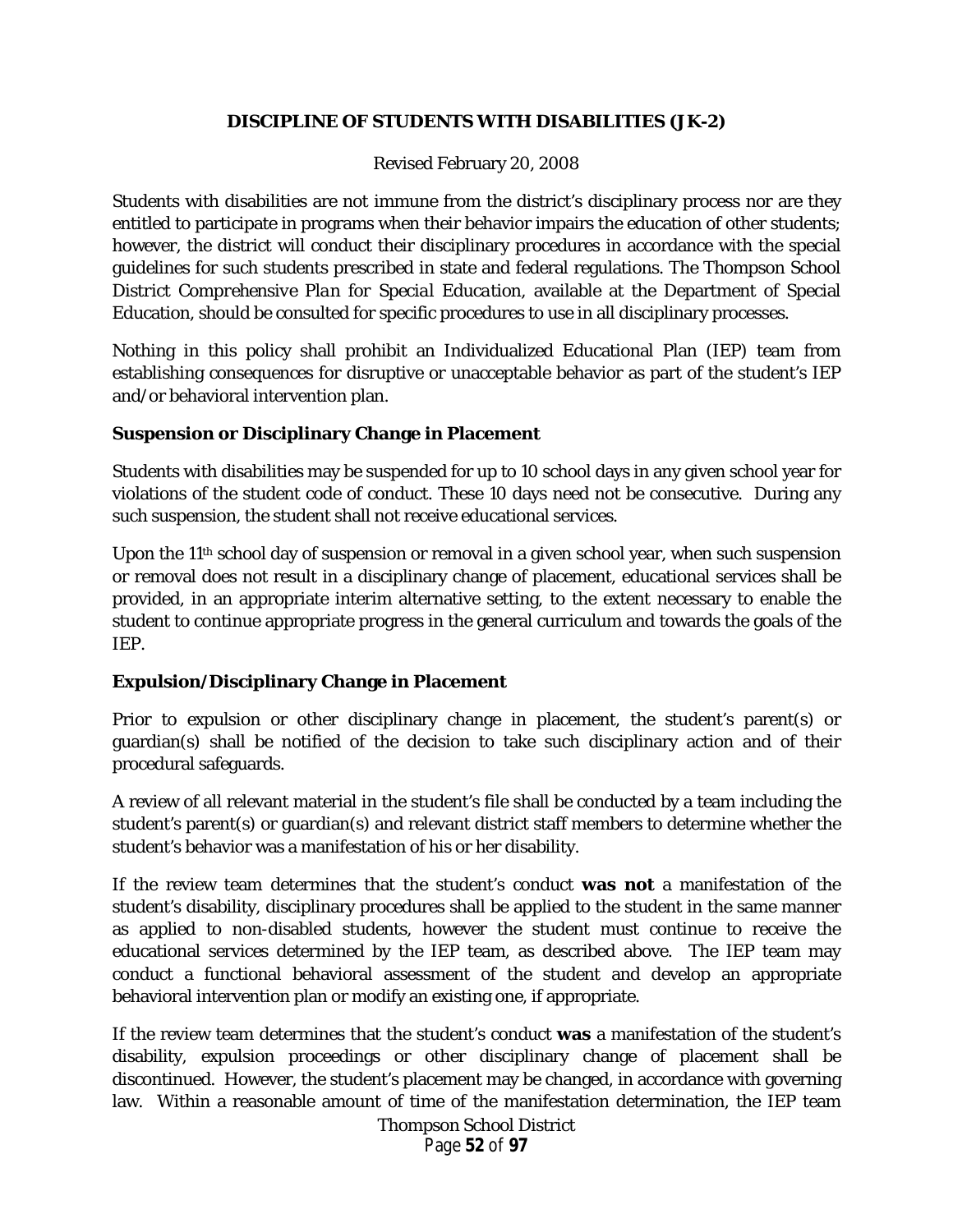## DISCIPLINE OF STUDENTS WITH DISABILITIES (JK-2)

Revised February 20, 2008

Students with disabilities are not immune from the district's disciplinary process nor are they entitled to participate in programs when their behavior impairs the education of other students; however, the district will conduct their disciplinary procedures in accordance with the special guidelines for such students prescribed in state and federal regulations. The Thompson School District *Comprehensive Plan for Special Education*, available at the Department of Special Education, should be consulted for specific procedures to use in all disciplinary processes.

Nothing in this policy shall prohibit an Individualized Educational Plan (IEP) team from establishing consequences for disruptive or unacceptable behavior as part of the student's IEP and/or behavioral intervention plan.

### Suspension or Disciplinary Change in Placement

Students with disabilities may be suspended for up to 10 school days in any given school year for violations of the student code of conduct. These 10 days need not be consecutive. During any such suspension, the student shall not receive educational services.

Upon the 11th school day of suspension or removal in a given school year, when such suspension or removal does not result in a disciplinary change of placement, educational services shall be provided, in an appropriate interim alternative setting, to the extent necessary to enable the student to continue appropriate progress in the general curriculum and towards the goals of the IEP.

### Expulsion/Disciplinary Change in Placement

Prior to expulsion or other disciplinary change in placement, the student's parent(s) or guardian(s) shall be notified of the decision to take such disciplinary action and of their procedural safeguards.

A review of all relevant material in the student's file shall be conducted by a team including the student's parent(s) or guardian(s) and relevant district staff members to determine whether the student's behavior was a manifestation of his or her disability.

If the review team determines that the student's conduct **was not** a manifestation of the student's disability, disciplinary procedures shall be applied to the student in the same manner as applied to non-disabled students, however the student must continue to receive the educational services determined by the IEP team, as described above. The IEP team may conduct a functional behavioral assessment of the student and develop an appropriate behavioral intervention plan or modify an existing one, if appropriate.

If the review team determines that the student's conduct **was** a manifestation of the student's disability, expulsion proceedings or other disciplinary change of placement shall be discontinued. However, the student's placement may be changed, in accordance with governing law. Within a reasonable amount of time of the manifestation determination, the IEP team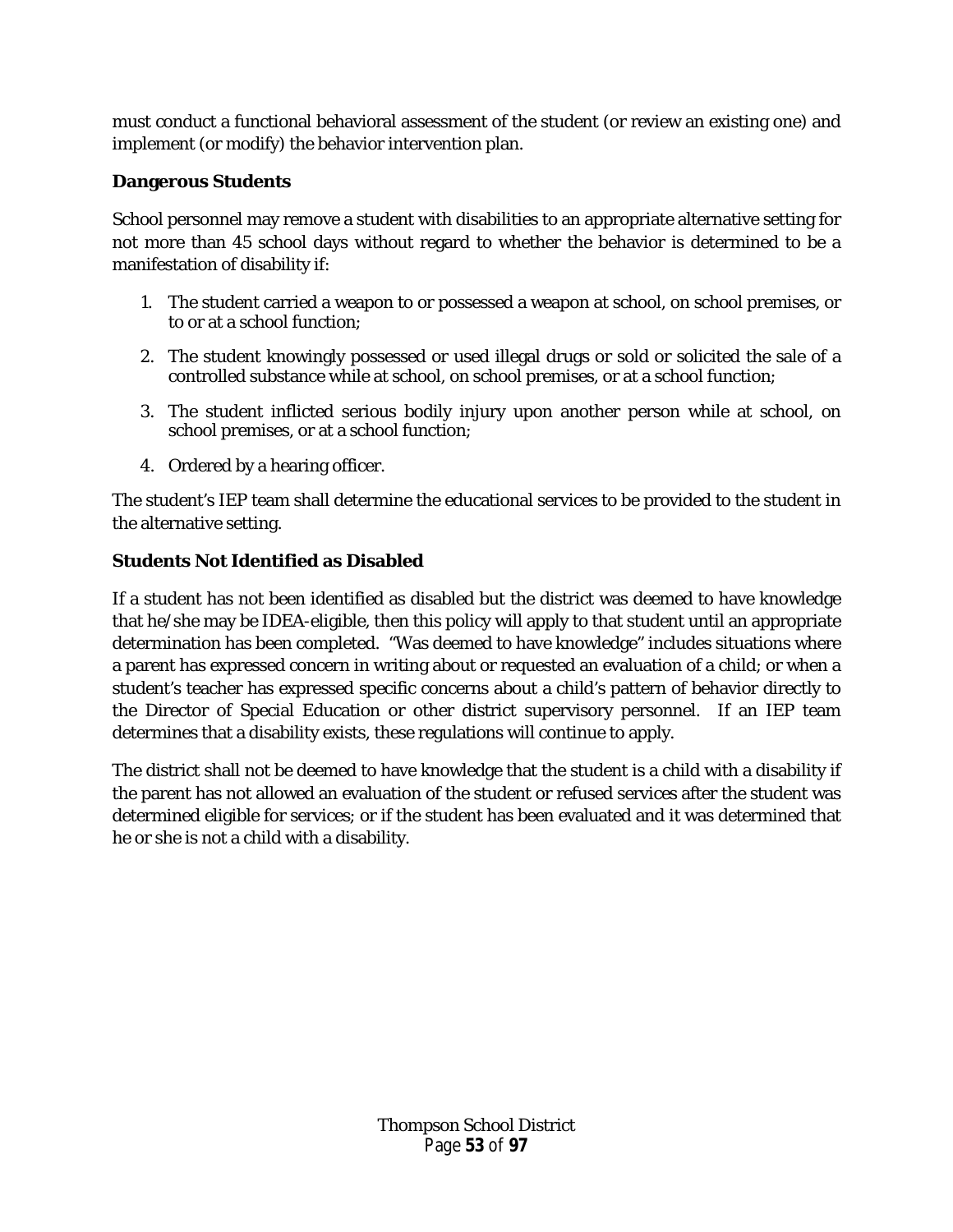must conduct a functional behavioral assessment of the student (or review an existing one) and implement (or modify) the behavior intervention plan.

**Dangerous Students**

School personnel may remove a student with disabilities to an appropriate alternative setting for not more than 45 school days without regard to whether the behavior is determined to be a manifestation of disability if:

1. The student carried a weapon to or possessed a weapon at school, on school premises, or to or at a school function;
2. The student knowingly possessed or used illegal drugs or sold or solicited the sale of a controlled substance while at school, on school premises, or at a school function;
3. The student inflicted serious bodily injury upon another person while at school, on school premises, or at a school function;
4. Ordered by a hearing officer.

The student's IEP team shall determine the educational services to be provided to the student in the alternative setting.

**Students Not Identified as Disabled**

If a student has not been identified as disabled but the district was deemed to have knowledge that he/she may be IDEA-eligible, then this policy will apply to that student until an appropriate determination has been completed. "Was deemed to have knowledge" includes situations where a parent has expressed concern in writing about or requested an evaluation of a child; or when a student's teacher has expressed specific concerns about a child's pattern of behavior directly to the Director of Special Education or other district supervisory personnel. If an IEP team determines that a disability exists, these regulations will continue to apply.

The district shall not be deemed to have knowledge that the student is a child with a disability if the parent has not allowed an evaluation of the student or refused services after the student was determined eligible for services; or if the student has been evaluated and it was determined that he or she is not a child with a disability.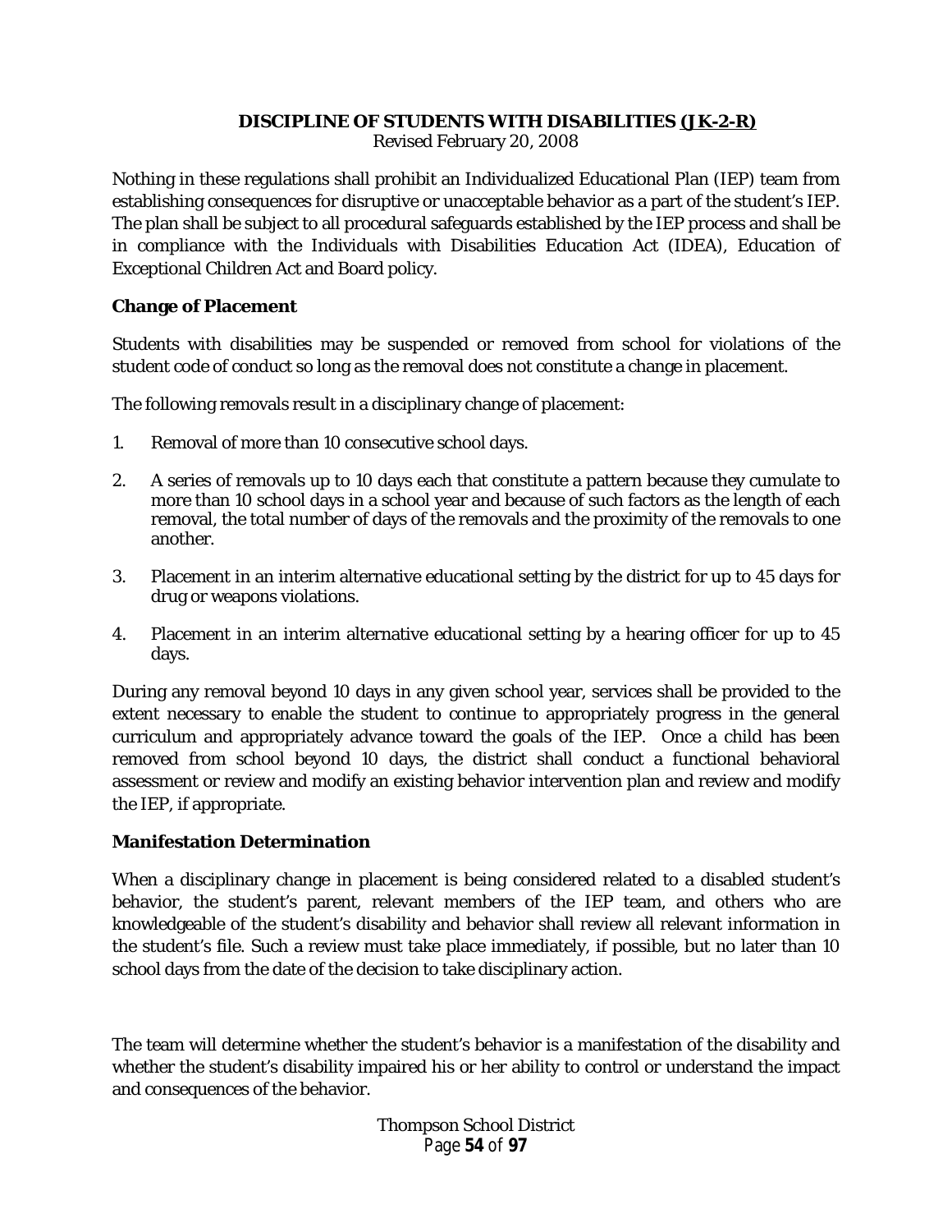# DISCIPLINE OF STUDENTS WITH DISABILITIES (JK-2-R)

Revised February 20, 2008

Nothing in these regulations shall prohibit an Individualized Educational Plan (IEP) team from establishing consequences for disruptive or unacceptable behavior as a part of the student's IEP. The plan shall be subject to all procedural safeguards established by the IEP process and shall be in compliance with the Individuals with Disabilities Education Act (IDEA), Education of Exceptional Children Act and Board policy.

### Change of Placement

Students with disabilities may be suspended or removed from school for violations of the student code of conduct so long as the removal does not constitute a change in placement.

The following removals result in a disciplinary change of placement:

1. Removal of more than 10 consecutive school days.
2. A series of removals up to 10 days each that constitute a pattern because they cumulate to more than 10 school days in a school year and because of such factors as the length of each removal, the total number of days of the removals and the proximity of the removals to one another.
3. Placement in an interim alternative educational setting by the district for up to 45 days for drug or weapons violations.
4. Placement in an interim alternative educational setting by a hearing officer for up to 45 days.

During any removal beyond 10 days in any given school year, services shall be provided to the extent necessary to enable the student to continue to appropriately progress in the general curriculum and appropriately advance toward the goals of the IEP. Once a child has been removed from school beyond 10 days, the district shall conduct a functional behavioral assessment or review and modify an existing behavior intervention plan and review and modify the IEP, if appropriate.

### Manifestation Determination

When a disciplinary change in placement is being considered related to a disabled student's behavior, the student's parent, relevant members of the IEP team, and others who are knowledgeable of the student's disability and behavior shall review all relevant information in the student's file. Such a review must take place immediately, if possible, but no later than 10 school days from the date of the decision to take disciplinary action.

The team will determine whether the student's behavior is a manifestation of the disability and whether the student's disability impaired his or her ability to control or understand the impact and consequences of the behavior.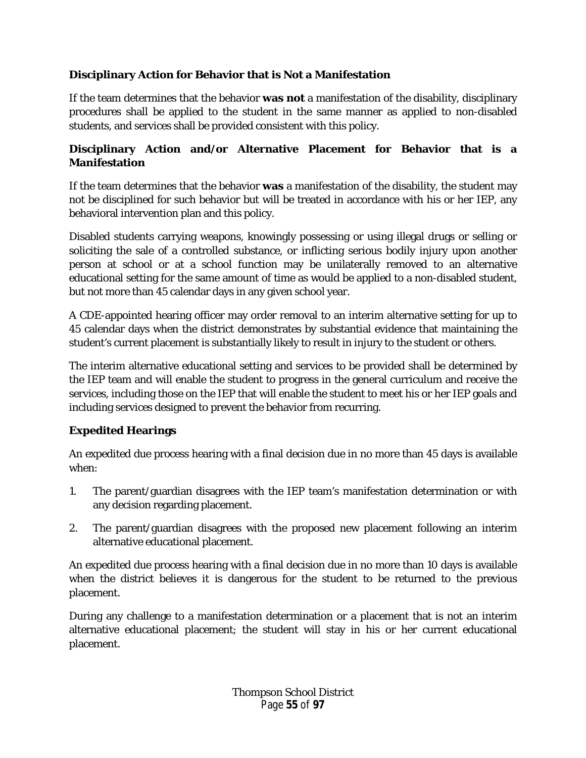### Disciplinary Action for Behavior that is Not a Manifestation

If the team determines that the behavior **was not** a manifestation of the disability, disciplinary procedures shall be applied to the student in the same manner as applied to non-disabled students, and services shall be provided consistent with this policy.

### Disciplinary Action and/or Alternative Placement for Behavior that is a Manifestation

If the team determines that the behavior **was** a manifestation of the disability, the student may not be disciplined for such behavior but will be treated in accordance with his or her IEP, any behavioral intervention plan and this policy.

Disabled students carrying weapons, knowingly possessing or using illegal drugs or selling or soliciting the sale of a controlled substance, or inflicting serious bodily injury upon another person at school or at a school function may be unilaterally removed to an alternative educational setting for the same amount of time as would be applied to a non-disabled student, but not more than 45 calendar days in any given school year.

A CDE-appointed hearing officer may order removal to an interim alternative setting for up to 45 calendar days when the district demonstrates by substantial evidence that maintaining the student's current placement is substantially likely to result in injury to the student or others.

The interim alternative educational setting and services to be provided shall be determined by the IEP team and will enable the student to progress in the general curriculum and receive the services, including those on the IEP that will enable the student to meet his or her IEP goals and including services designed to prevent the behavior from recurring.

### Expedited Hearings

An expedited due process hearing with a final decision due in no more than 45 days is available when:

1. The parent/guardian disagrees with the IEP team's manifestation determination or with any decision regarding placement.
2. The parent/guardian disagrees with the proposed new placement following an interim alternative educational placement.

An expedited due process hearing with a final decision due in no more than 10 days is available when the district believes it is dangerous for the student to be returned to the previous placement.

During any challenge to a manifestation determination or a placement that is not an interim alternative educational placement; the student will stay in his or her current educational placement.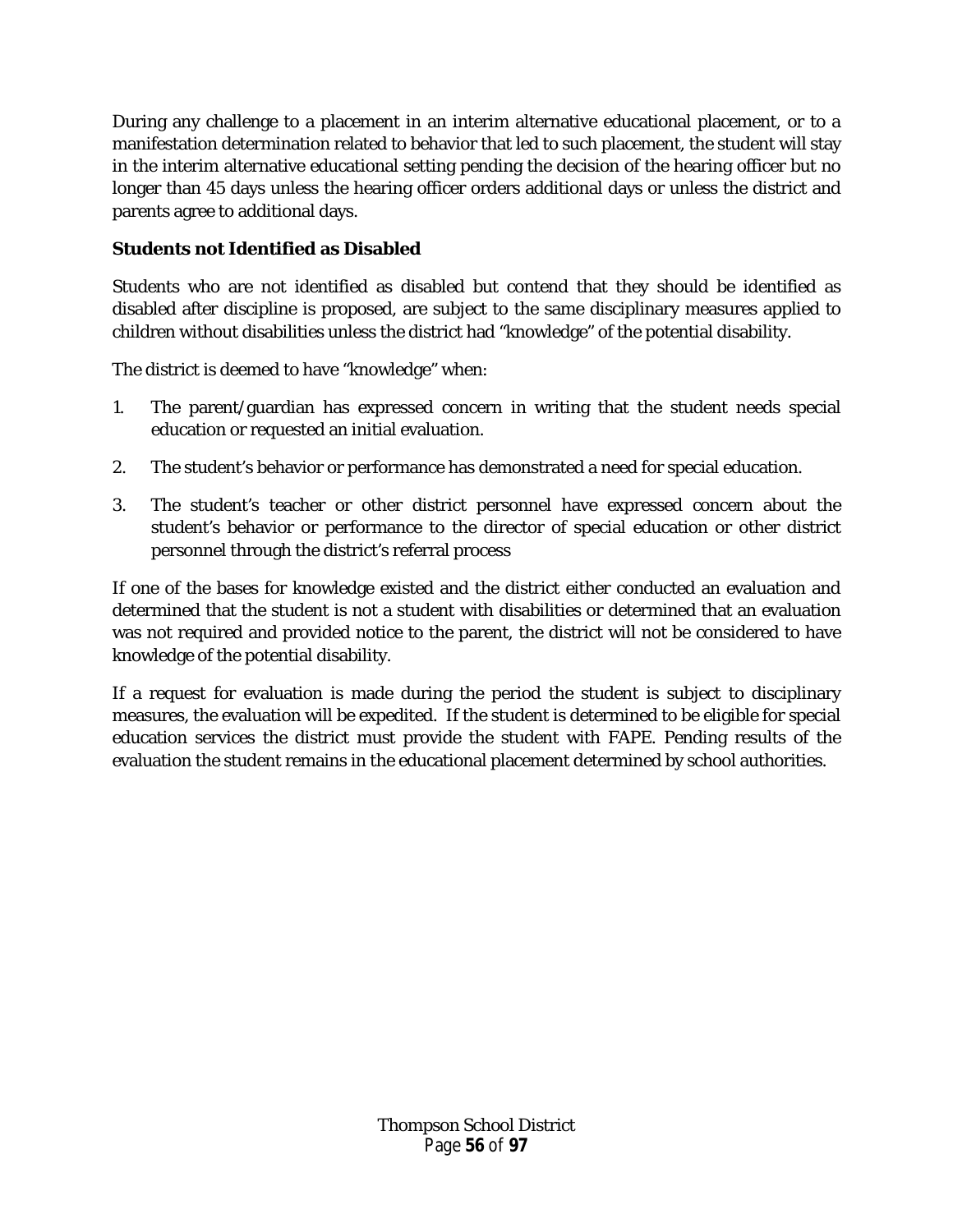During any challenge to a placement in an interim alternative educational placement, or to a manifestation determination related to behavior that led to such placement, the student will stay in the interim alternative educational setting pending the decision of the hearing officer but no longer than 45 days unless the hearing officer orders additional days or unless the district and parents agree to additional days.

**Students not Identified as Disabled**

Students who are not identified as disabled but contend that they should be identified as disabled after discipline is proposed, are subject to the same disciplinary measures applied to children without disabilities unless the district had "knowledge" of the potential disability.

The district is deemed to have "knowledge" when:

1. The parent/guardian has expressed concern in writing that the student needs special education or requested an initial evaluation.
2. The student's behavior or performance has demonstrated a need for special education.
3. The student's teacher or other district personnel have expressed concern about the student's behavior or performance to the director of special education or other district personnel through the district's referral process

If one of the bases for knowledge existed and the district either conducted an evaluation and determined that the student is not a student with disabilities or determined that an evaluation was not required and provided notice to the parent, the district will not be considered to have knowledge of the potential disability.

If a request for evaluation is made during the period the student is subject to disciplinary measures, the evaluation will be expedited. If the student is determined to be eligible for special education services the district must provide the student with FAPE. Pending results of the evaluation the student remains in the educational placement determined by school authorities.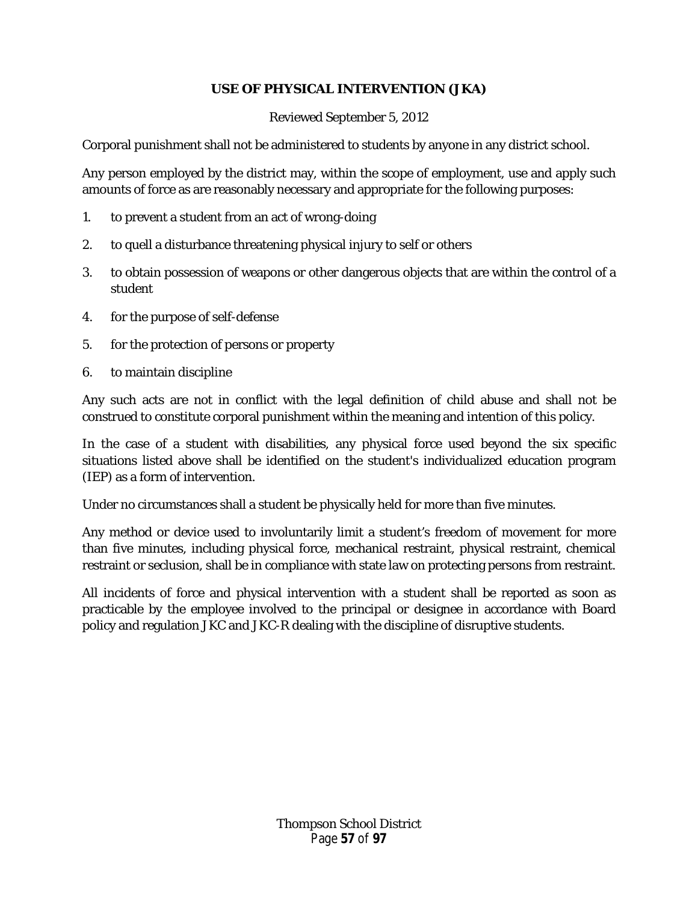# USE OF PHYSICAL INTERVENTION (JKA)

Reviewed September 5, 2012

Corporal punishment shall not be administered to students by anyone in any district school.

Any person employed by the district may, within the scope of employment, use and apply such amounts of force as are reasonably necessary and appropriate for the following purposes:

1. to prevent a student from an act of wrong-doing
2. to quell a disturbance threatening physical injury to self or others
3. to obtain possession of weapons or other dangerous objects that are within the control of a student
4. for the purpose of self-defense
5. for the protection of persons or property
6. to maintain discipline

Any such acts are not in conflict with the legal definition of child abuse and shall not be construed to constitute corporal punishment within the meaning and intention of this policy.

In the case of a student with disabilities, any physical force used beyond the six specific situations listed above shall be identified on the student's individualized education program (IEP) as a form of intervention.

Under no circumstances shall a student be physically held for more than five minutes.

Any method or device used to involuntarily limit a student's freedom of movement for more than five minutes, including physical force, mechanical restraint, physical restraint, chemical restraint or seclusion, shall be in compliance with state law on protecting persons from restraint.

All incidents of force and physical intervention with a student shall be reported as soon as practicable by the employee involved to the principal or designee in accordance with Board policy and regulation JKC and JKC-R dealing with the discipline of disruptive students.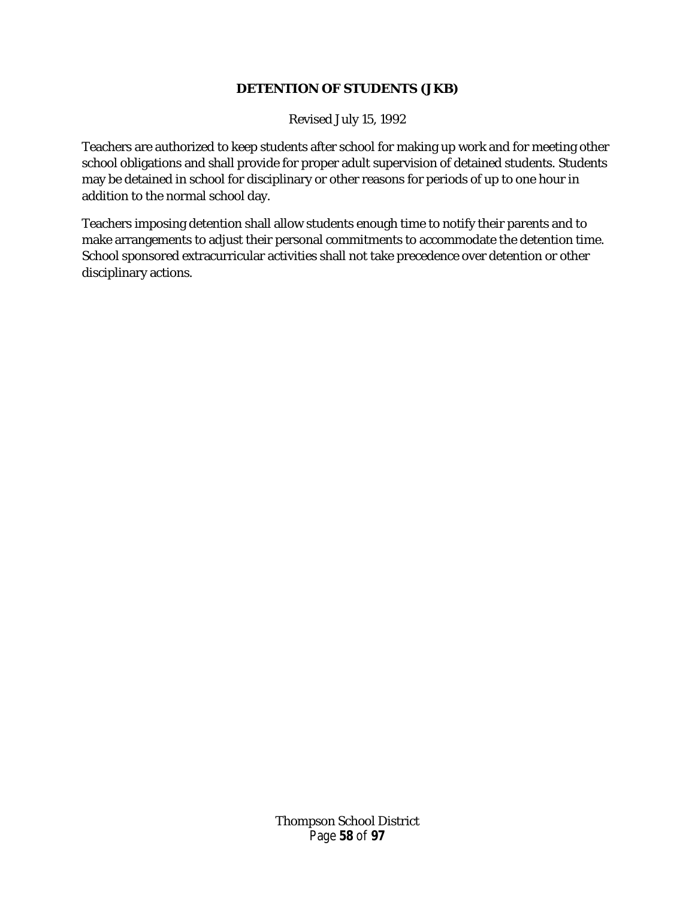# DETENTION OF STUDENTS (JKB)

Revised July 15, 1992

Teachers are authorized to keep students after school for making up work and for meeting other school obligations and shall provide for proper adult supervision of detained students. Students may be detained in school for disciplinary or other reasons for periods of up to one hour in addition to the normal school day.

Teachers imposing detention shall allow students enough time to notify their parents and to make arrangements to adjust their personal commitments to accommodate the detention time. School sponsored extracurricular activities shall not take precedence over detention or other disciplinary actions.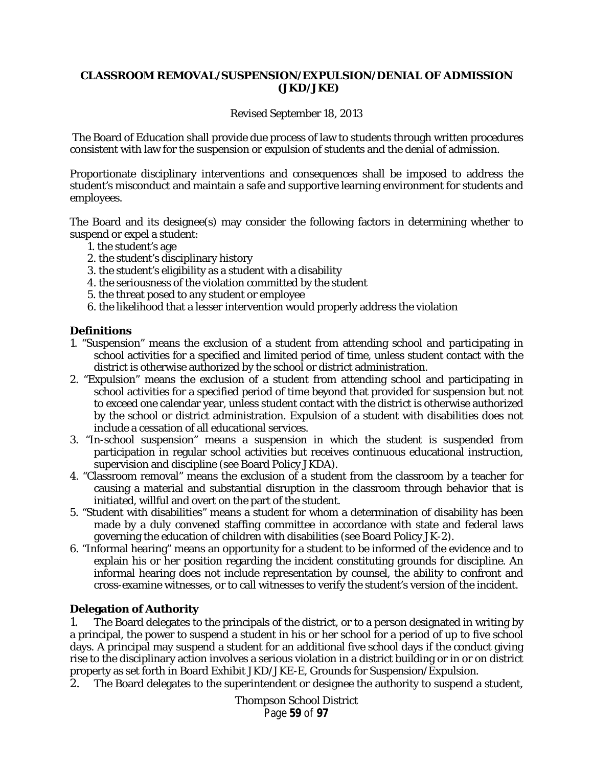**CLASSROOM REMOVAL/SUSPENSION/EXPULSION/DENIAL OF ADMISSION (JKD/JKE)**

Revised September 18, 2013

The Board of Education shall provide due process of law to students through written procedures consistent with law for the suspension or expulsion of students and the denial of admission.

Proportionate disciplinary interventions and consequences shall be imposed to address the student's misconduct and maintain a safe and supportive learning environment for students and employees.

The Board and its designee(s) may consider the following factors in determining whether to suspend or expel a student:

1. the student's age
2. the student's disciplinary history
3. the student's eligibility as a student with a disability
4. the seriousness of the violation committed by the student
5. the threat posed to any student or employee
6. the likelihood that a lesser intervention would properly address the violation

## Definitions

1. "Suspension" means the exclusion of a student from attending school and participating in school activities for a specified and limited period of time, unless student contact with the district is otherwise authorized by the school or district administration.
2. "Expulsion" means the exclusion of a student from attending school and participating in school activities for a specified period of time beyond that provided for suspension but not to exceed one calendar year, unless student contact with the district is otherwise authorized by the school or district administration. Expulsion of a student with disabilities does not include a cessation of all educational services.
3. "In-school suspension" means a suspension in which the student is suspended from participation in regular school activities but receives continuous educational instruction, supervision and discipline (see Board Policy JKDA).
4. "Classroom removal" means the exclusion of a student from the classroom by a teacher for causing a material and substantial disruption in the classroom through behavior that is initiated, willful and overt on the part of the student.
5. "Student with disabilities" means a student for whom a determination of disability has been made by a duly convened staffing committee in accordance with state and federal laws governing the education of children with disabilities (see Board Policy JK-2).
6. "Informal hearing" means an opportunity for a student to be informed of the evidence and to explain his or her position regarding the incident constituting grounds for discipline. An informal hearing does not include representation by counsel, the ability to confront and cross-examine witnesses, or to call witnesses to verify the student's version of the incident.

## Delegation of Authority

1. The Board delegates to the principals of the district, or to a person designated in writing by a principal, the power to suspend a student in his or her school for a period of up to five school days. A principal may suspend a student for an additional five school days if the conduct giving rise to the disciplinary action involves a serious violation in a district building or in or on district property as set forth in Board Exhibit JKD/JKE-E, Grounds for Suspension/Expulsion.
2. The Board delegates to the superintendent or designee the authority to suspend a student,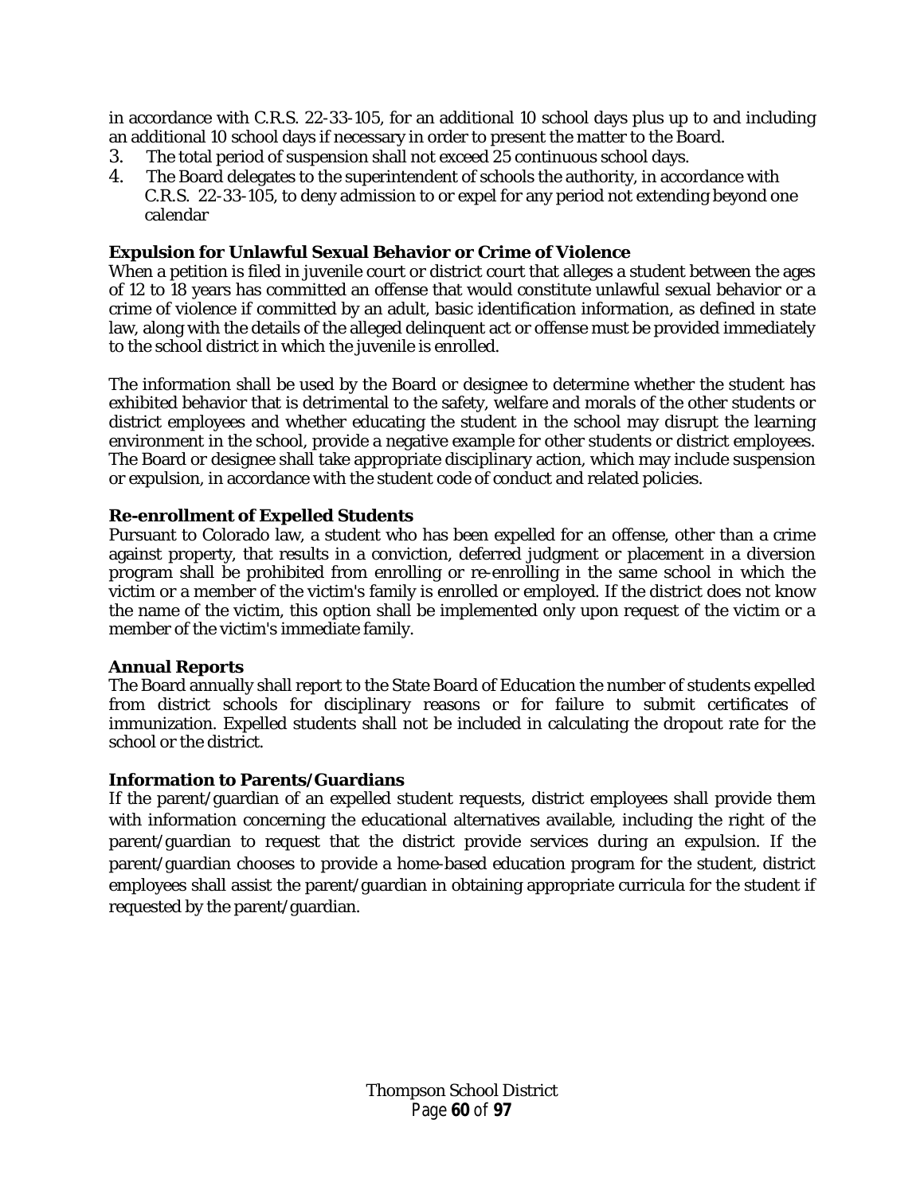in accordance with C.R.S. 22-33-105, for an additional 10 school days plus up to and including an additional 10 school days if necessary in order to present the matter to the Board.

3. The total period of suspension shall not exceed 25 continuous school days.
4. The Board delegates to the superintendent of schools the authority, in accordance with C.R.S. 22-33-105, to deny admission to or expel for any period not extending beyond one calendar

**Expulsion for Unlawful Sexual Behavior or Crime of Violence**

When a petition is filed in juvenile court or district court that alleges a student between the ages of 12 to 18 years has committed an offense that would constitute unlawful sexual behavior or a crime of violence if committed by an adult, basic identification information, as defined in state law, along with the details of the alleged delinquent act or offense must be provided immediately to the school district in which the juvenile is enrolled.

The information shall be used by the Board or designee to determine whether the student has exhibited behavior that is detrimental to the safety, welfare and morals of the other students or district employees and whether educating the student in the school may disrupt the learning environment in the school, provide a negative example for other students or district employees. The Board or designee shall take appropriate disciplinary action, which may include suspension or expulsion, in accordance with the student code of conduct and related policies.

**Re-enrollment of Expelled Students**

Pursuant to Colorado law, a student who has been expelled for an offense, other than a crime against property, that results in a conviction, deferred judgment or placement in a diversion program shall be prohibited from enrolling or re-enrolling in the same school in which the victim or a member of the victim's family is enrolled or employed. If the district does not know the name of the victim, this option shall be implemented only upon request of the victim or a member of the victim's immediate family.

**Annual Reports**

The Board annually shall report to the State Board of Education the number of students expelled from district schools for disciplinary reasons or for failure to submit certificates of immunization. Expelled students shall not be included in calculating the dropout rate for the school or the district.

**Information to Parents/Guardians**

If the parent/guardian of an expelled student requests, district employees shall provide them with information concerning the educational alternatives available, including the right of the parent/guardian to request that the district provide services during an expulsion. If the parent/guardian chooses to provide a home-based education program for the student, district employees shall assist the parent/guardian in obtaining appropriate curricula for the student if requested by the parent/guardian.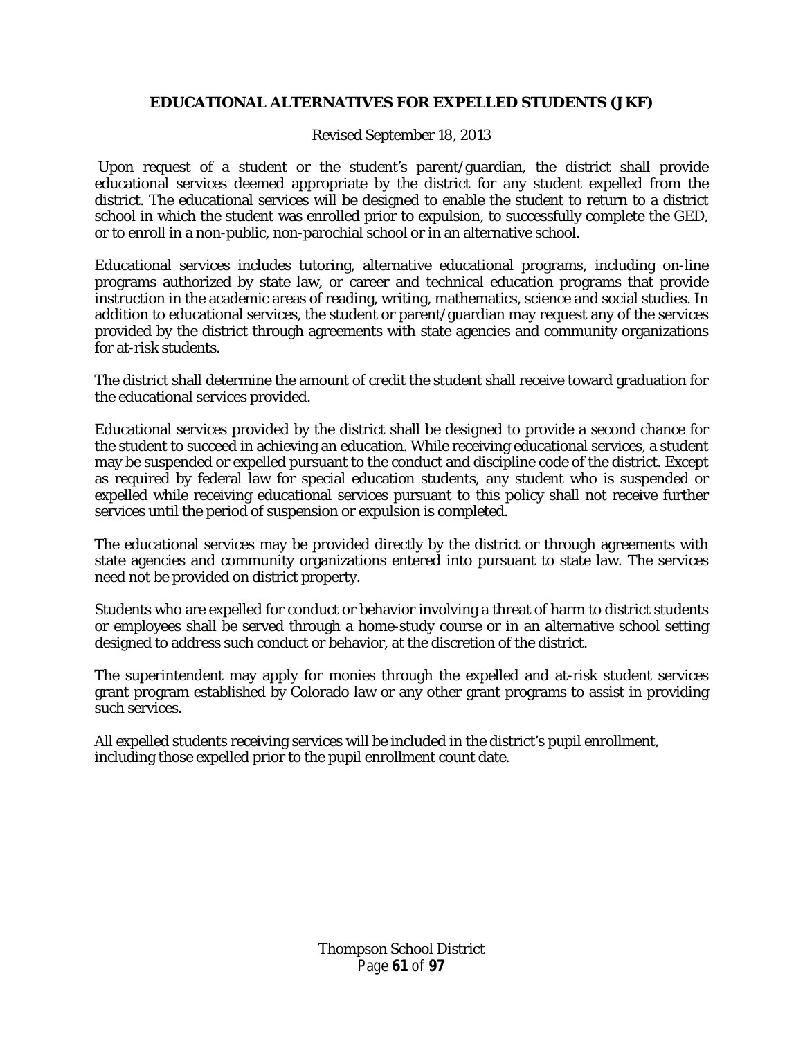## EDUCATIONAL ALTERNATIVES FOR EXPELLED STUDENTS (JKF)

Revised September 18, 2013

Upon request of a student or the student's parent/guardian, the district shall provide educational services deemed appropriate by the district for any student expelled from the district. The educational services will be designed to enable the student to return to a district school in which the student was enrolled prior to expulsion, to successfully complete the GED, or to enroll in a non-public, non-parochial school or in an alternative school.

Educational services includes tutoring, alternative educational programs, including on-line programs authorized by state law, or career and technical education programs that provide instruction in the academic areas of reading, writing, mathematics, science and social studies. In addition to educational services, the student or parent/guardian may request any of the services provided by the district through agreements with state agencies and community organizations for at-risk students.

The district shall determine the amount of credit the student shall receive toward graduation for the educational services provided.

Educational services provided by the district shall be designed to provide a second chance for the student to succeed in achieving an education. While receiving educational services, a student may be suspended or expelled pursuant to the conduct and discipline code of the district. Except as required by federal law for special education students, any student who is suspended or expelled while receiving educational services pursuant to this policy shall not receive further services until the period of suspension or expulsion is completed.

The educational services may be provided directly by the district or through agreements with state agencies and community organizations entered into pursuant to state law. The services need not be provided on district property.

Students who are expelled for conduct or behavior involving a threat of harm to district students or employees shall be served through a home-study course or in an alternative school setting designed to address such conduct or behavior, at the discretion of the district.

The superintendent may apply for monies through the expelled and at-risk student services grant program established by Colorado law or any other grant programs to assist in providing such services.

All expelled students receiving services will be included in the district's pupil enrollment, including those expelled prior to the pupil enrollment count date.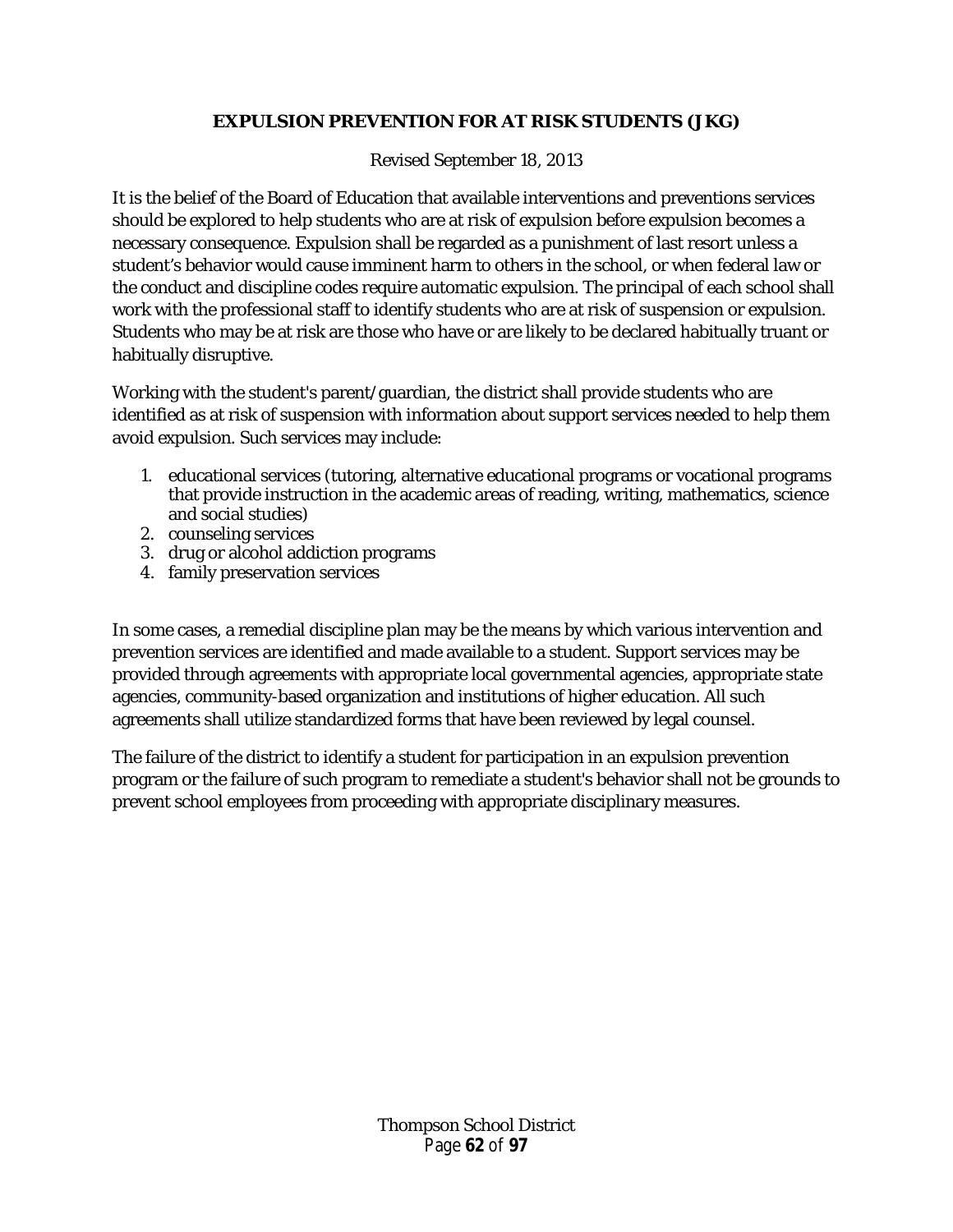## EXPULSION PREVENTION FOR AT RISK STUDENTS (JKG)

Revised September 18, 2013

It is the belief of the Board of Education that available interventions and preventions services should be explored to help students who are at risk of expulsion before expulsion becomes a necessary consequence. Expulsion shall be regarded as a punishment of last resort unless a student's behavior would cause imminent harm to others in the school, or when federal law or the conduct and discipline codes require automatic expulsion. The principal of each school shall work with the professional staff to identify students who are at risk of suspension or expulsion. Students who may be at risk are those who have or are likely to be declared habitually truant or habitually disruptive.

Working with the student's parent/guardian, the district shall provide students who are identified as at risk of suspension with information about support services needed to help them avoid expulsion. Such services may include:

1. educational services (tutoring, alternative educational programs or vocational programs that provide instruction in the academic areas of reading, writing, mathematics, science and social studies)
2. counseling services
3. drug or alcohol addiction programs
4. family preservation services

In some cases, a remedial discipline plan may be the means by which various intervention and prevention services are identified and made available to a student. Support services may be provided through agreements with appropriate local governmental agencies, appropriate state agencies, community-based organization and institutions of higher education. All such agreements shall utilize standardized forms that have been reviewed by legal counsel.

The failure of the district to identify a student for participation in an expulsion prevention program or the failure of such program to remediate a student's behavior shall not be grounds to prevent school employees from proceeding with appropriate disciplinary measures.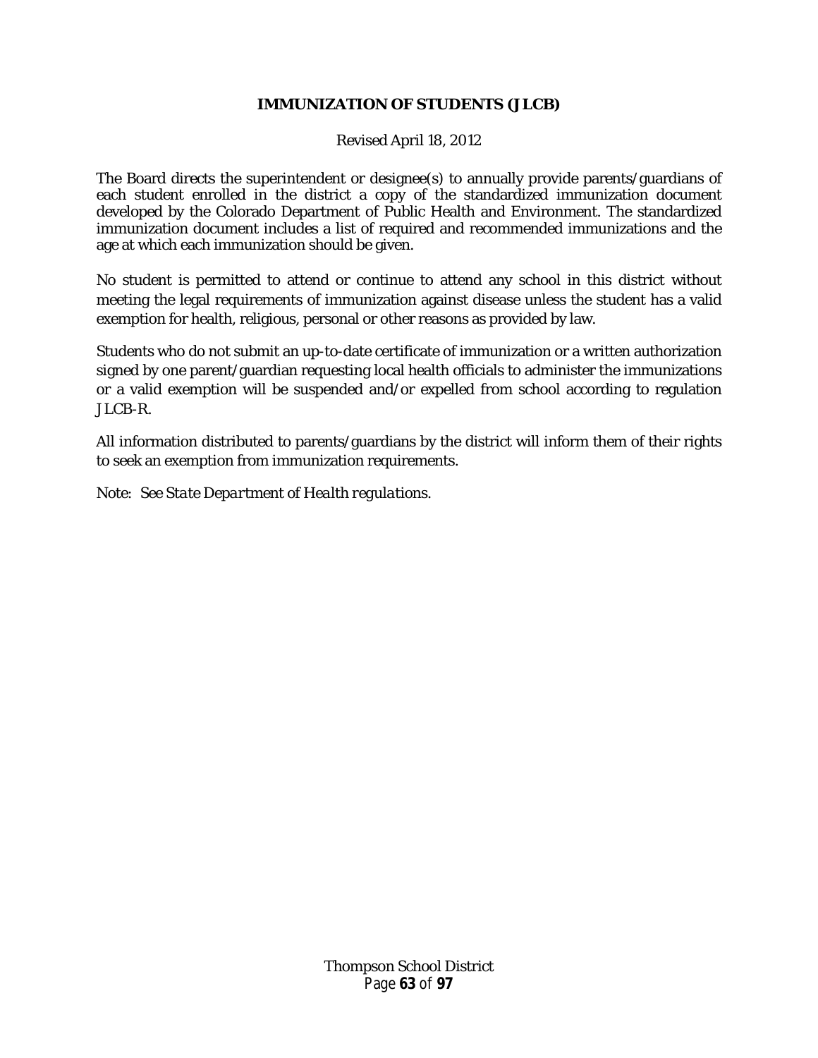# IMMUNIZATION OF STUDENTS (JLCB)

Revised April 18, 2012

The Board directs the superintendent or designee(s) to annually provide parents/guardians of each student enrolled in the district a copy of the standardized immunization document developed by the Colorado Department of Public Health and Environment. The standardized immunization document includes a list of required and recommended immunizations and the age at which each immunization should be given.

No student is permitted to attend or continue to attend any school in this district without meeting the legal requirements of immunization against disease unless the student has a valid exemption for health, religious, personal or other reasons as provided by law.

Students who do not submit an up-to-date certificate of immunization or a written authorization signed by one parent/guardian requesting local health officials to administer the immunizations or a valid exemption will be suspended and/or expelled from school according to regulation JLCB-R.

All information distributed to parents/guardians by the district will inform them of their rights to seek an exemption from immunization requirements.

Note: See *State Department of Health regulations.*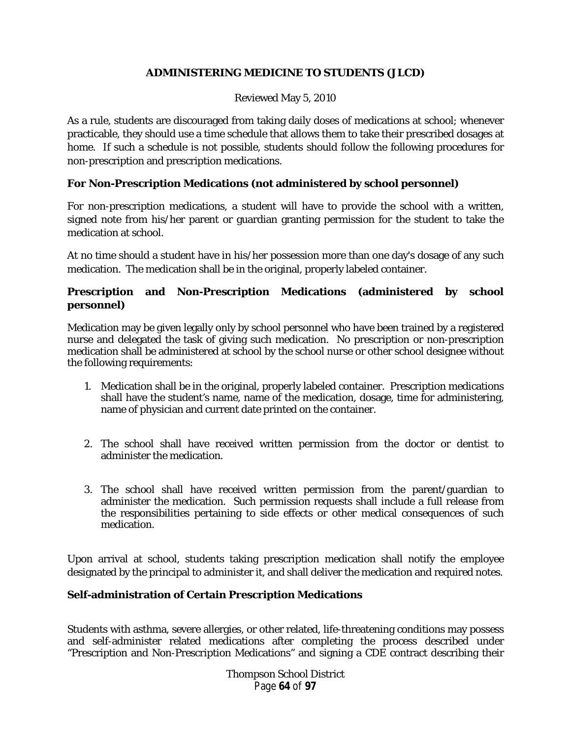## ADMINISTERING MEDICINE TO STUDENTS (JLCD)

Reviewed May 5, 2010

As a rule, students are discouraged from taking daily doses of medications at school; whenever practicable, they should use a time schedule that allows them to take their prescribed dosages at home. If such a schedule is not possible, students should follow the following procedures for non-prescription and prescription medications.

### For Non-Prescription Medications (not administered by school personnel)

For non-prescription medications, a student will have to provide the school with a written, signed note from his/her parent or guardian granting permission for the student to take the medication at school.

At no time should a student have in his/her possession more than one day's dosage of any such medication. The medication shall be in the original, properly labeled container.

### Prescription and Non-Prescription Medications (administered by school personnel)

Medication may be given legally only by school personnel who have been trained by a registered nurse and delegated the task of giving such medication. No prescription or non-prescription medication shall be administered at school by the school nurse or other school designee without the following requirements:

1. Medication shall be in the original, properly labeled container. Prescription medications shall have the student's name, name of the medication, dosage, time for administering, name of physician and current date printed on the container.

2. The school shall have received written permission from the doctor or dentist to administer the medication.

3. The school shall have received written permission from the parent/guardian to administer the medication. Such permission requests shall include a full release from the responsibilities pertaining to side effects or other medical consequences of such medication.

Upon arrival at school, students taking prescription medication shall notify the employee designated by the principal to administer it, and shall deliver the medication and required notes.

### Self-administration of Certain Prescription Medications

Students with asthma, severe allergies, or other related, life-threatening conditions may possess and self-administer related medications after completing the process described under "Prescription and Non-Prescription Medications" and signing a CDE contract describing their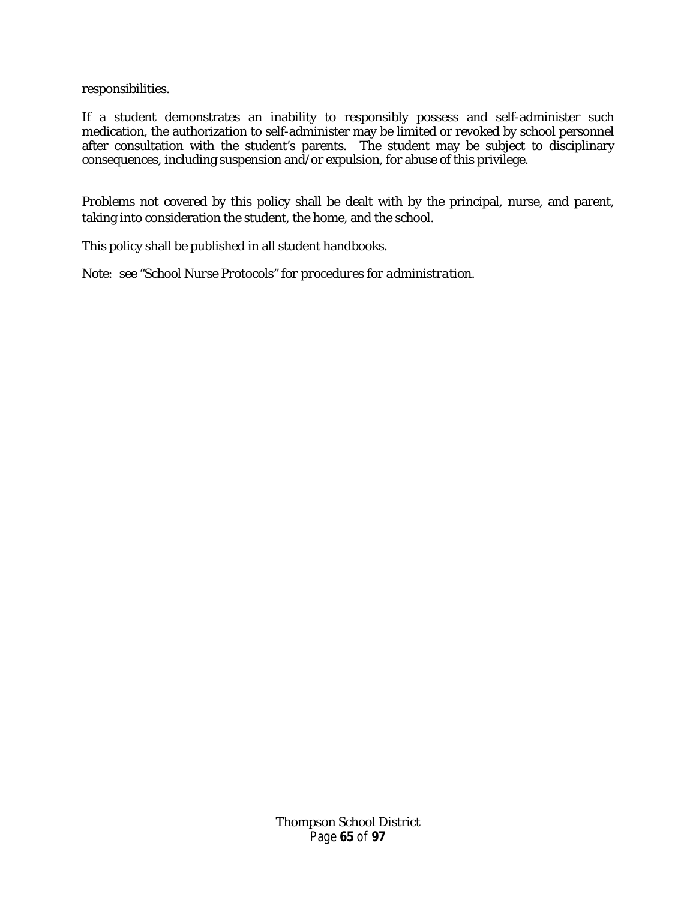responsibilities.

If a student demonstrates an inability to responsibly possess and self-administer such medication, the authorization to self-administer may be limited or revoked by school personnel after consultation with the student's parents. The student may be subject to disciplinary consequences, including suspension and/or expulsion, for abuse of this privilege.

Problems not covered by this policy shall be dealt with by the principal, nurse, and parent, taking into consideration the student, the home, and the school.

This policy shall be published in all student handbooks.

Note: see *"School Nurse Protocols" for procedures for administration.*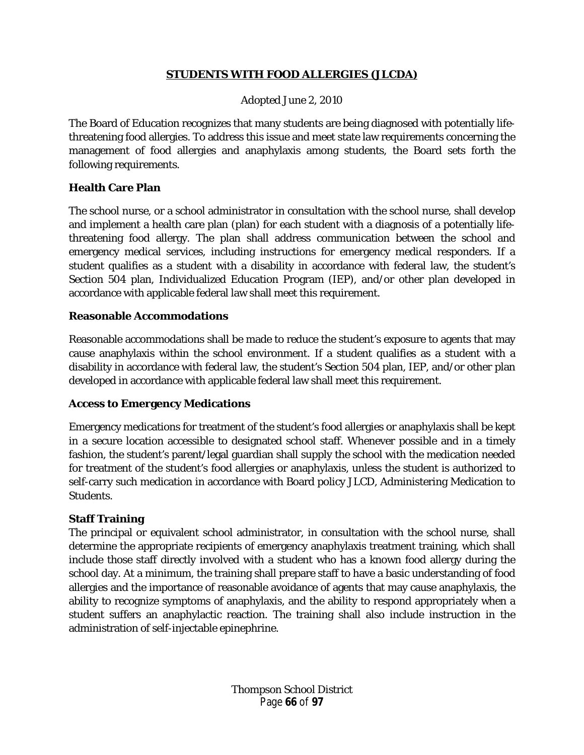## STUDENTS WITH FOOD ALLERGIES (JLCDA)

Adopted June 2, 2010

The Board of Education recognizes that many students are being diagnosed with potentially life-threatening food allergies. To address this issue and meet state law requirements concerning the management of food allergies and anaphylaxis among students, the Board sets forth the following requirements.

### Health Care Plan

The school nurse, or a school administrator in consultation with the school nurse, shall develop and implement a health care plan (plan) for each student with a diagnosis of a potentially life-threatening food allergy. The plan shall address communication between the school and emergency medical services, including instructions for emergency medical responders. If a student qualifies as a student with a disability in accordance with federal law, the student's Section 504 plan, Individualized Education Program (IEP), and/or other plan developed in accordance with applicable federal law shall meet this requirement.

### Reasonable Accommodations

Reasonable accommodations shall be made to reduce the student's exposure to agents that may cause anaphylaxis within the school environment. If a student qualifies as a student with a disability in accordance with federal law, the student's Section 504 plan, IEP, and/or other plan developed in accordance with applicable federal law shall meet this requirement.

### Access to Emergency Medications

Emergency medications for treatment of the student's food allergies or anaphylaxis shall be kept in a secure location accessible to designated school staff. Whenever possible and in a timely fashion, the student's parent/legal guardian shall supply the school with the medication needed for treatment of the student's food allergies or anaphylaxis, unless the student is authorized to self-carry such medication in accordance with Board policy JLCD, Administering Medication to Students.

### Staff Training

The principal or equivalent school administrator, in consultation with the school nurse, shall determine the appropriate recipients of emergency anaphylaxis treatment training, which shall include those staff directly involved with a student who has a known food allergy during the school day. At a minimum, the training shall prepare staff to have a basic understanding of food allergies and the importance of reasonable avoidance of agents that may cause anaphylaxis, the ability to recognize symptoms of anaphylaxis, and the ability to respond appropriately when a student suffers an anaphylactic reaction. The training shall also include instruction in the administration of self-injectable epinephrine.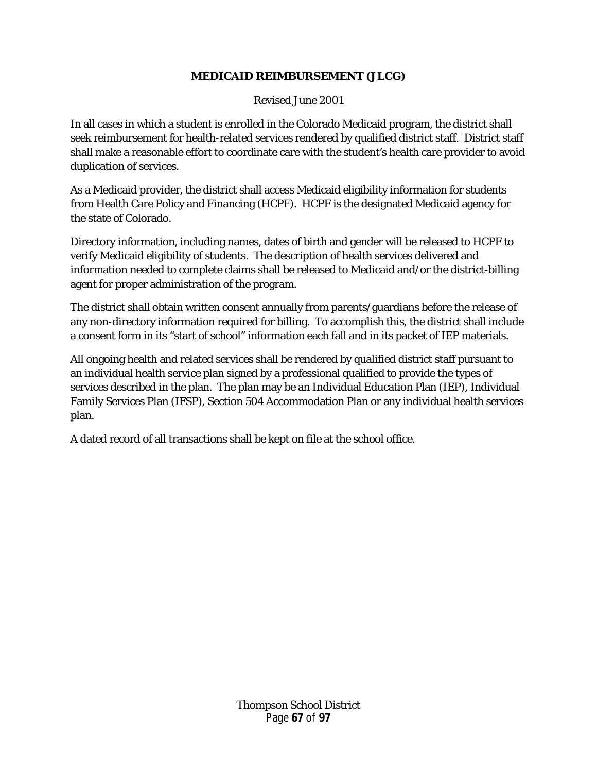## MEDICAID REIMBURSEMENT (JLCG)

Revised June 2001

In all cases in which a student is enrolled in the Colorado Medicaid program, the district shall seek reimbursement for health-related services rendered by qualified district staff. District staff shall make a reasonable effort to coordinate care with the student's health care provider to avoid duplication of services.

As a Medicaid provider, the district shall access Medicaid eligibility information for students from Health Care Policy and Financing (HCPF). HCPF is the designated Medicaid agency for the state of Colorado.

Directory information, including names, dates of birth and gender will be released to HCPF to verify Medicaid eligibility of students. The description of health services delivered and information needed to complete claims shall be released to Medicaid and/or the district-billing agent for proper administration of the program.

The district shall obtain written consent annually from parents/guardians before the release of any non-directory information required for billing. To accomplish this, the district shall include a consent form in its "start of school" information each fall and in its packet of IEP materials.

All ongoing health and related services shall be rendered by qualified district staff pursuant to an individual health service plan signed by a professional qualified to provide the types of services described in the plan. The plan may be an Individual Education Plan (IEP), Individual Family Services Plan (IFSP), Section 504 Accommodation Plan or any individual health services plan.

A dated record of all transactions shall be kept on file at the school office.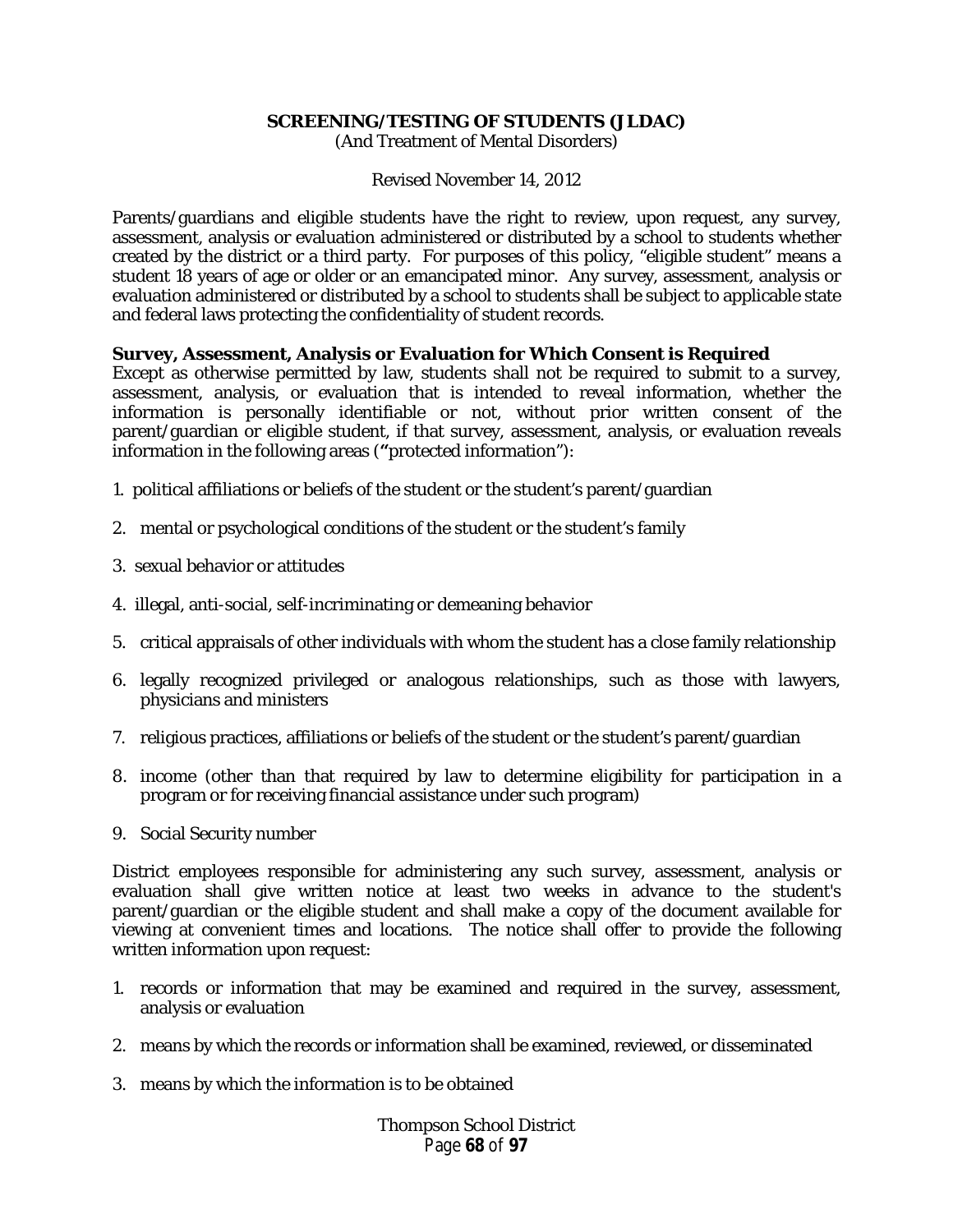# SCREENING/TESTING OF STUDENTS (JLDAC)

(And Treatment of Mental Disorders)

Revised November 14, 2012

Parents/guardians and eligible students have the right to review, upon request, any survey, assessment, analysis or evaluation administered or distributed by a school to students whether created by the district or a third party. For purposes of this policy, "eligible student" means a student 18 years of age or older or an emancipated minor. Any survey, assessment, analysis or evaluation administered or distributed by a school to students shall be subject to applicable state and federal laws protecting the confidentiality of student records.

**Survey, Assessment, Analysis or Evaluation for Which Consent is Required**

Except as otherwise permitted by law, students shall not be required to submit to a survey, assessment, analysis, or evaluation that is intended to reveal information, whether the information is personally identifiable or not, without prior written consent of the parent/guardian or eligible student, if that survey, assessment, analysis, or evaluation reveals information in the following areas ("protected information"):

1. political affiliations or beliefs of the student or the student's parent/guardian
2. mental or psychological conditions of the student or the student's family
3. sexual behavior or attitudes
4. illegal, anti-social, self-incriminating or demeaning behavior
5. critical appraisals of other individuals with whom the student has a close family relationship
6. legally recognized privileged or analogous relationships, such as those with lawyers, physicians and ministers
7. religious practices, affiliations or beliefs of the student or the student's parent/guardian
8. income (other than that required by law to determine eligibility for participation in a program or for receiving financial assistance under such program)
9. Social Security number

District employees responsible for administering any such survey, assessment, analysis or evaluation shall give written notice at least two weeks in advance to the student's parent/guardian or the eligible student and shall make a copy of the document available for viewing at convenient times and locations. The notice shall offer to provide the following written information upon request:

1. records or information that may be examined and required in the survey, assessment, analysis or evaluation
2. means by which the records or information shall be examined, reviewed, or disseminated
3. means by which the information is to be obtained

Thompson School District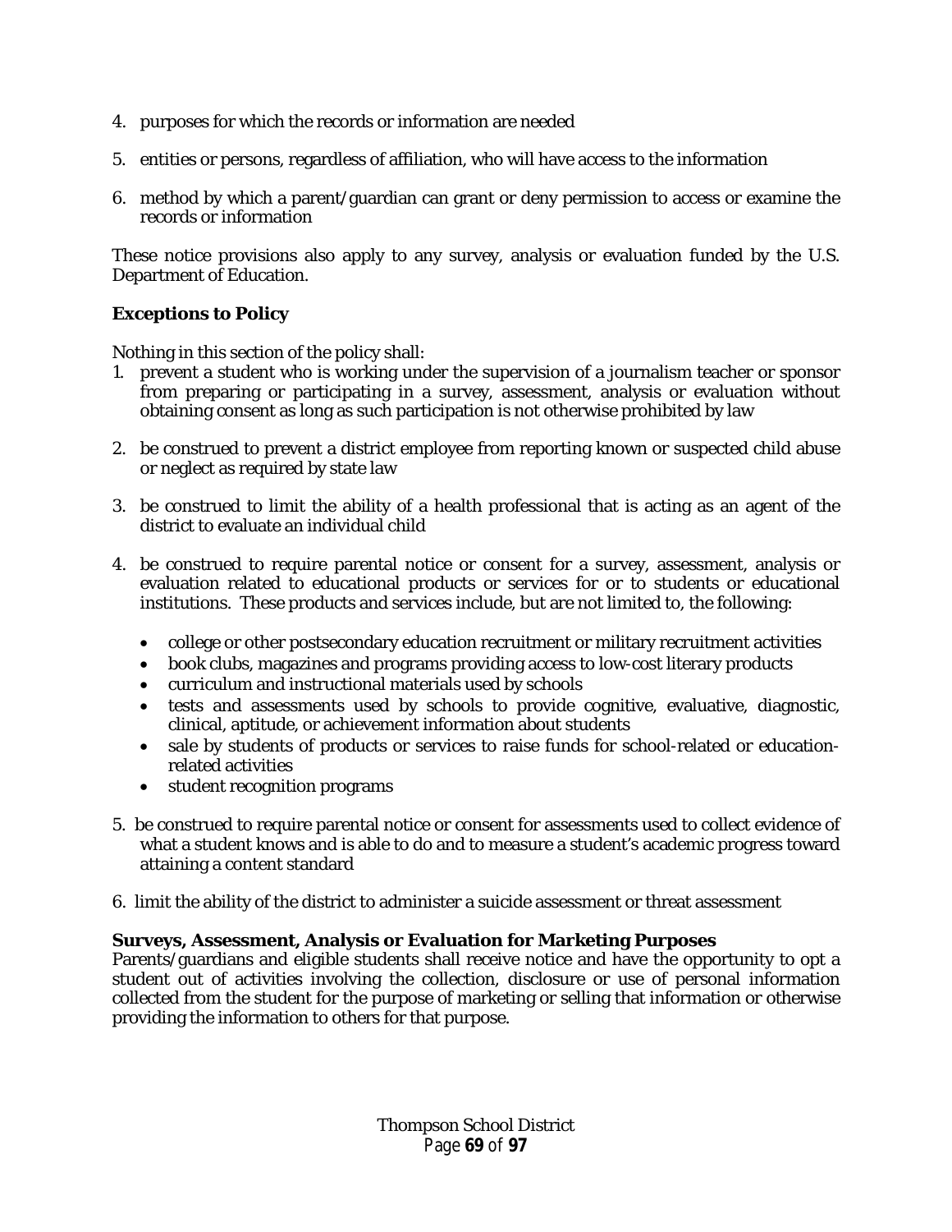4. purposes for which the records or information are needed

5. entities or persons, regardless of affiliation, who will have access to the information

6. method by which a parent/guardian can grant or deny permission to access or examine the records or information

These notice provisions also apply to any survey, analysis or evaluation funded by the U.S. Department of Education.

**Exceptions to Policy**

Nothing in this section of the policy shall:

1. prevent a student who is working under the supervision of a journalism teacher or sponsor from preparing or participating in a survey, assessment, analysis or evaluation without obtaining consent as long as such participation is not otherwise prohibited by law

2. be construed to prevent a district employee from reporting known or suspected child abuse or neglect as required by state law

3. be construed to limit the ability of a health professional that is acting as an agent of the district to evaluate an individual child

4. be construed to require parental notice or consent for a survey, assessment, analysis or evaluation related to educational products or services for or to students or educational institutions. These products and services include, but are not limited to, the following:
   - college or other postsecondary education recruitment or military recruitment activities
   - book clubs, magazines and programs providing access to low-cost literary products
   - curriculum and instructional materials used by schools
   - tests and assessments used by schools to provide cognitive, evaluative, diagnostic, clinical, aptitude, or achievement information about students
   - sale by students of products or services to raise funds for school-related or education-related activities
   - student recognition programs

5. be construed to require parental notice or consent for assessments used to collect evidence of what a student knows and is able to do and to measure a student's academic progress toward attaining a content standard

6. limit the ability of the district to administer a suicide assessment or threat assessment

**Surveys, Assessment, Analysis or Evaluation for Marketing Purposes**

Parents/guardians and eligible students shall receive notice and have the opportunity to opt a student out of activities involving the collection, disclosure or use of personal information collected from the student for the purpose of marketing or selling that information or otherwise providing the information to others for that purpose.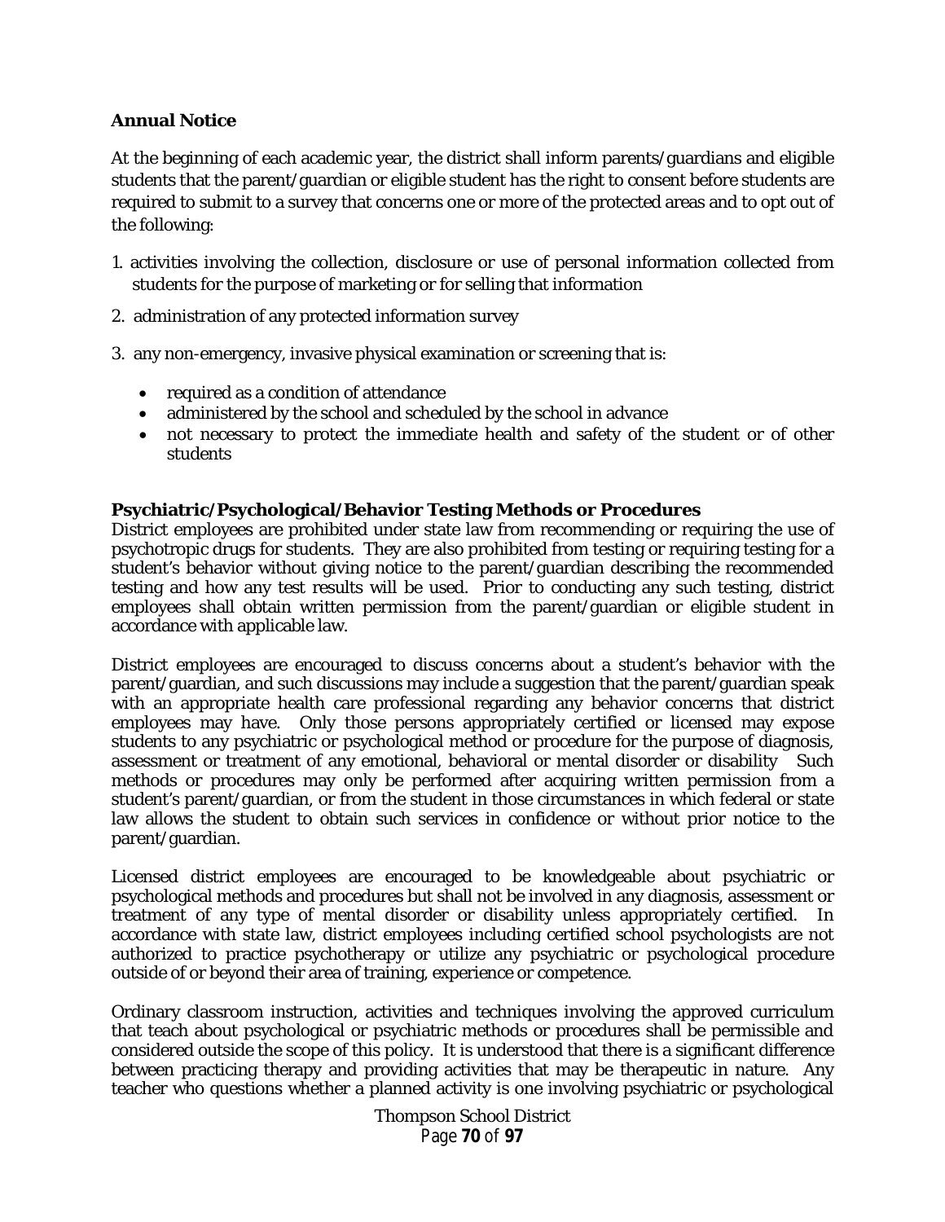### Annual Notice

At the beginning of each academic year, the district shall inform parents/guardians and eligible students that the parent/guardian or eligible student has the right to consent before students are required to submit to a survey that concerns one or more of the protected areas and to opt out of the following:

1. activities involving the collection, disclosure or use of personal information collected from students for the purpose of marketing or for selling that information
2. administration of any protected information survey
3. any non-emergency, invasive physical examination or screening that is:
   - required as a condition of attendance
   - administered by the school and scheduled by the school in advance
   - not necessary to protect the immediate health and safety of the student or of other students

### Psychiatric/Psychological/Behavior Testing Methods or Procedures

District employees are prohibited under state law from recommending or requiring the use of psychotropic drugs for students. They are also prohibited from testing or requiring testing for a student's behavior without giving notice to the parent/guardian describing the recommended testing and how any test results will be used. Prior to conducting any such testing, district employees shall obtain written permission from the parent/guardian or eligible student in accordance with applicable law.

District employees are encouraged to discuss concerns about a student's behavior with the parent/guardian, and such discussions may include a suggestion that the parent/guardian speak with an appropriate health care professional regarding any behavior concerns that district employees may have. Only those persons appropriately certified or licensed may expose students to any psychiatric or psychological method or procedure for the purpose of diagnosis, assessment or treatment of any emotional, behavioral or mental disorder or disability Such methods or procedures may only be performed after acquiring written permission from a student's parent/guardian, or from the student in those circumstances in which federal or state law allows the student to obtain such services in confidence or without prior notice to the parent/guardian.

Licensed district employees are encouraged to be knowledgeable about psychiatric or psychological methods and procedures but shall not be involved in any diagnosis, assessment or treatment of any type of mental disorder or disability unless appropriately certified. In accordance with state law, district employees including certified school psychologists are not authorized to practice psychotherapy or utilize any psychiatric or psychological procedure outside of or beyond their area of training, experience or competence.

Ordinary classroom instruction, activities and techniques involving the approved curriculum that teach about psychological or psychiatric methods or procedures shall be permissible and considered outside the scope of this policy. It is understood that there is a significant difference between practicing therapy and providing activities that may be therapeutic in nature. Any teacher who questions whether a planned activity is one involving psychiatric or psychological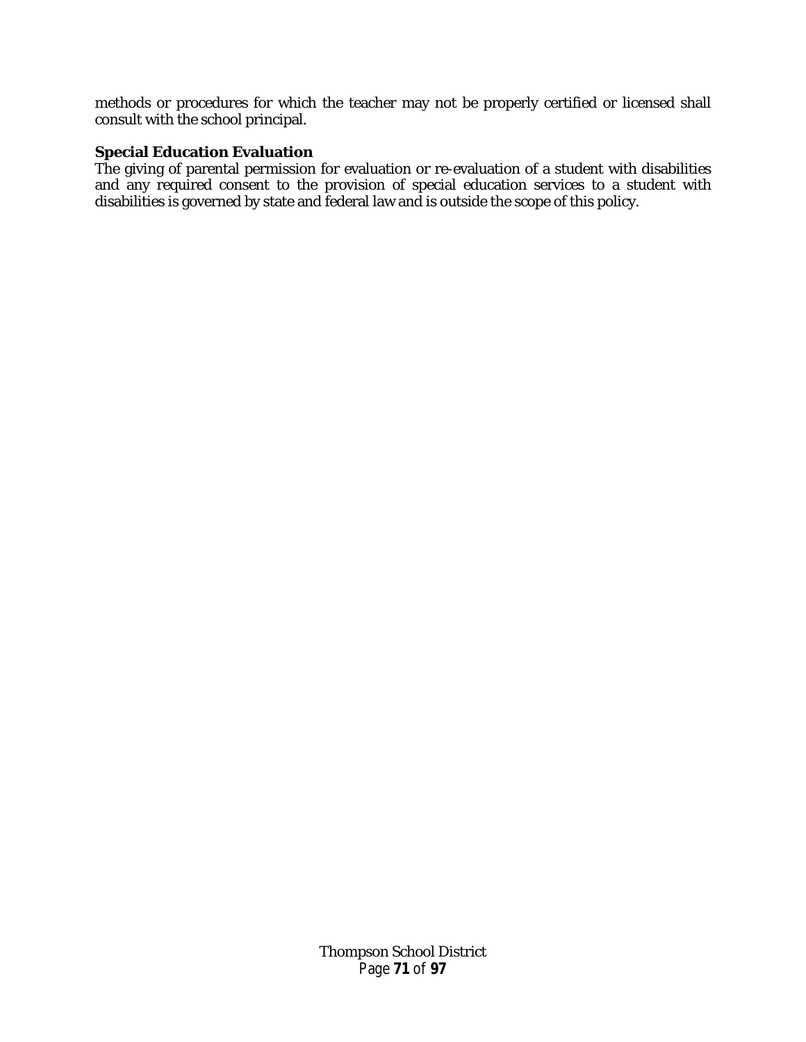methods or procedures for which the teacher may not be properly certified or licensed shall consult with the school principal.

**Special Education Evaluation**

The giving of parental permission for evaluation or re-evaluation of a student with disabilities and any required consent to the provision of special education services to a student with disabilities is governed by state and federal law and is outside the scope of this policy.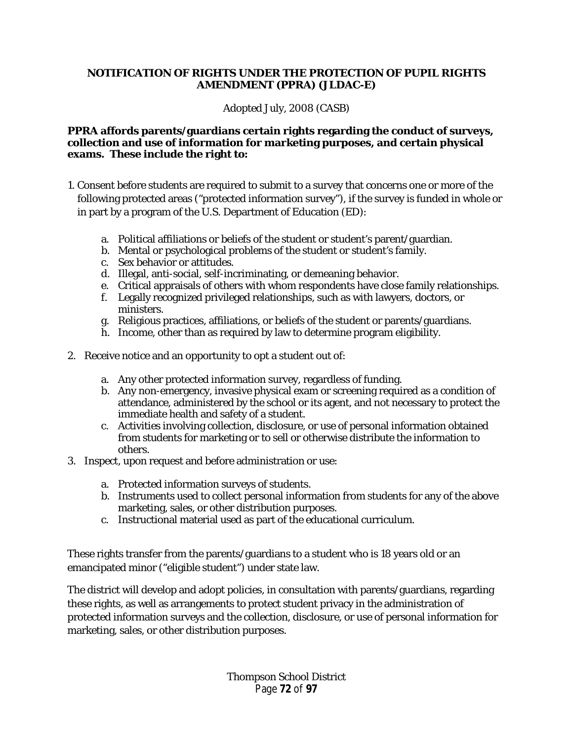## NOTIFICATION OF RIGHTS UNDER THE PROTECTION OF PUPIL RIGHTS AMENDMENT (PPRA) (JLDAC-E)

Adopted July, 2008 (CASB)

**PPRA affords parents/guardians certain rights regarding the conduct of surveys, collection and use of information for marketing purposes, and certain physical exams. These include the right to:**

1. Consent before students are required to submit to a survey that concerns one or more of the following protected areas ("protected information survey"), if the survey is funded in whole or in part by a program of the U.S. Department of Education (ED):
   a. Political affiliations or beliefs of the student or student's parent/guardian.
   b. Mental or psychological problems of the student or student's family.
   c. Sex behavior or attitudes.
   d. Illegal, anti-social, self-incriminating, or demeaning behavior.
   e. Critical appraisals of others with whom respondents have close family relationships.
   f. Legally recognized privileged relationships, such as with lawyers, doctors, or ministers.
   g. Religious practices, affiliations, or beliefs of the student or parents/guardians.
   h. Income, other than as required by law to determine program eligibility.

2. Receive notice and an opportunity to opt a student out of:
   a. Any other protected information survey, regardless of funding.
   b. Any non-emergency, invasive physical exam or screening required as a condition of attendance, administered by the school or its agent, and not necessary to protect the immediate health and safety of a student.
   c. Activities involving collection, disclosure, or use of personal information obtained from students for marketing or to sell or otherwise distribute the information to others.

3. Inspect, upon request and before administration or use:
   a. Protected information surveys of students.
   b. Instruments used to collect personal information from students for any of the above marketing, sales, or other distribution purposes.
   c. Instructional material used as part of the educational curriculum.

These rights transfer from the parents/guardians to a student who is 18 years old or an emancipated minor ("eligible student") under state law.

The district will develop and adopt policies, in consultation with parents/guardians, regarding these rights, as well as arrangements to protect student privacy in the administration of protected information surveys and the collection, disclosure, or use of personal information for marketing, sales, or other distribution purposes.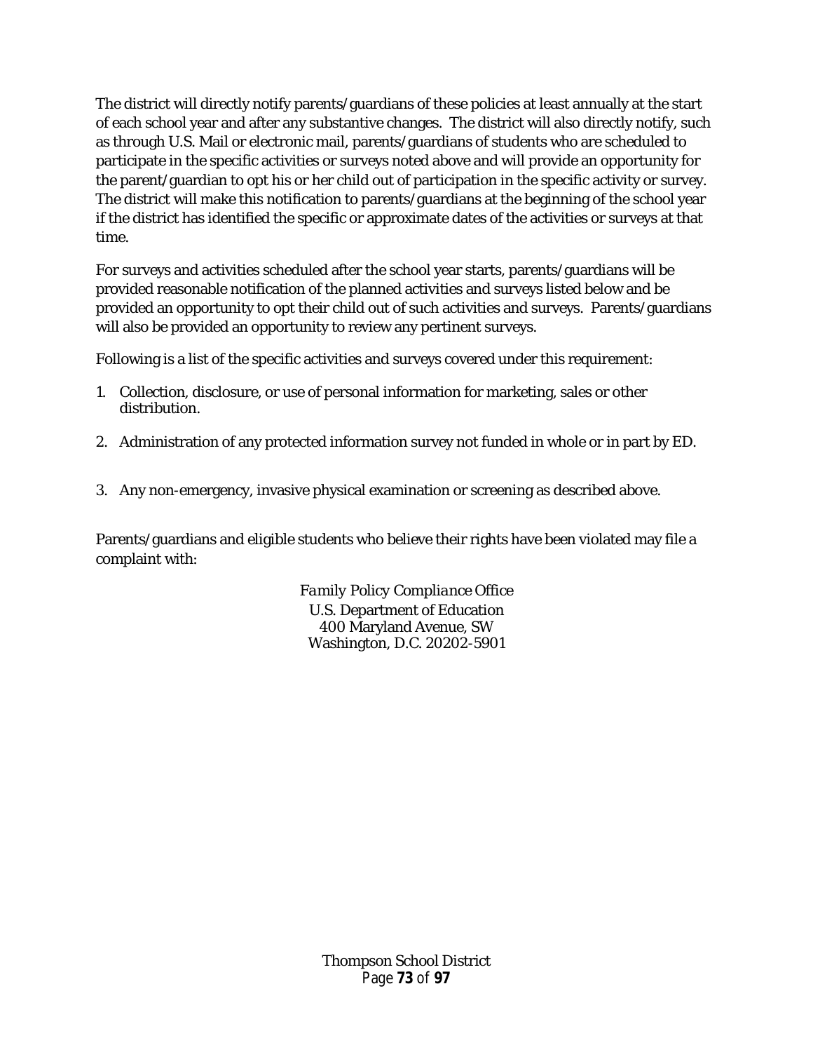The district will directly notify parents/guardians of these policies at least annually at the start of each school year and after any substantive changes. The district will also directly notify, such as through U.S. Mail or electronic mail, parents/guardians of students who are scheduled to participate in the specific activities or surveys noted above and will provide an opportunity for the parent/guardian to opt his or her child out of participation in the specific activity or survey. The district will make this notification to parents/guardians at the beginning of the school year if the district has identified the specific or approximate dates of the activities or surveys at that time.

For surveys and activities scheduled after the school year starts, parents/guardians will be provided reasonable notification of the planned activities and surveys listed below and be provided an opportunity to opt their child out of such activities and surveys. Parents/guardians will also be provided an opportunity to review any pertinent surveys.

Following is a list of the specific activities and surveys covered under this requirement:

1. Collection, disclosure, or use of personal information for marketing, sales or other distribution.
2. Administration of any protected information survey not funded in whole or in part by ED.
3. Any non-emergency, invasive physical examination or screening as described above.

Parents/guardians and eligible students who believe their rights have been violated may file a complaint with:

*Family Policy Compliance Office*
U.S. Department of Education
400 Maryland Avenue, SW
Washington, D.C. 20202-5901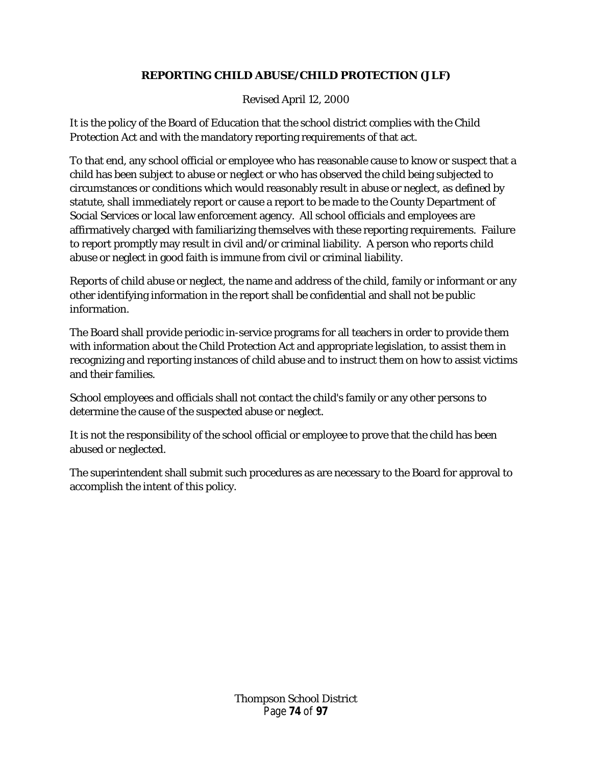## REPORTING CHILD ABUSE/CHILD PROTECTION (JLF)

Revised April 12, 2000

It is the policy of the Board of Education that the school district complies with the Child Protection Act and with the mandatory reporting requirements of that act.

To that end, any school official or employee who has reasonable cause to know or suspect that a child has been subject to abuse or neglect or who has observed the child being subjected to circumstances or conditions which would reasonably result in abuse or neglect, as defined by statute, shall immediately report or cause a report to be made to the County Department of Social Services or local law enforcement agency. All school officials and employees are affirmatively charged with familiarizing themselves with these reporting requirements. Failure to report promptly may result in civil and/or criminal liability. A person who reports child abuse or neglect in good faith is immune from civil or criminal liability.

Reports of child abuse or neglect, the name and address of the child, family or informant or any other identifying information in the report shall be confidential and shall not be public information.

The Board shall provide periodic in-service programs for all teachers in order to provide them with information about the Child Protection Act and appropriate legislation, to assist them in recognizing and reporting instances of child abuse and to instruct them on how to assist victims and their families.

School employees and officials shall not contact the child's family or any other persons to determine the cause of the suspected abuse or neglect.

It is not the responsibility of the school official or employee to prove that the child has been abused or neglected.

The superintendent shall submit such procedures as are necessary to the Board for approval to accomplish the intent of this policy.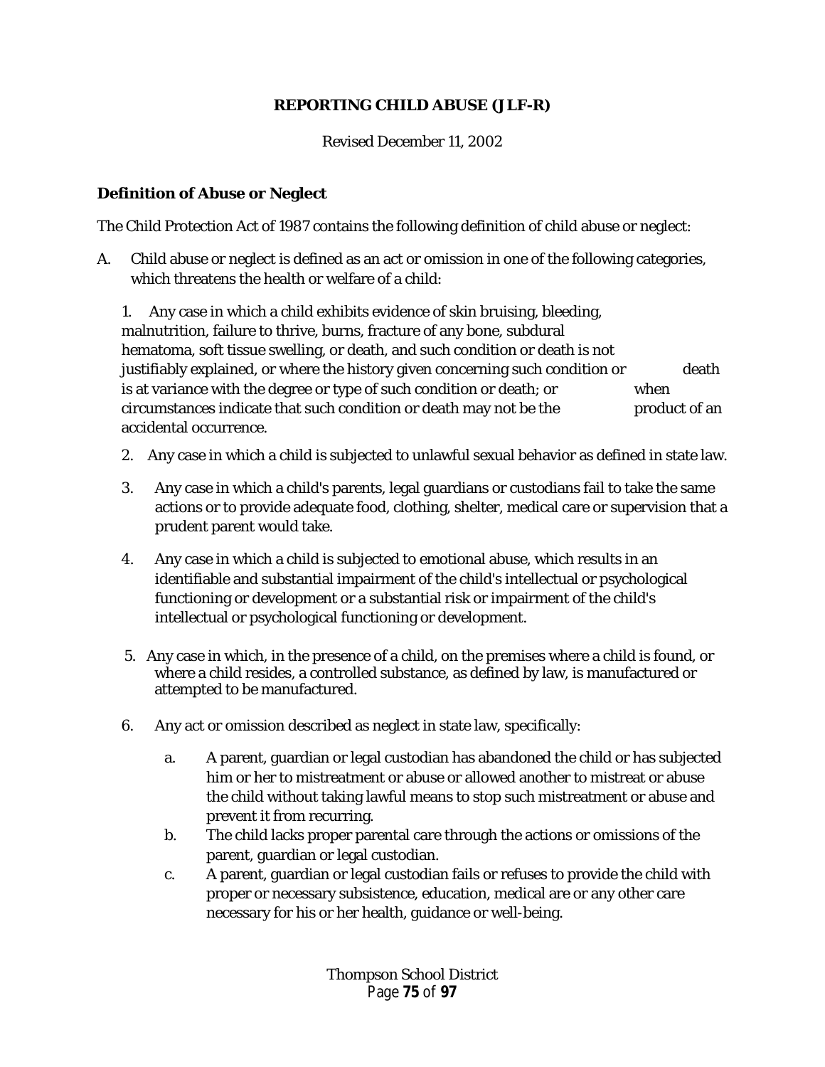# REPORTING CHILD ABUSE (JLF-R)

Revised December 11, 2002

## Definition of Abuse or Neglect

The Child Protection Act of 1987 contains the following definition of child abuse or neglect:

A. Child abuse or neglect is defined as an act or omission in one of the following categories, which threatens the health or welfare of a child:

1. Any case in which a child exhibits evidence of skin bruising, bleeding, malnutrition, failure to thrive, burns, fracture of any bone, subdural hematoma, soft tissue swelling, or death, and such condition or death is not justifiably explained, or where the history given concerning such condition or death is at variance with the degree or type of such condition or death; or when circumstances indicate that such condition or death may not be the product of an accidental occurrence.
2. Any case in which a child is subjected to unlawful sexual behavior as defined in state law.
3. Any case in which a child's parents, legal guardians or custodians fail to take the same actions or to provide adequate food, clothing, shelter, medical care or supervision that a prudent parent would take.
4. Any case in which a child is subjected to emotional abuse, which results in an identifiable and substantial impairment of the child's intellectual or psychological functioning or development or a substantial risk or impairment of the child's intellectual or psychological functioning or development.
5. Any case in which, in the presence of a child, on the premises where a child is found, or where a child resides, a controlled substance, as defined by law, is manufactured or attempted to be manufactured.
6. Any act or omission described as neglect in state law, specifically:
   a. A parent, guardian or legal custodian has abandoned the child or has subjected him or her to mistreatment or abuse or allowed another to mistreat or abuse the child without taking lawful means to stop such mistreatment or abuse and prevent it from recurring.
   b. The child lacks proper parental care through the actions or omissions of the parent, guardian or legal custodian.
   c. A parent, guardian or legal custodian fails or refuses to provide the child with proper or necessary subsistence, education, medical are or any other care necessary for his or her health, guidance or well-being.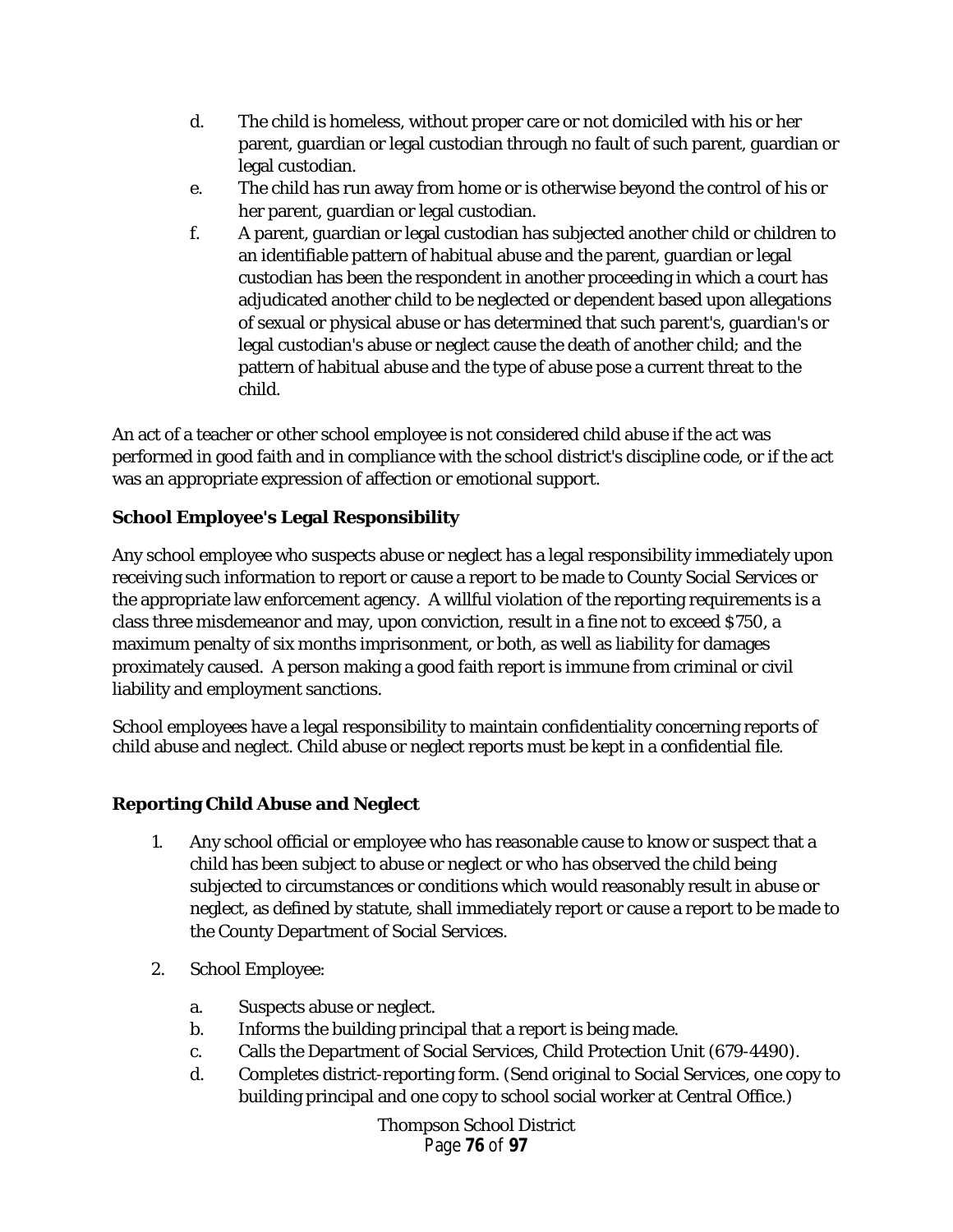d. The child is homeless, without proper care or not domiciled with his or her parent, guardian or legal custodian through no fault of such parent, guardian or legal custodian.

e. The child has run away from home or is otherwise beyond the control of his or her parent, guardian or legal custodian.

f. A parent, guardian or legal custodian has subjected another child or children to an identifiable pattern of habitual abuse and the parent, guardian or legal custodian has been the respondent in another proceeding in which a court has adjudicated another child to be neglected or dependent based upon allegations of sexual or physical abuse or has determined that such parent's, guardian's or legal custodian's abuse or neglect cause the death of another child; and the pattern of habitual abuse and the type of abuse pose a current threat to the child.

An act of a teacher or other school employee is not considered child abuse if the act was performed in good faith and in compliance with the school district's discipline code, or if the act was an appropriate expression of affection or emotional support.

**School Employee's Legal Responsibility**

Any school employee who suspects abuse or neglect has a legal responsibility immediately upon receiving such information to report or cause a report to be made to County Social Services or the appropriate law enforcement agency. A willful violation of the reporting requirements is a class three misdemeanor and may, upon conviction, result in a fine not to exceed $750, a maximum penalty of six months imprisonment, or both, as well as liability for damages proximately caused. A person making a good faith report is immune from criminal or civil liability and employment sanctions.

School employees have a legal responsibility to maintain confidentiality concerning reports of child abuse and neglect. Child abuse or neglect reports must be kept in a confidential file.

**Reporting Child Abuse and Neglect**

1. Any school official or employee who has reasonable cause to know or suspect that a child has been subject to abuse or neglect or who has observed the child being subjected to circumstances or conditions which would reasonably result in abuse or neglect, as defined by statute, shall immediately report or cause a report to be made to the County Department of Social Services.

2. School Employee:

   a. Suspects abuse or neglect.
   b. Informs the building principal that a report is being made.
   c. Calls the Department of Social Services, Child Protection Unit (679-4490).
   d. Completes district-reporting form. (Send original to Social Services, one copy to building principal and one copy to school social worker at Central Office.)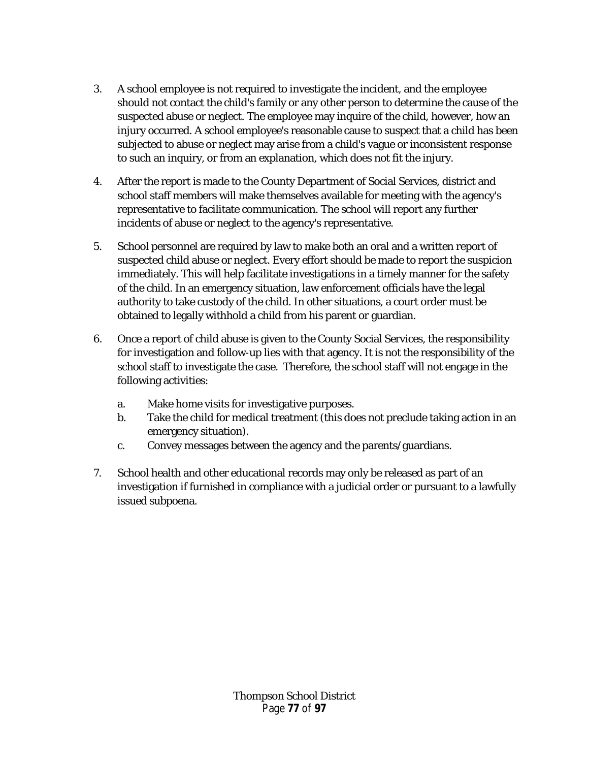3. A school employee is not required to investigate the incident, and the employee should not contact the child's family or any other person to determine the cause of the suspected abuse or neglect. The employee may inquire of the child, however, how an injury occurred. A school employee's reasonable cause to suspect that a child has been subjected to abuse or neglect may arise from a child's vague or inconsistent response to such an inquiry, or from an explanation, which does not fit the injury.

4. After the report is made to the County Department of Social Services, district and school staff members will make themselves available for meeting with the agency's representative to facilitate communication. The school will report any further incidents of abuse or neglect to the agency's representative.

5. School personnel are required by law to make both an oral and a written report of suspected child abuse or neglect. Every effort should be made to report the suspicion immediately. This will help facilitate investigations in a timely manner for the safety of the child. In an emergency situation, law enforcement officials have the legal authority to take custody of the child. In other situations, a court order must be obtained to legally withhold a child from his parent or guardian.

6. Once a report of child abuse is given to the County Social Services, the responsibility for investigation and follow-up lies with that agency. It is not the responsibility of the school staff to investigate the case. Therefore, the school staff will not engage in the following activities:

   a. Make home visits for investigative purposes.
   b. Take the child for medical treatment (this does not preclude taking action in an emergency situation).
   c. Convey messages between the agency and the parents/guardians.

7. School health and other educational records may only be released as part of an investigation if furnished in compliance with a judicial order or pursuant to a lawfully issued subpoena.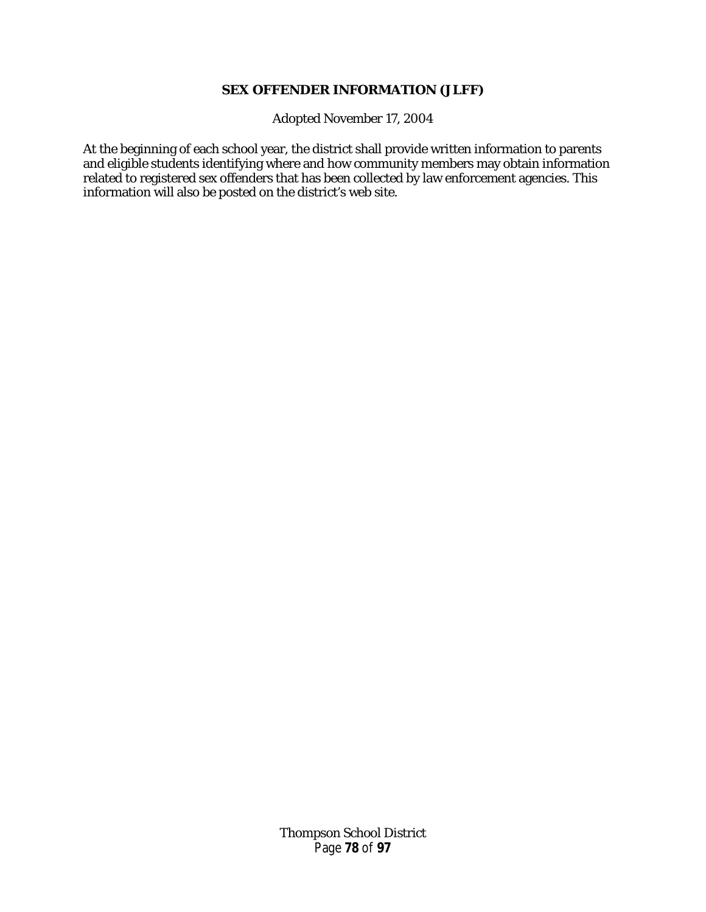## SEX OFFENDER INFORMATION (JLFF)

Adopted November 17, 2004

At the beginning of each school year, the district shall provide written information to parents and eligible students identifying where and how community members may obtain information related to registered sex offenders that has been collected by law enforcement agencies. This information will also be posted on the district's web site.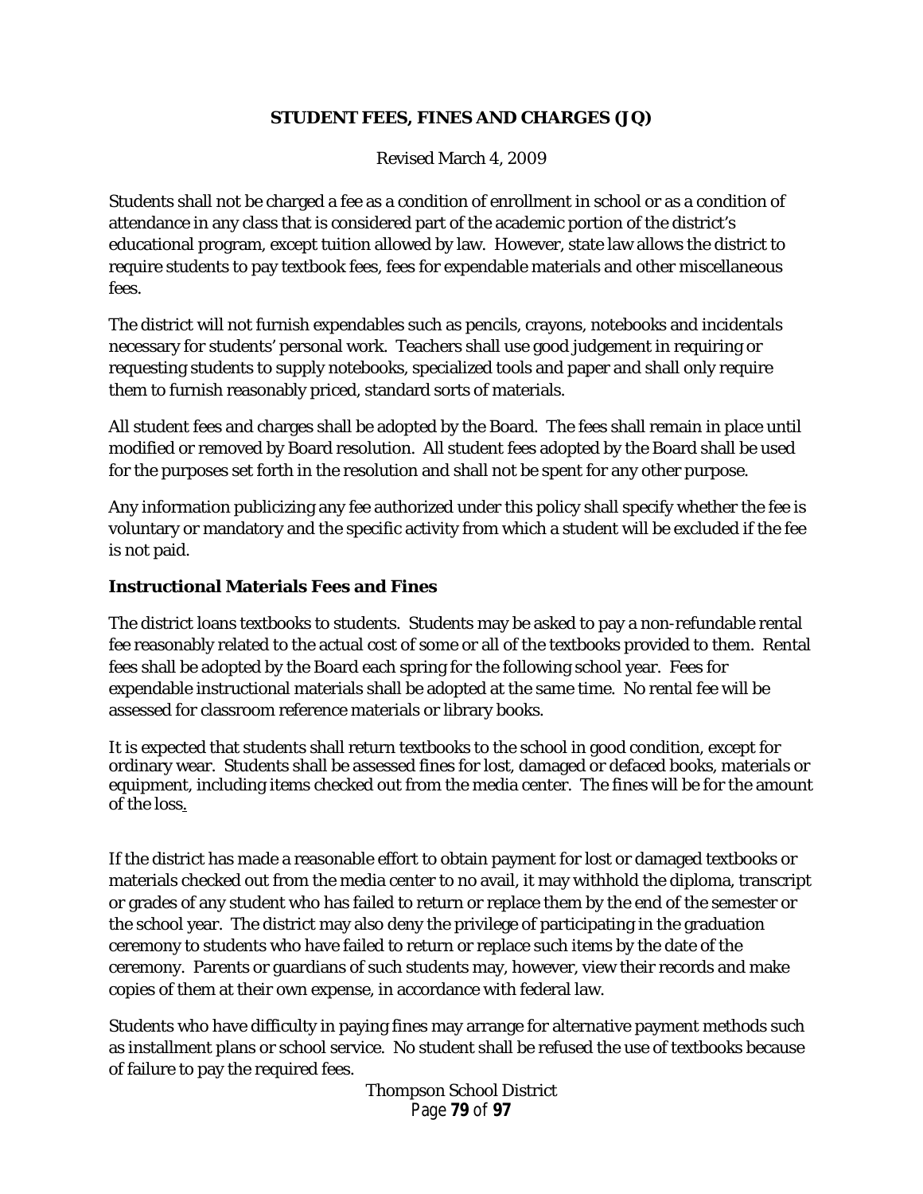**STUDENT FEES, FINES AND CHARGES (JQ)**

Revised March 4, 2009

Students shall not be charged a fee as a condition of enrollment in school or as a condition of attendance in any class that is considered part of the academic portion of the district's educational program, except tuition allowed by law. However, state law allows the district to require students to pay textbook fees, fees for expendable materials and other miscellaneous fees.

The district will not furnish expendables such as pencils, crayons, notebooks and incidentals necessary for students' personal work. Teachers shall use good judgement in requiring or requesting students to supply notebooks, specialized tools and paper and shall only require them to furnish reasonably priced, standard sorts of materials.

All student fees and charges shall be adopted by the Board. The fees shall remain in place until modified or removed by Board resolution. All student fees adopted by the Board shall be used for the purposes set forth in the resolution and shall not be spent for any other purpose.

Any information publicizing any fee authorized under this policy shall specify whether the fee is voluntary or mandatory and the specific activity from which a student will be excluded if the fee is not paid.

### Instructional Materials Fees and Fines

The district loans textbooks to students. Students may be asked to pay a non-refundable rental fee reasonably related to the actual cost of some or all of the textbooks provided to them. Rental fees shall be adopted by the Board each spring for the following school year. Fees for expendable instructional materials shall be adopted at the same time. No rental fee will be assessed for classroom reference materials or library books.

It is expected that students shall return textbooks to the school in good condition, except for ordinary wear. Students shall be assessed fines for lost, damaged or defaced books, materials or equipment, including items checked out from the media center. The fines will be for the amount of the loss.

If the district has made a reasonable effort to obtain payment for lost or damaged textbooks or materials checked out from the media center to no avail, it may withhold the diploma, transcript or grades of any student who has failed to return or replace them by the end of the semester or the school year. The district may also deny the privilege of participating in the graduation ceremony to students who have failed to return or replace such items by the date of the ceremony. Parents or guardians of such students may, however, view their records and make copies of them at their own expense, in accordance with federal law.

Students who have difficulty in paying fines may arrange for alternative payment methods such as installment plans or school service. No student shall be refused the use of textbooks because of failure to pay the required fees.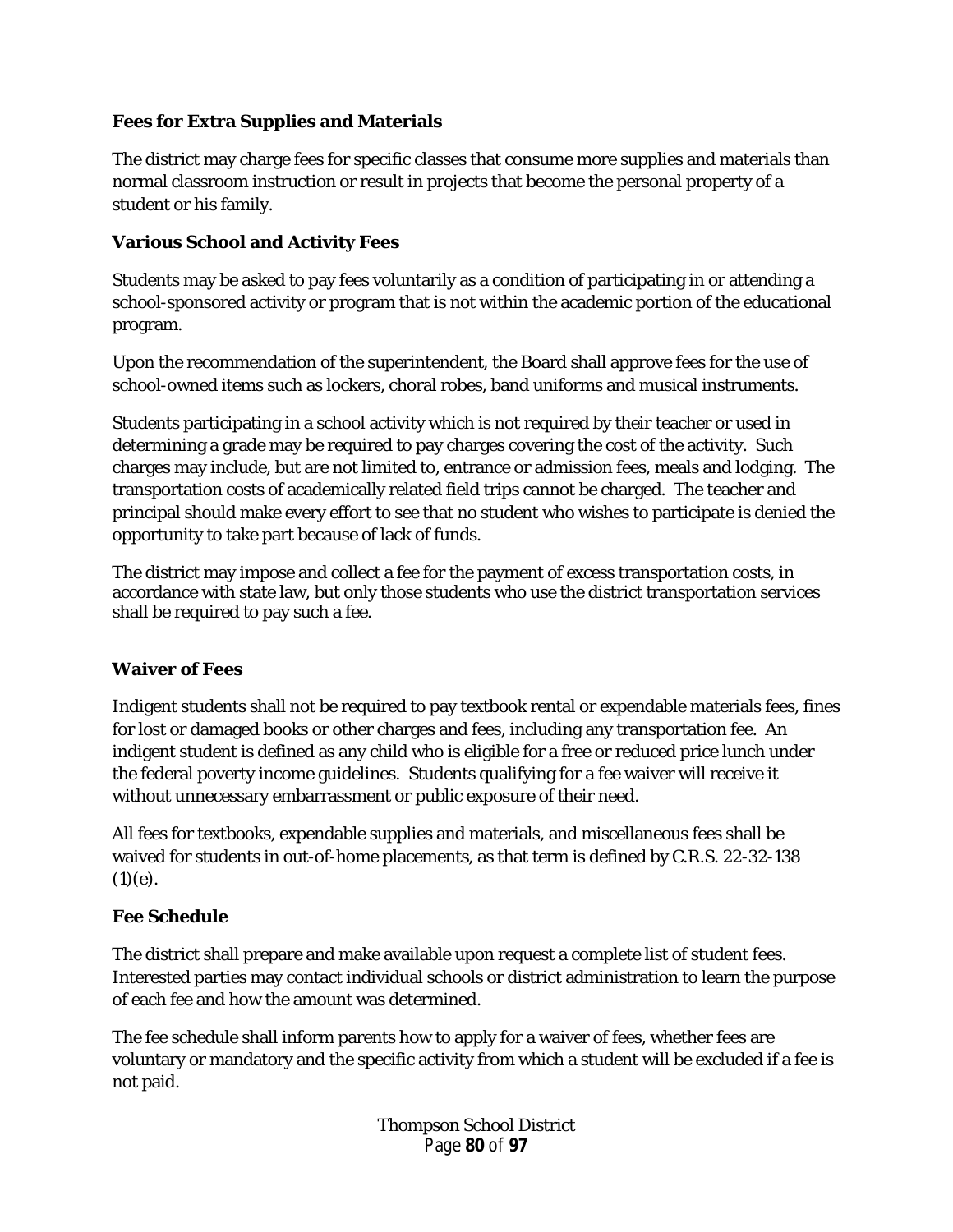### Fees for Extra Supplies and Materials

The district may charge fees for specific classes that consume more supplies and materials than normal classroom instruction or result in projects that become the personal property of a student or his family.

### Various School and Activity Fees

Students may be asked to pay fees voluntarily as a condition of participating in or attending a school-sponsored activity or program that is not within the academic portion of the educational program.

Upon the recommendation of the superintendent, the Board shall approve fees for the use of school-owned items such as lockers, choral robes, band uniforms and musical instruments.

Students participating in a school activity which is not required by their teacher or used in determining a grade may be required to pay charges covering the cost of the activity. Such charges may include, but are not limited to, entrance or admission fees, meals and lodging. The transportation costs of academically related field trips cannot be charged. The teacher and principal should make every effort to see that no student who wishes to participate is denied the opportunity to take part because of lack of funds.

The district may impose and collect a fee for the payment of excess transportation costs, in accordance with state law, but only those students who use the district transportation services shall be required to pay such a fee.

### Waiver of Fees

Indigent students shall not be required to pay textbook rental or expendable materials fees, fines for lost or damaged books or other charges and fees, including any transportation fee. An indigent student is defined as any child who is eligible for a free or reduced price lunch under the federal poverty income guidelines. Students qualifying for a fee waiver will receive it without unnecessary embarrassment or public exposure of their need.

All fees for textbooks, expendable supplies and materials, and miscellaneous fees shall be waived for students in out-of-home placements, as that term is defined by C.R.S. 22-32-138 (1)(e).

### Fee Schedule

The district shall prepare and make available upon request a complete list of student fees. Interested parties may contact individual schools or district administration to learn the purpose of each fee and how the amount was determined.

The fee schedule shall inform parents how to apply for a waiver of fees, whether fees are voluntary or mandatory and the specific activity from which a student will be excluded if a fee is not paid.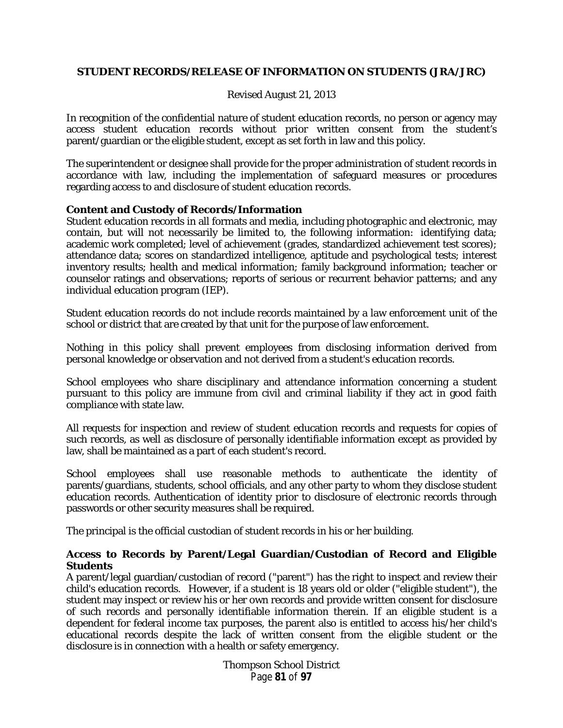## STUDENT RECORDS/RELEASE OF INFORMATION ON STUDENTS (JRA/JRC)

Revised August 21, 2013

In recognition of the confidential nature of student education records, no person or agency may access student education records without prior written consent from the student's parent/guardian or the eligible student, except as set forth in law and this policy.

The superintendent or designee shall provide for the proper administration of student records in accordance with law, including the implementation of safeguard measures or procedures regarding access to and disclosure of student education records.

### Content and Custody of Records/Information

Student education records in all formats and media, including photographic and electronic, may contain, but will not necessarily be limited to, the following information: identifying data; academic work completed; level of achievement (grades, standardized achievement test scores); attendance data; scores on standardized intelligence, aptitude and psychological tests; interest inventory results; health and medical information; family background information; teacher or counselor ratings and observations; reports of serious or recurrent behavior patterns; and any individual education program (IEP).

Student education records do not include records maintained by a law enforcement unit of the school or district that are created by that unit for the purpose of law enforcement.

Nothing in this policy shall prevent employees from disclosing information derived from personal knowledge or observation and not derived from a student's education records.

School employees who share disciplinary and attendance information concerning a student pursuant to this policy are immune from civil and criminal liability if they act in good faith compliance with state law.

All requests for inspection and review of student education records and requests for copies of such records, as well as disclosure of personally identifiable information except as provided by law, shall be maintained as a part of each student's record.

School employees shall use reasonable methods to authenticate the identity of parents/guardians, students, school officials, and any other party to whom they disclose student education records. Authentication of identity prior to disclosure of electronic records through passwords or other security measures shall be required.

The principal is the official custodian of student records in his or her building.

### Access to Records by Parent/Legal Guardian/Custodian of Record and Eligible Students

A parent/legal guardian/custodian of record ("parent") has the right to inspect and review their child's education records. However, if a student is 18 years old or older ("eligible student"), the student may inspect or review his or her own records and provide written consent for disclosure of such records and personally identifiable information therein. If an eligible student is a dependent for federal income tax purposes, the parent also is entitled to access his/her child's educational records despite the lack of written consent from the eligible student or the disclosure is in connection with a health or safety emergency.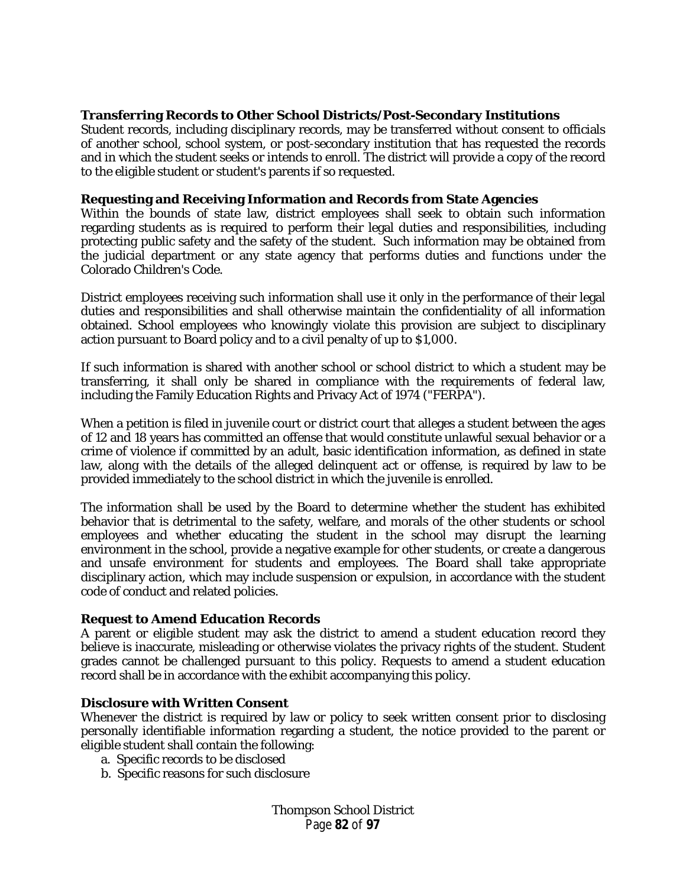### Transferring Records to Other School Districts/Post-Secondary Institutions

Student records, including disciplinary records, may be transferred without consent to officials of another school, school system, or post-secondary institution that has requested the records and in which the student seeks or intends to enroll. The district will provide a copy of the record to the eligible student or student's parents if so requested.

### Requesting and Receiving Information and Records from State Agencies

Within the bounds of state law, district employees shall seek to obtain such information regarding students as is required to perform their legal duties and responsibilities, including protecting public safety and the safety of the student. Such information may be obtained from the judicial department or any state agency that performs duties and functions under the Colorado Children's Code.

District employees receiving such information shall use it only in the performance of their legal duties and responsibilities and shall otherwise maintain the confidentiality of all information obtained. School employees who knowingly violate this provision are subject to disciplinary action pursuant to Board policy and to a civil penalty of up to $1,000.

If such information is shared with another school or school district to which a student may be transferring, it shall only be shared in compliance with the requirements of federal law, including the Family Education Rights and Privacy Act of 1974 ("FERPA").

When a petition is filed in juvenile court or district court that alleges a student between the ages of 12 and 18 years has committed an offense that would constitute unlawful sexual behavior or a crime of violence if committed by an adult, basic identification information, as defined in state law, along with the details of the alleged delinquent act or offense, is required by law to be provided immediately to the school district in which the juvenile is enrolled.

The information shall be used by the Board to determine whether the student has exhibited behavior that is detrimental to the safety, welfare, and morals of the other students or school employees and whether educating the student in the school may disrupt the learning environment in the school, provide a negative example for other students, or create a dangerous and unsafe environment for students and employees. The Board shall take appropriate disciplinary action, which may include suspension or expulsion, in accordance with the student code of conduct and related policies.

### Request to Amend Education Records

A parent or eligible student may ask the district to amend a student education record they believe is inaccurate, misleading or otherwise violates the privacy rights of the student. Student grades cannot be challenged pursuant to this policy. Requests to amend a student education record shall be in accordance with the exhibit accompanying this policy.

### Disclosure with Written Consent

Whenever the district is required by law or policy to seek written consent prior to disclosing personally identifiable information regarding a student, the notice provided to the parent or eligible student shall contain the following:

a. Specific records to be disclosed
b. Specific reasons for such disclosure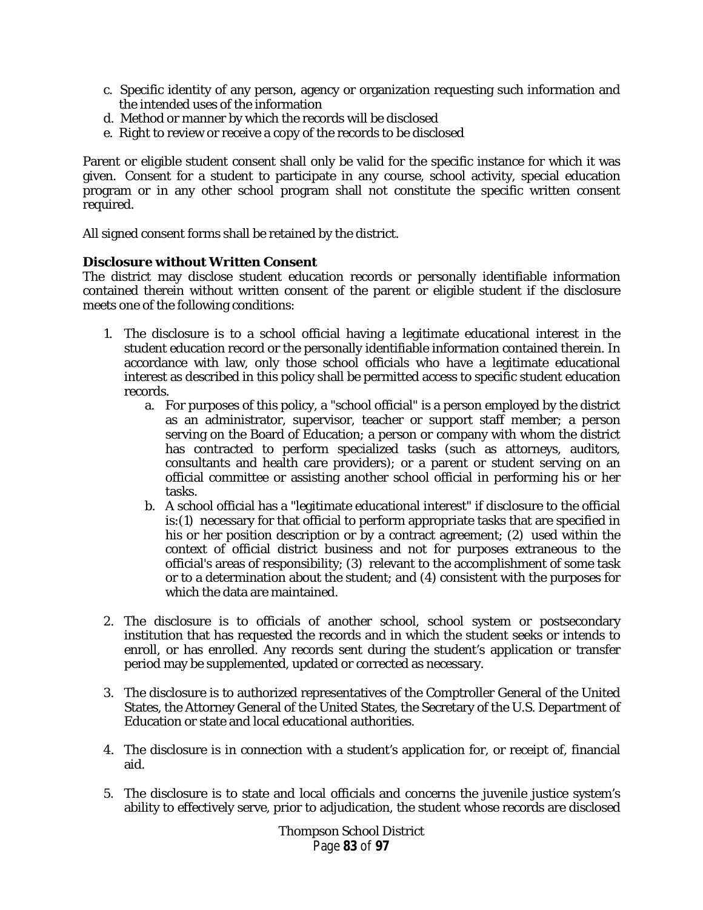c. Specific identity of any person, agency or organization requesting such information and the intended uses of the information
d. Method or manner by which the records will be disclosed
e. Right to review or receive a copy of the records to be disclosed

Parent or eligible student consent shall only be valid for the specific instance for which it was given. Consent for a student to participate in any course, school activity, special education program or in any other school program shall not constitute the specific written consent required.

All signed consent forms shall be retained by the district.

**Disclosure without Written Consent**

The district may disclose student education records or personally identifiable information contained therein without written consent of the parent or eligible student if the disclosure meets one of the following conditions:

1. The disclosure is to a school official having a legitimate educational interest in the student education record or the personally identifiable information contained therein. In accordance with law, only those school officials who have a legitimate educational interest as described in this policy shall be permitted access to specific student education records.
   a. For purposes of this policy, a "school official" is a person employed by the district as an administrator, supervisor, teacher or support staff member; a person serving on the Board of Education; a person or company with whom the district has contracted to perform specialized tasks (such as attorneys, auditors, consultants and health care providers); or a parent or student serving on an official committee or assisting another school official in performing his or her tasks.
   b. A school official has a "legitimate educational interest" if disclosure to the official is:(1) necessary for that official to perform appropriate tasks that are specified in his or her position description or by a contract agreement; (2) used within the context of official district business and not for purposes extraneous to the official's areas of responsibility; (3) relevant to the accomplishment of some task or to a determination about the student; and (4) consistent with the purposes for which the data are maintained.

2. The disclosure is to officials of another school, school system or postsecondary institution that has requested the records and in which the student seeks or intends to enroll, or has enrolled. Any records sent during the student's application or transfer period may be supplemented, updated or corrected as necessary.

3. The disclosure is to authorized representatives of the Comptroller General of the United States, the Attorney General of the United States, the Secretary of the U.S. Department of Education or state and local educational authorities.

4. The disclosure is in connection with a student's application for, or receipt of, financial aid.

5. The disclosure is to state and local officials and concerns the juvenile justice system's ability to effectively serve, prior to adjudication, the student whose records are disclosed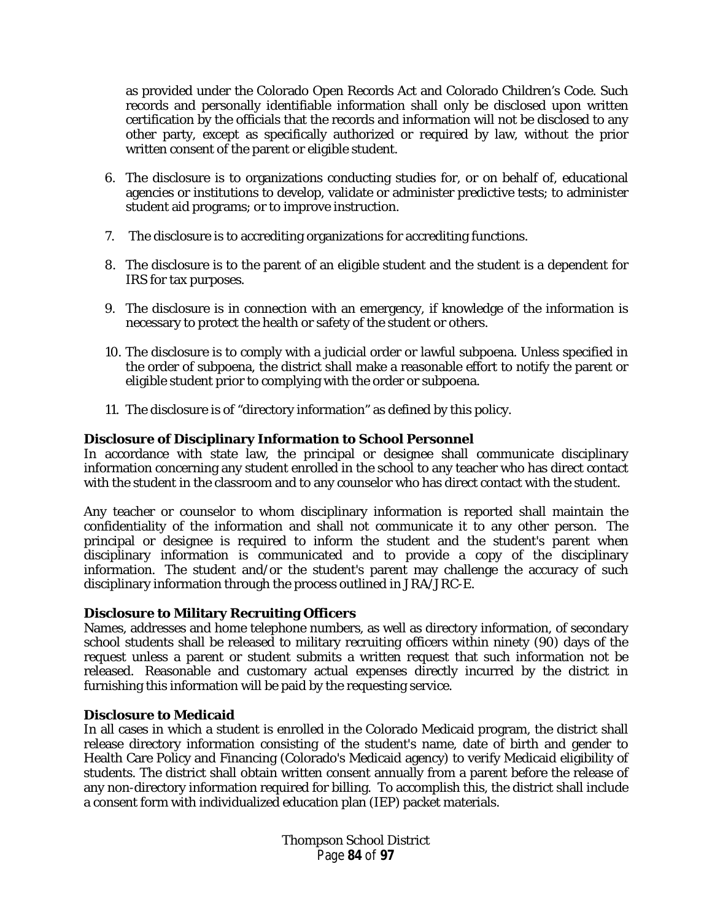as provided under the Colorado Open Records Act and Colorado Children's Code. Such records and personally identifiable information shall only be disclosed upon written certification by the officials that the records and information will not be disclosed to any other party, except as specifically authorized or required by law, without the prior written consent of the parent or eligible student.

6. The disclosure is to organizations conducting studies for, or on behalf of, educational agencies or institutions to develop, validate or administer predictive tests; to administer student aid programs; or to improve instruction.

7. The disclosure is to accrediting organizations for accrediting functions.

8. The disclosure is to the parent of an eligible student and the student is a dependent for IRS for tax purposes.

9. The disclosure is in connection with an emergency, if knowledge of the information is necessary to protect the health or safety of the student or others.

10. The disclosure is to comply with a judicial order or lawful subpoena. Unless specified in the order of subpoena, the district shall make a reasonable effort to notify the parent or eligible student prior to complying with the order or subpoena.

11. The disclosure is of "directory information" as defined by this policy.

**Disclosure of Disciplinary Information to School Personnel**

In accordance with state law, the principal or designee shall communicate disciplinary information concerning any student enrolled in the school to any teacher who has direct contact with the student in the classroom and to any counselor who has direct contact with the student.

Any teacher or counselor to whom disciplinary information is reported shall maintain the confidentiality of the information and shall not communicate it to any other person. The principal or designee is required to inform the student and the student's parent when disciplinary information is communicated and to provide a copy of the disciplinary information. The student and/or the student's parent may challenge the accuracy of such disciplinary information through the process outlined in JRA/JRC-E.

**Disclosure to Military Recruiting Officers**

Names, addresses and home telephone numbers, as well as directory information, of secondary school students shall be released to military recruiting officers within ninety (90) days of the request unless a parent or student submits a written request that such information not be released. Reasonable and customary actual expenses directly incurred by the district in furnishing this information will be paid by the requesting service.

**Disclosure to Medicaid**

In all cases in which a student is enrolled in the Colorado Medicaid program, the district shall release directory information consisting of the student's name, date of birth and gender to Health Care Policy and Financing (Colorado's Medicaid agency) to verify Medicaid eligibility of students. The district shall obtain written consent annually from a parent before the release of any non-directory information required for billing. To accomplish this, the district shall include a consent form with individualized education plan (IEP) packet materials.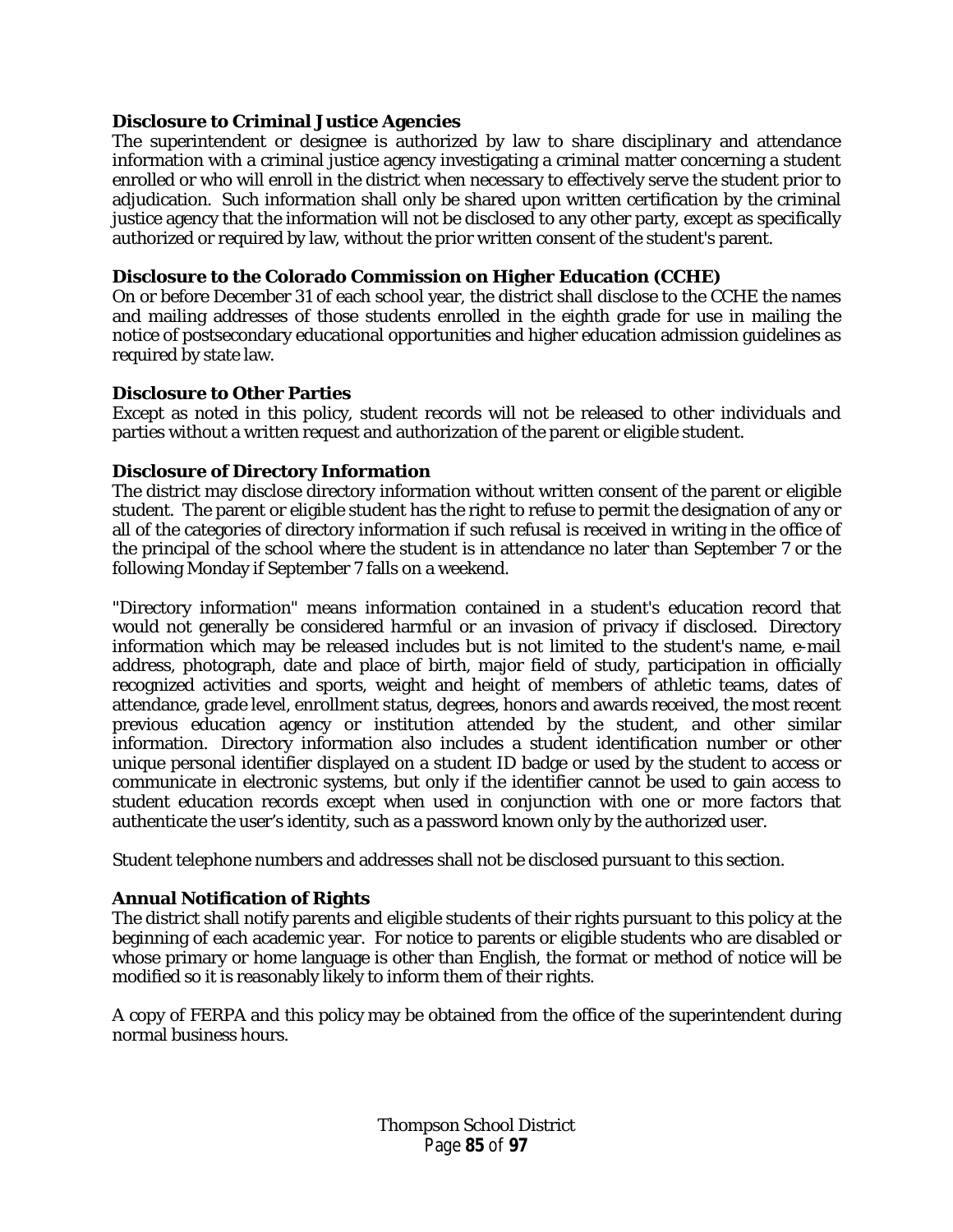**Disclosure to Criminal Justice Agencies**
The superintendent or designee is authorized by law to share disciplinary and attendance information with a criminal justice agency investigating a criminal matter concerning a student enrolled or who will enroll in the district when necessary to effectively serve the student prior to adjudication. Such information shall only be shared upon written certification by the criminal justice agency that the information will not be disclosed to any other party, except as specifically authorized or required by law, without the prior written consent of the student's parent.

**Disclosure to the Colorado Commission on Higher Education (CCHE)**
On or before December 31 of each school year, the district shall disclose to the CCHE the names and mailing addresses of those students enrolled in the eighth grade for use in mailing the notice of postsecondary educational opportunities and higher education admission guidelines as required by state law.

**Disclosure to Other Parties**
Except as noted in this policy, student records will not be released to other individuals and parties without a written request and authorization of the parent or eligible student.

**Disclosure of Directory Information**
The district may disclose directory information without written consent of the parent or eligible student. The parent or eligible student has the right to refuse to permit the designation of any or all of the categories of directory information if such refusal is received in writing in the office of the principal of the school where the student is in attendance no later than September 7 or the following Monday if September 7 falls on a weekend.

"Directory information" means information contained in a student's education record that would not generally be considered harmful or an invasion of privacy if disclosed. Directory information which may be released includes but is not limited to the student's name, e-mail address, photograph, date and place of birth, major field of study, participation in officially recognized activities and sports, weight and height of members of athletic teams, dates of attendance, grade level, enrollment status, degrees, honors and awards received, the most recent previous education agency or institution attended by the student, and other similar information. Directory information also includes a student identification number or other unique personal identifier displayed on a student ID badge or used by the student to access or communicate in electronic systems, but only if the identifier cannot be used to gain access to student education records except when used in conjunction with one or more factors that authenticate the user's identity, such as a password known only by the authorized user.

Student telephone numbers and addresses shall not be disclosed pursuant to this section.

**Annual Notification of Rights**
The district shall notify parents and eligible students of their rights pursuant to this policy at the beginning of each academic year. For notice to parents or eligible students who are disabled or whose primary or home language is other than English, the format or method of notice will be modified so it is reasonably likely to inform them of their rights.

A copy of FERPA and this policy may be obtained from the office of the superintendent during normal business hours.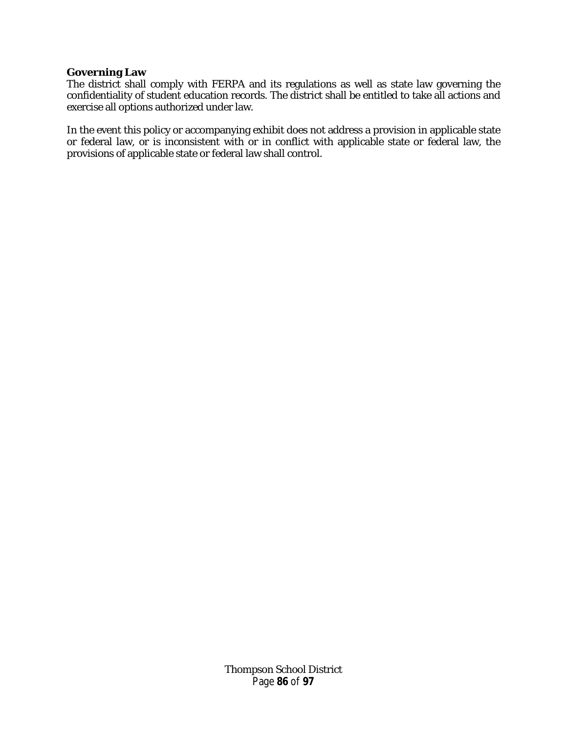**Governing Law**

The district shall comply with FERPA and its regulations as well as state law governing the confidentiality of student education records. The district shall be entitled to take all actions and exercise all options authorized under law.

In the event this policy or accompanying exhibit does not address a provision in applicable state or federal law, or is inconsistent with or in conflict with applicable state or federal law, the provisions of applicable state or federal law shall control.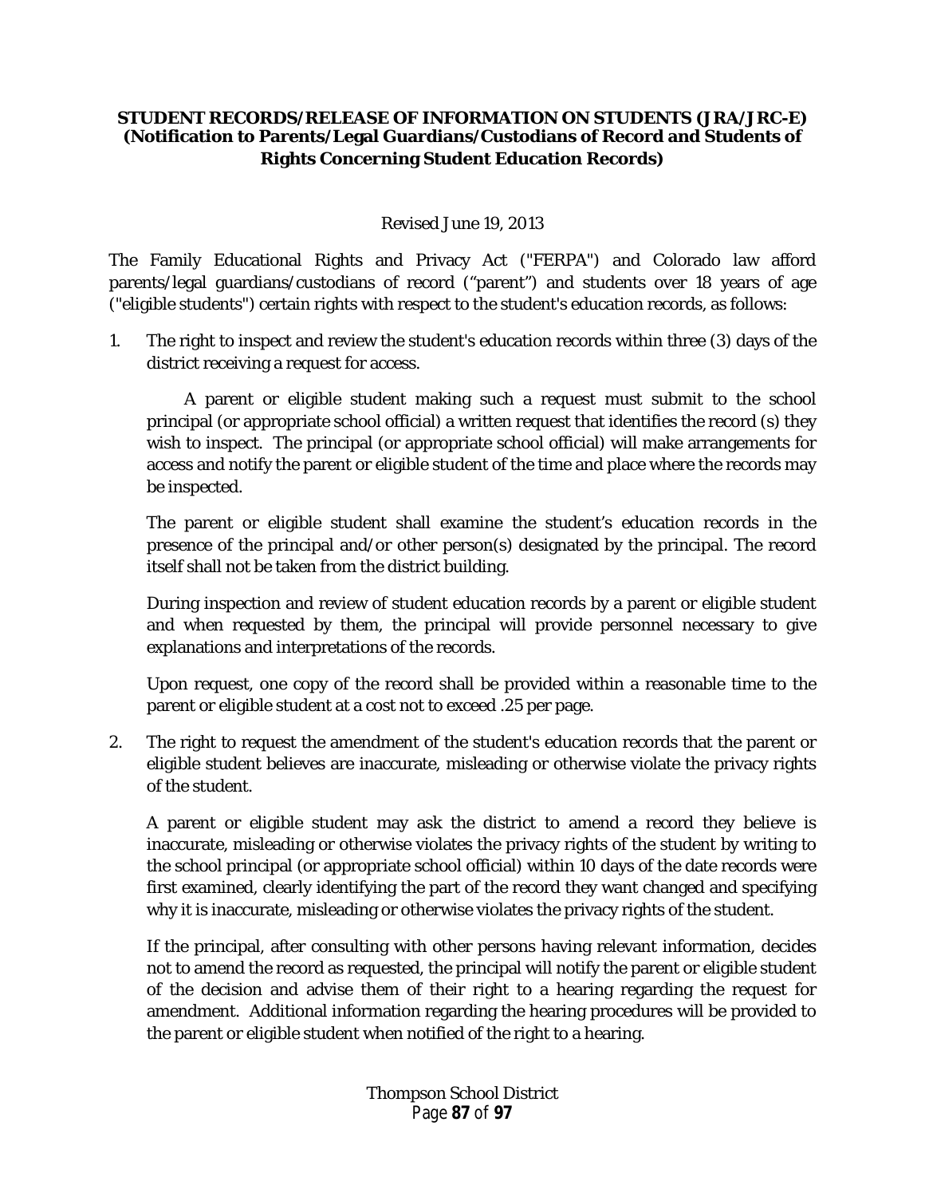**STUDENT RECORDS/RELEASE OF INFORMATION ON STUDENTS (JRA/JRC-E) (Notification to Parents/Legal Guardians/Custodians of Record and Students of Rights Concerning Student Education Records)**

Revised June 19, 2013

The Family Educational Rights and Privacy Act ("FERPA") and Colorado law afford parents/legal guardians/custodians of record ("parent") and students over 18 years of age ("eligible students") certain rights with respect to the student's education records, as follows:

1. The right to inspect and review the student's education records within three (3) days of the district receiving a request for access.

   A parent or eligible student making such a request must submit to the school principal (or appropriate school official) a written request that identifies the record (s) they wish to inspect. The principal (or appropriate school official) will make arrangements for access and notify the parent or eligible student of the time and place where the records may be inspected.

   The parent or eligible student shall examine the student's education records in the presence of the principal and/or other person(s) designated by the principal. The record itself shall not be taken from the district building.

   During inspection and review of student education records by a parent or eligible student and when requested by them, the principal will provide personnel necessary to give explanations and interpretations of the records.

   Upon request, one copy of the record shall be provided within a reasonable time to the parent or eligible student at a cost not to exceed .25 per page.

2. The right to request the amendment of the student's education records that the parent or eligible student believes are inaccurate, misleading or otherwise violate the privacy rights of the student.

   A parent or eligible student may ask the district to amend a record they believe is inaccurate, misleading or otherwise violates the privacy rights of the student by writing to the school principal (or appropriate school official) within 10 days of the date records were first examined, clearly identifying the part of the record they want changed and specifying why it is inaccurate, misleading or otherwise violates the privacy rights of the student.

   If the principal, after consulting with other persons having relevant information, decides not to amend the record as requested, the principal will notify the parent or eligible student of the decision and advise them of their right to a hearing regarding the request for amendment. Additional information regarding the hearing procedures will be provided to the parent or eligible student when notified of the right to a hearing.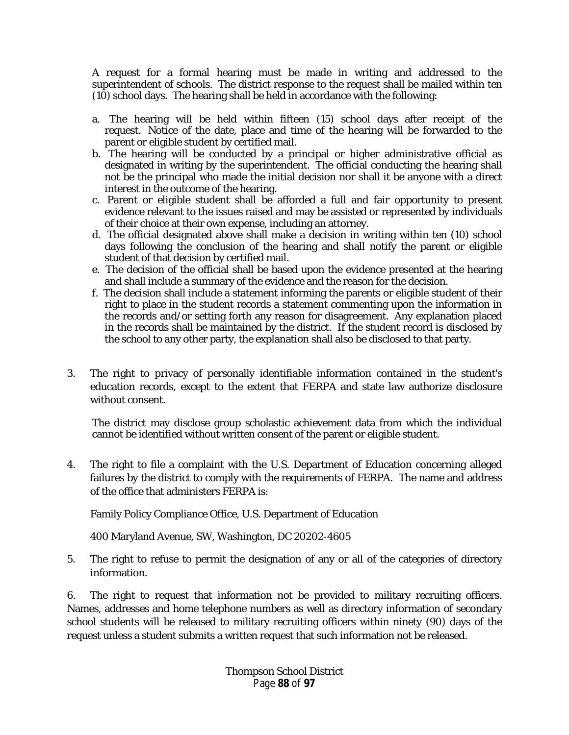A request for a formal hearing must be made in writing and addressed to the superintendent of schools. The district response to the request shall be mailed within ten (10) school days. The hearing shall be held in accordance with the following:

a. The hearing will be held within fifteen (15) school days after receipt of the request. Notice of the date, place and time of the hearing will be forwarded to the parent or eligible student by certified mail.
b. The hearing will be conducted by a principal or higher administrative official as designated in writing by the superintendent. The official conducting the hearing shall not be the principal who made the initial decision nor shall it be anyone with a direct interest in the outcome of the hearing.
c. Parent or eligible student shall be afforded a full and fair opportunity to present evidence relevant to the issues raised and may be assisted or represented by individuals of their choice at their own expense, including an attorney.
d. The official designated above shall make a decision in writing within ten (10) school days following the conclusion of the hearing and shall notify the parent or eligible student of that decision by certified mail.
e. The decision of the official shall be based upon the evidence presented at the hearing and shall include a summary of the evidence and the reason for the decision.
f. The decision shall include a statement informing the parents or eligible student of their right to place in the student records a statement commenting upon the information in the records and/or setting forth any reason for disagreement. Any explanation placed in the records shall be maintained by the district. If the student record is disclosed by the school to any other party, the explanation shall also be disclosed to that party.

3. The right to privacy of personally identifiable information contained in the student's education records, except to the extent that FERPA and state law authorize disclosure without consent.

   The district may disclose group scholastic achievement data from which the individual cannot be identified without written consent of the parent or eligible student.

4. The right to file a complaint with the U.S. Department of Education concerning alleged failures by the district to comply with the requirements of FERPA. The name and address of the office that administers FERPA is:

   Family Policy Compliance Office, U.S. Department of Education

   400 Maryland Avenue, SW, Washington, DC 20202-4605

5. The right to refuse to permit the designation of any or all of the categories of directory information.

6. The right to request that information not be provided to military recruiting officers. Names, addresses and home telephone numbers as well as directory information of secondary school students will be released to military recruiting officers within ninety (90) days of the request unless a student submits a written request that such information not be released.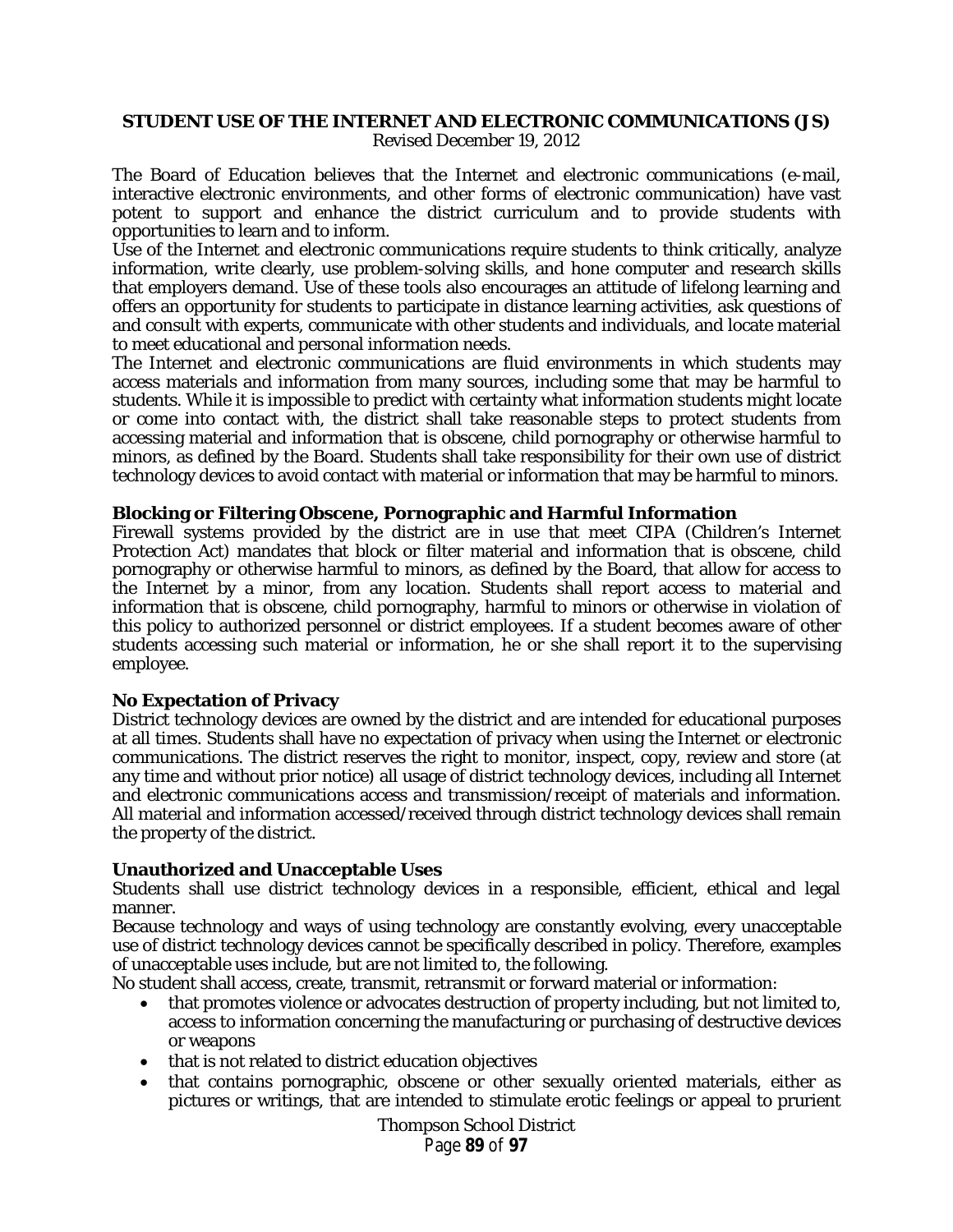## STUDENT USE OF THE INTERNET AND ELECTRONIC COMMUNICATIONS (JS)

Revised December 19, 2012

The Board of Education believes that the Internet and electronic communications (e-mail, interactive electronic environments, and other forms of electronic communication) have vast potent to support and enhance the district curriculum and to provide students with opportunities to learn and to inform.

Use of the Internet and electronic communications require students to think critically, analyze information, write clearly, use problem-solving skills, and hone computer and research skills that employers demand. Use of these tools also encourages an attitude of lifelong learning and offers an opportunity for students to participate in distance learning activities, ask questions of and consult with experts, communicate with other students and individuals, and locate material to meet educational and personal information needs.

The Internet and electronic communications are fluid environments in which students may access materials and information from many sources, including some that may be harmful to students. While it is impossible to predict with certainty what information students might locate or come into contact with, the district shall take reasonable steps to protect students from accessing material and information that is obscene, child pornography or otherwise harmful to minors, as defined by the Board. Students shall take responsibility for their own use of district technology devices to avoid contact with material or information that may be harmful to minors.

### Blocking or Filtering Obscene, Pornographic and Harmful Information

Firewall systems provided by the district are in use that meet CIPA (Children's Internet Protection Act) mandates that block or filter material and information that is obscene, child pornography or otherwise harmful to minors, as defined by the Board, that allow for access to the Internet by a minor, from any location. Students shall report access to material and information that is obscene, child pornography, harmful to minors or otherwise in violation of this policy to authorized personnel or district employees. If a student becomes aware of other students accessing such material or information, he or she shall report it to the supervising employee.

### No Expectation of Privacy

District technology devices are owned by the district and are intended for educational purposes at all times. Students shall have no expectation of privacy when using the Internet or electronic communications. The district reserves the right to monitor, inspect, copy, review and store (at any time and without prior notice) all usage of district technology devices, including all Internet and electronic communications access and transmission/receipt of materials and information. All material and information accessed/received through district technology devices shall remain the property of the district.

### Unauthorized and Unacceptable Uses

Students shall use district technology devices in a responsible, efficient, ethical and legal manner.

Because technology and ways of using technology are constantly evolving, every unacceptable use of district technology devices cannot be specifically described in policy. Therefore, examples of unacceptable uses include, but are not limited to, the following.

No student shall access, create, transmit, retransmit or forward material or information:

- that promotes violence or advocates destruction of property including, but not limited to, access to information concerning the manufacturing or purchasing of destructive devices or weapons
- that is not related to district education objectives
- that contains pornographic, obscene or other sexually oriented materials, either as pictures or writings, that are intended to stimulate erotic feelings or appeal to prurient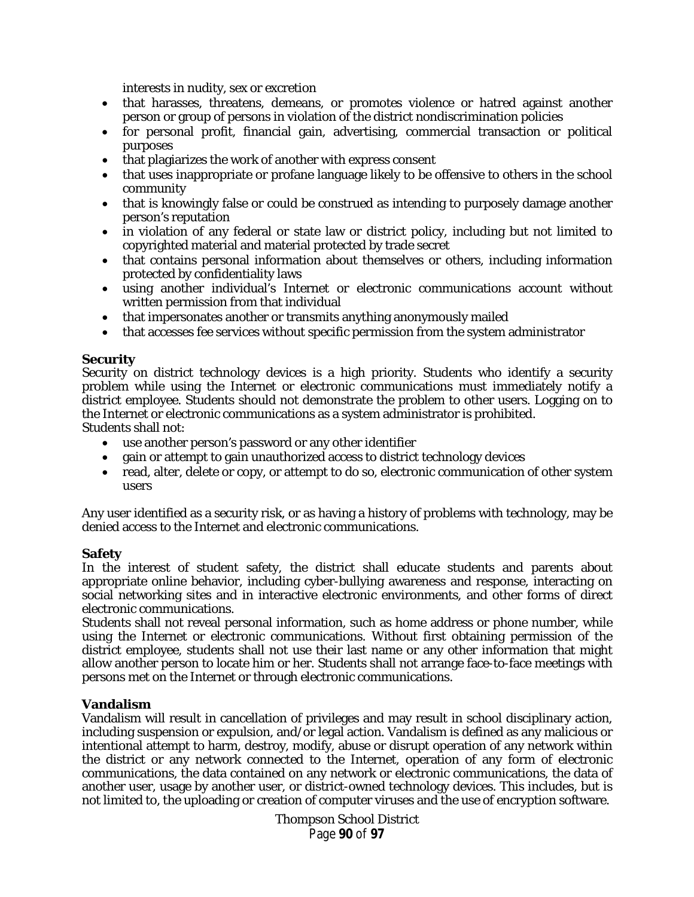interests in nudity, sex or excretion

- that harasses, threatens, demeans, or promotes violence or hatred against another person or group of persons in violation of the district nondiscrimination policies
- for personal profit, financial gain, advertising, commercial transaction or political purposes
- that plagiarizes the work of another with express consent
- that uses inappropriate or profane language likely to be offensive to others in the school community
- that is knowingly false or could be construed as intending to purposely damage another person's reputation
- in violation of any federal or state law or district policy, including but not limited to copyrighted material and material protected by trade secret
- that contains personal information about themselves or others, including information protected by confidentiality laws
- using another individual's Internet or electronic communications account without written permission from that individual
- that impersonates another or transmits anything anonymously mailed
- that accesses fee services without specific permission from the system administrator

**Security**

Security on district technology devices is a high priority. Students who identify a security problem while using the Internet or electronic communications must immediately notify a district employee. Students should not demonstrate the problem to other users. Logging on to the Internet or electronic communications as a system administrator is prohibited.
Students shall not:

- use another person's password or any other identifier
- gain or attempt to gain unauthorized access to district technology devices
- read, alter, delete or copy, or attempt to do so, electronic communication of other system users

Any user identified as a security risk, or as having a history of problems with technology, may be denied access to the Internet and electronic communications.

**Safety**

In the interest of student safety, the district shall educate students and parents about appropriate online behavior, including cyber-bullying awareness and response, interacting on social networking sites and in interactive electronic environments, and other forms of direct electronic communications.
Students shall not reveal personal information, such as home address or phone number, while using the Internet or electronic communications. Without first obtaining permission of the district employee, students shall not use their last name or any other information that might allow another person to locate him or her. Students shall not arrange face-to-face meetings with persons met on the Internet or through electronic communications.

**Vandalism**

Vandalism will result in cancellation of privileges and may result in school disciplinary action, including suspension or expulsion, and/or legal action. Vandalism is defined as any malicious or intentional attempt to harm, destroy, modify, abuse or disrupt operation of any network within the district or any network connected to the Internet, operation of any form of electronic communications, the data contained on any network or electronic communications, the data of another user, usage by another user, or district-owned technology devices. This includes, but is not limited to, the uploading or creation of computer viruses and the use of encryption software.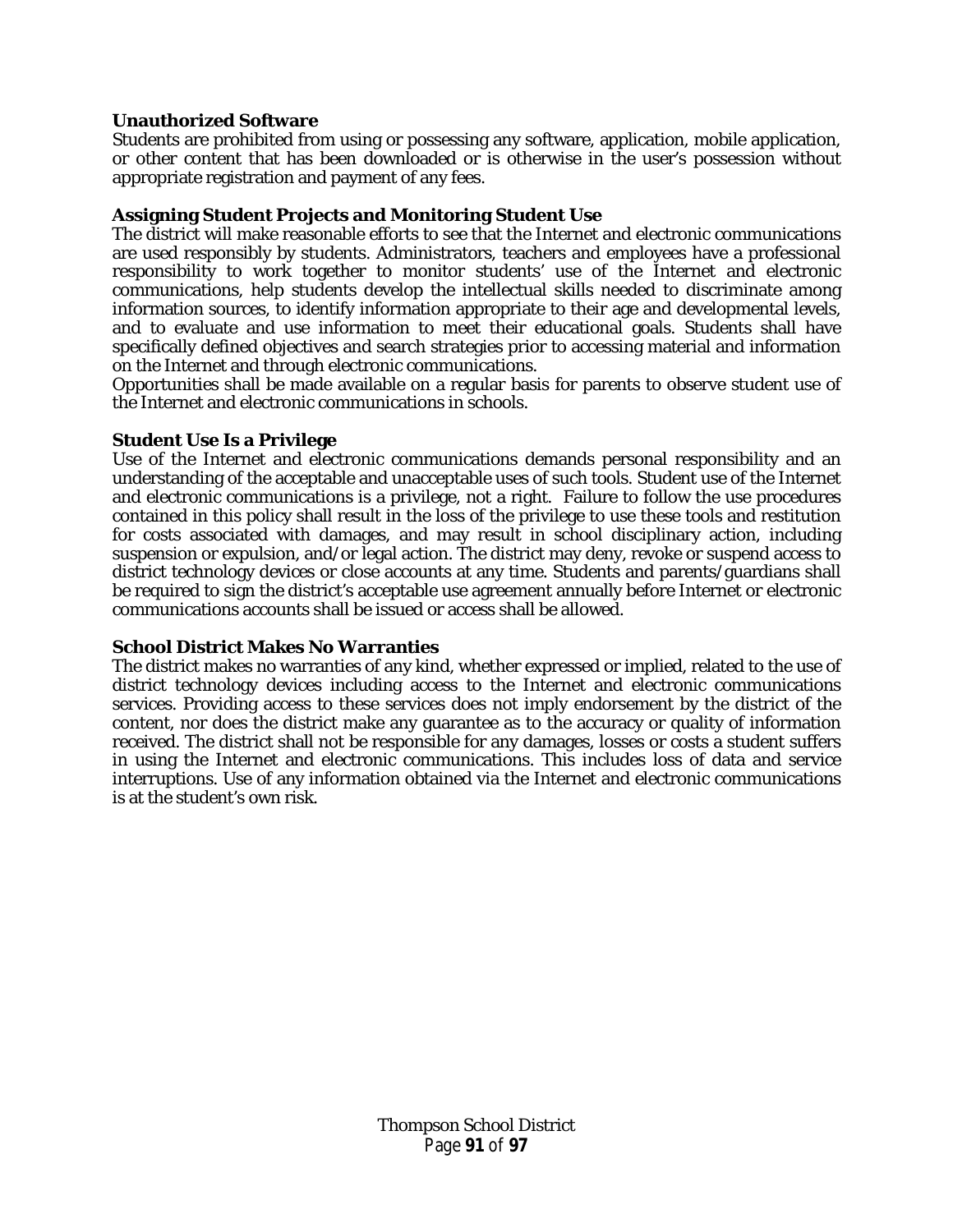**Unauthorized Software**

Students are prohibited from using or possessing any software, application, mobile application, or other content that has been downloaded or is otherwise in the user's possession without appropriate registration and payment of any fees.

**Assigning Student Projects and Monitoring Student Use**

The district will make reasonable efforts to see that the Internet and electronic communications are used responsibly by students. Administrators, teachers and employees have a professional responsibility to work together to monitor students' use of the Internet and electronic communications, help students develop the intellectual skills needed to discriminate among information sources, to identify information appropriate to their age and developmental levels, and to evaluate and use information to meet their educational goals. Students shall have specifically defined objectives and search strategies prior to accessing material and information on the Internet and through electronic communications.

Opportunities shall be made available on a regular basis for parents to observe student use of the Internet and electronic communications in schools.

**Student Use Is a Privilege**

Use of the Internet and electronic communications demands personal responsibility and an understanding of the acceptable and unacceptable uses of such tools. Student use of the Internet and electronic communications is a privilege, not a right. Failure to follow the use procedures contained in this policy shall result in the loss of the privilege to use these tools and restitution for costs associated with damages, and may result in school disciplinary action, including suspension or expulsion, and/or legal action. The district may deny, revoke or suspend access to district technology devices or close accounts at any time. Students and parents/guardians shall be required to sign the district's acceptable use agreement annually before Internet or electronic communications accounts shall be issued or access shall be allowed.

**School District Makes No Warranties**

The district makes no warranties of any kind, whether expressed or implied, related to the use of district technology devices including access to the Internet and electronic communications services. Providing access to these services does not imply endorsement by the district of the content, nor does the district make any guarantee as to the accuracy or quality of information received. The district shall not be responsible for any damages, losses or costs a student suffers in using the Internet and electronic communications. This includes loss of data and service interruptions. Use of any information obtained via the Internet and electronic communications is at the student's own risk.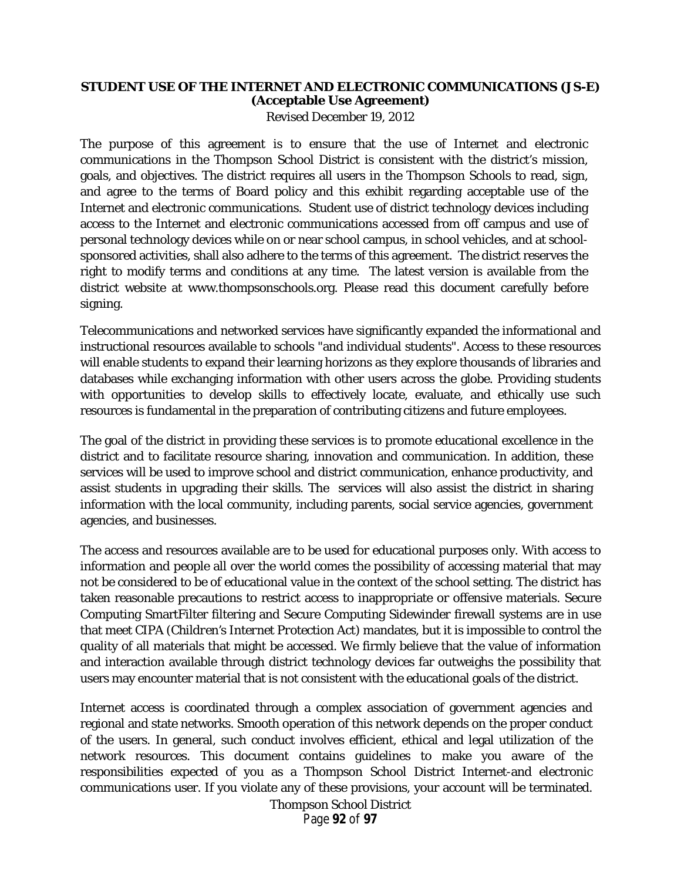## STUDENT USE OF THE INTERNET AND ELECTRONIC COMMUNICATIONS (JS-E)
### (Acceptable Use Agreement)

Revised December 19, 2012

The purpose of this agreement is to ensure that the use of Internet and electronic communications in the Thompson School District is consistent with the district's mission, goals, and objectives. The district requires all users in the Thompson Schools to read, sign, and agree to the terms of Board policy and this exhibit regarding acceptable use of the Internet and electronic communications. Student use of district technology devices including access to the Internet and electronic communications accessed from off campus and use of personal technology devices while on or near school campus, in school vehicles, and at school-sponsored activities, shall also adhere to the terms of this agreement. The district reserves the right to modify terms and conditions at any time. The latest version is available from the district website at www.thompsonschools.org. Please read this document carefully before signing.

Telecommunications and networked services have significantly expanded the informational and instructional resources available to schools "and individual students". Access to these resources will enable students to expand their learning horizons as they explore thousands of libraries and databases while exchanging information with other users across the globe. Providing students with opportunities to develop skills to effectively locate, evaluate, and ethically use such resources is fundamental in the preparation of contributing citizens and future employees.

The goal of the district in providing these services is to promote educational excellence in the district and to facilitate resource sharing, innovation and communication. In addition, these services will be used to improve school and district communication, enhance productivity, and assist students in upgrading their skills. The services will also assist the district in sharing information with the local community, including parents, social service agencies, government agencies, and businesses.

The access and resources available are to be used for educational purposes only. With access to information and people all over the world comes the possibility of accessing material that may not be considered to be of educational value in the context of the school setting. The district has taken reasonable precautions to restrict access to inappropriate or offensive materials. Secure Computing SmartFilter filtering and Secure Computing Sidewinder firewall systems are in use that meet CIPA (Children's Internet Protection Act) mandates, but it is impossible to control the quality of all materials that might be accessed. We firmly believe that the value of information and interaction available through district technology devices far outweighs the possibility that users may encounter material that is not consistent with the educational goals of the district.

Internet access is coordinated through a complex association of government agencies and regional and state networks. Smooth operation of this network depends on the proper conduct of the users. In general, such conduct involves efficient, ethical and legal utilization of the network resources. This document contains guidelines to make you aware of the responsibilities expected of you as a Thompson School District Internet-and electronic communications user. If you violate any of these provisions, your account will be terminated.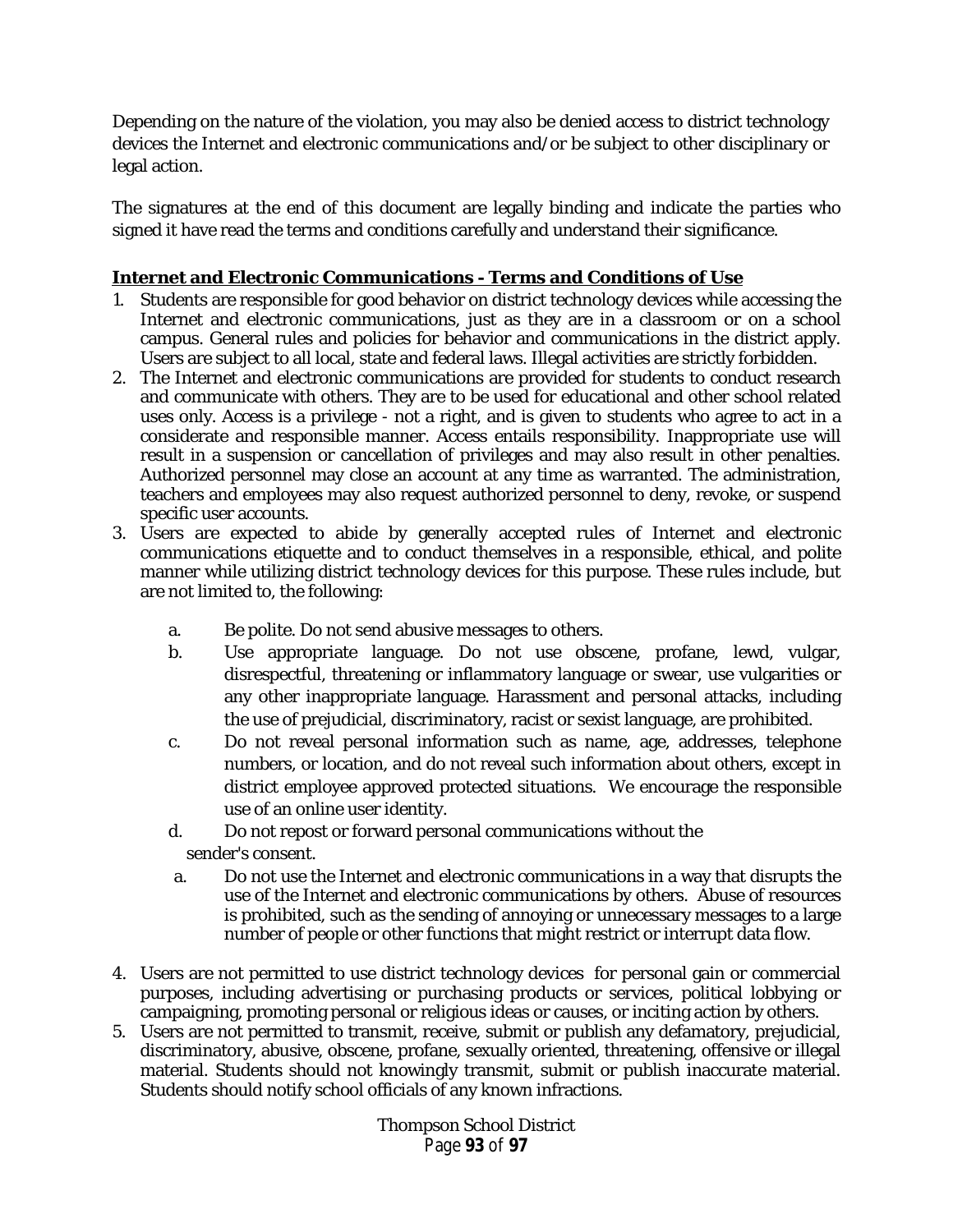Depending on the nature of the violation, you may also be denied access to district technology devices the Internet and electronic communications and/or be subject to other disciplinary or legal action.

The signatures at the end of this document are legally binding and indicate the parties who signed it have read the terms and conditions carefully and understand their significance.

**Internet and Electronic Communications - Terms and Conditions of Use**

1. Students are responsible for good behavior on district technology devices while accessing the Internet and electronic communications, just as they are in a classroom or on a school campus. General rules and policies for behavior and communications in the district apply. Users are subject to all local, state and federal laws. Illegal activities are strictly forbidden.
2. The Internet and electronic communications are provided for students to conduct research and communicate with others. They are to be used for educational and other school related uses only. Access is a privilege - not a right, and is given to students who agree to act in a considerate and responsible manner. Access entails responsibility. Inappropriate use will result in a suspension or cancellation of privileges and may also result in other penalties. Authorized personnel may close an account at any time as warranted. The administration, teachers and employees may also request authorized personnel to deny, revoke, or suspend specific user accounts.
3. Users are expected to abide by generally accepted rules of Internet and electronic communications etiquette and to conduct themselves in a responsible, ethical, and polite manner while utilizing district technology devices for this purpose. These rules include, but are not limited to, the following:

   a. Be polite. Do not send abusive messages to others.

   b. Use appropriate language. Do not use obscene, profane, lewd, vulgar, disrespectful, threatening or inflammatory language or swear, use vulgarities or any other inappropriate language. Harassment and personal attacks, including the use of prejudicial, discriminatory, racist or sexist language, are prohibited.

   c. Do not reveal personal information such as name, age, addresses, telephone numbers, or location, and do not reveal such information about others, except in district employee approved protected situations. We encourage the responsible use of an online user identity.

   d. Do not repost or forward personal communications without the sender's consent.

   a. Do not use the Internet and electronic communications in a way that disrupts the use of the Internet and electronic communications by others. Abuse of resources is prohibited, such as the sending of annoying or unnecessary messages to a large number of people or other functions that might restrict or interrupt data flow.

4. Users are not permitted to use district technology devices for personal gain or commercial purposes, including advertising or purchasing products or services, political lobbying or campaigning, promoting personal or religious ideas or causes, or inciting action by others.
5. Users are not permitted to transmit, receive, submit or publish any defamatory, prejudicial, discriminatory, abusive, obscene, profane, sexually oriented, threatening, offensive or illegal material. Students should not knowingly transmit, submit or publish inaccurate material. Students should notify school officials of any known infractions.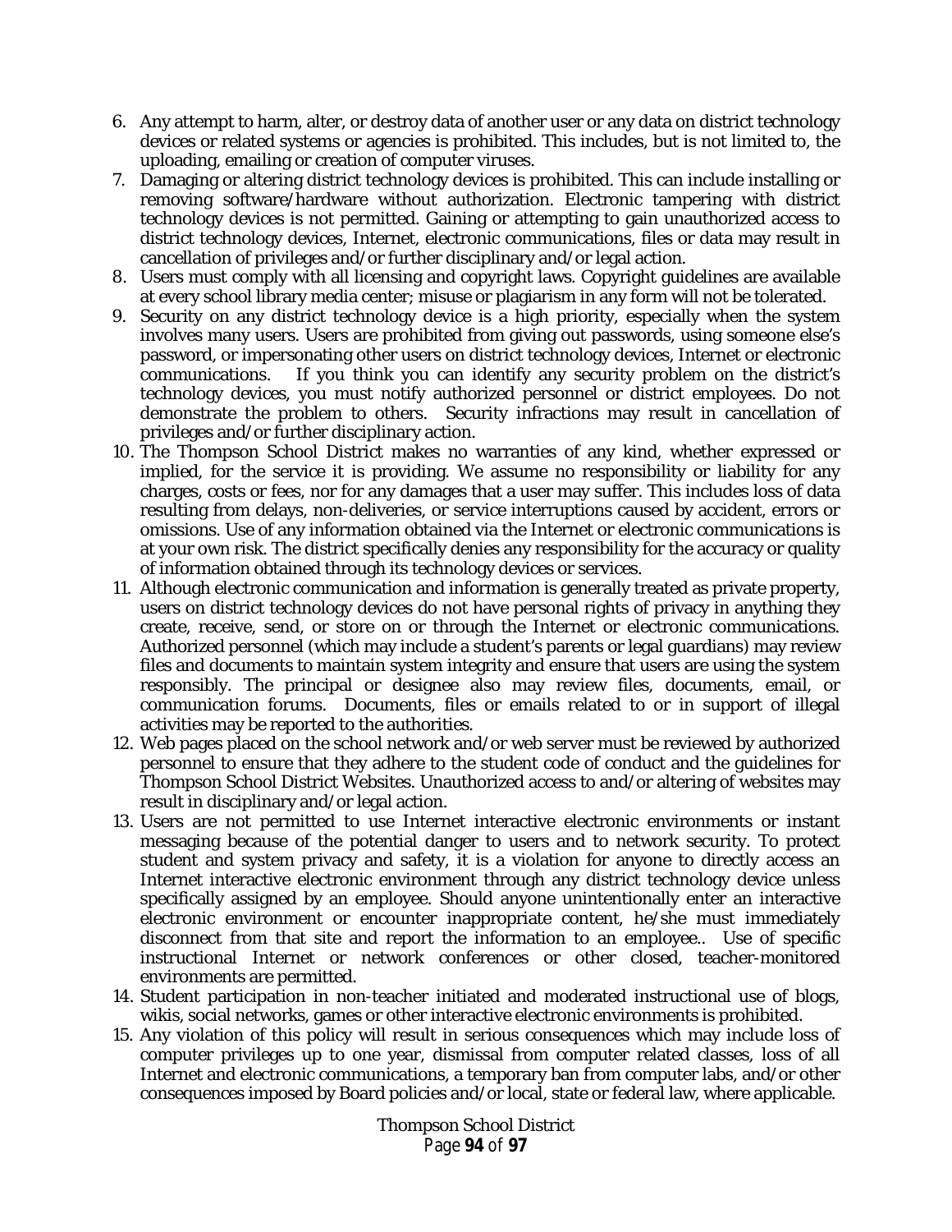6. Any attempt to harm, alter, or destroy data of another user or any data on district technology devices or related systems or agencies is prohibited. This includes, but is not limited to, the uploading, emailing or creation of computer viruses.
7. Damaging or altering district technology devices is prohibited. This can include installing or removing software/hardware without authorization. Electronic tampering with district technology devices is not permitted. Gaining or attempting to gain unauthorized access to district technology devices, Internet, electronic communications, files or data may result in cancellation of privileges and/or further disciplinary and/or legal action.
8. Users must comply with all licensing and copyright laws. Copyright guidelines are available at every school library media center; misuse or plagiarism in any form will not be tolerated.
9. Security on any district technology device is a high priority, especially when the system involves many users. Users are prohibited from giving out passwords, using someone else's password, or impersonating other users on district technology devices, Internet or electronic communications. If you think you can identify any security problem on the district's technology devices, you must notify authorized personnel or district employees. Do not demonstrate the problem to others. Security infractions may result in cancellation of privileges and/or further disciplinary action.
10. The Thompson School District makes no warranties of any kind, whether expressed or implied, for the service it is providing. We assume no responsibility or liability for any charges, costs or fees, nor for any damages that a user may suffer. This includes loss of data resulting from delays, non-deliveries, or service interruptions caused by accident, errors or omissions. Use of any information obtained via the Internet or electronic communications is at your own risk. The district specifically denies any responsibility for the accuracy or quality of information obtained through its technology devices or services.
11. Although electronic communication and information is generally treated as private property, users on district technology devices do not have personal rights of privacy in anything they create, receive, send, or store on or through the Internet or electronic communications. Authorized personnel (which may include a student's parents or legal guardians) may review files and documents to maintain system integrity and ensure that users are using the system responsibly. The principal or designee also may review files, documents, email, or communication forums. Documents, files or emails related to or in support of illegal activities may be reported to the authorities.
12. Web pages placed on the school network and/or web server must be reviewed by authorized personnel to ensure that they adhere to the student code of conduct and the guidelines for Thompson School District Websites. Unauthorized access to and/or altering of websites may result in disciplinary and/or legal action.
13. Users are not permitted to use Internet interactive electronic environments or instant messaging because of the potential danger to users and to network security. To protect student and system privacy and safety, it is a violation for anyone to directly access an Internet interactive electronic environment through any district technology device unless specifically assigned by an employee. Should anyone unintentionally enter an interactive electronic environment or encounter inappropriate content, he/she must immediately disconnect from that site and report the information to an employee.. Use of specific instructional Internet or network conferences or other closed, teacher-monitored environments are permitted.
14. Student participation in non-teacher initiated and moderated instructional use of blogs, wikis, social networks, games or other interactive electronic environments is prohibited.
15. Any violation of this policy will result in serious consequences which may include loss of computer privileges up to one year, dismissal from computer related classes, loss of all Internet and electronic communications, a temporary ban from computer labs, and/or other consequences imposed by Board policies and/or local, state or federal law, where applicable.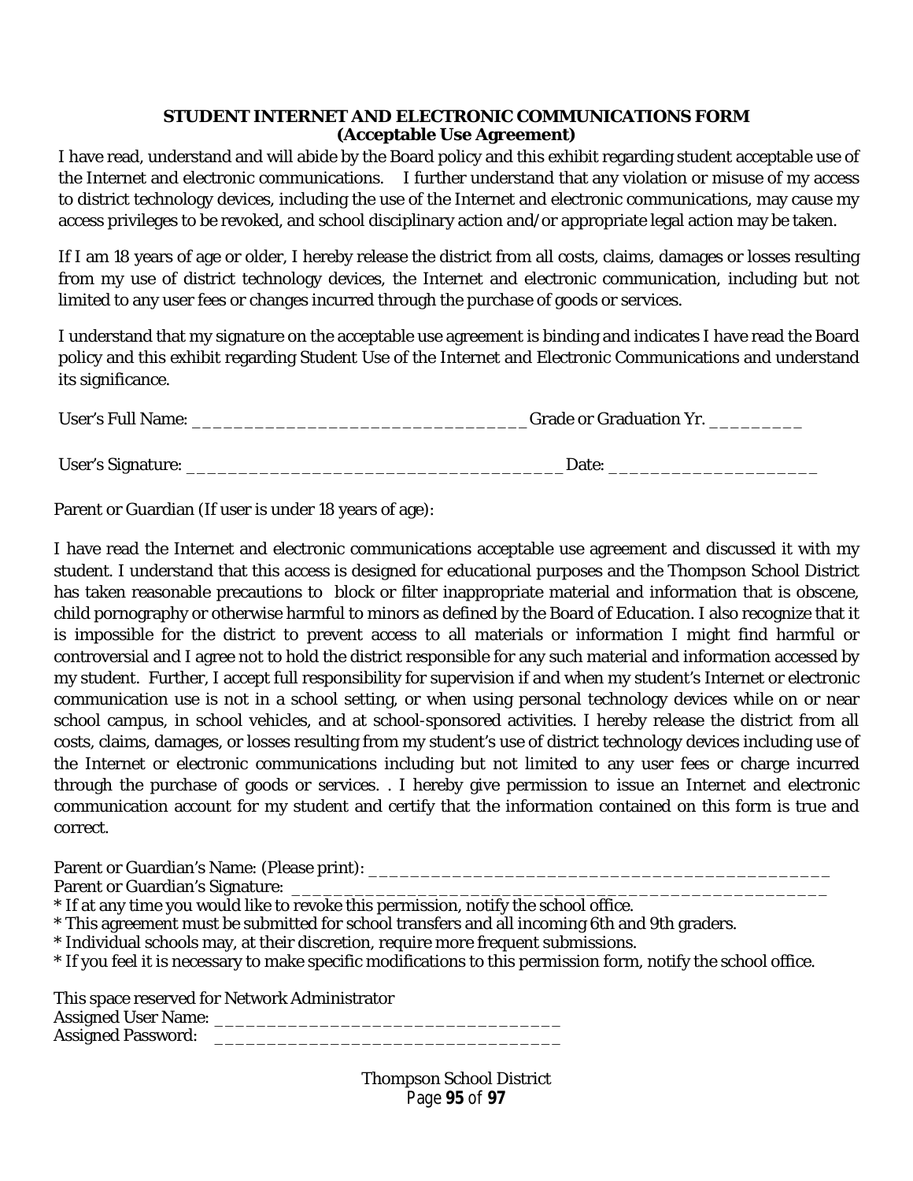**STUDENT INTERNET AND ELECTRONIC COMMUNICATIONS FORM**
**(Acceptable Use Agreement)**

I have read, understand and will abide by the Board policy and this exhibit regarding student acceptable use of the Internet and electronic communications. I further understand that any violation or misuse of my access to district technology devices, including the use of the Internet and electronic communications, may cause my access privileges to be revoked, and school disciplinary action and/or appropriate legal action may be taken.

If I am 18 years of age or older, I hereby release the district from all costs, claims, damages or losses resulting from my use of district technology devices, the Internet and electronic communication, including but not limited to any user fees or changes incurred through the purchase of goods or services.

I understand that my signature on the acceptable use agreement is binding and indicates I have read the Board policy and this exhibit regarding Student Use of the Internet and Electronic Communications and understand its significance.

User's Full Name: _________________________________ Grade or Graduation Yr. _________

User's Signature: ___________________________________ Date: ____________________

Parent or Guardian (If user is under 18 years of age):

I have read the Internet and electronic communications acceptable use agreement and discussed it with my student. I understand that this access is designed for educational purposes and the Thompson School District has taken reasonable precautions to block or filter inappropriate material and information that is obscene, child pornography or otherwise harmful to minors as defined by the Board of Education. I also recognize that it is impossible for the district to prevent access to all materials or information I might find harmful or controversial and I agree not to hold the district responsible for any such material and information accessed by my student. Further, I accept full responsibility for supervision if and when my student's Internet or electronic communication use is not in a school setting, or when using personal technology devices while on or near school campus, in school vehicles, and at school-sponsored activities. I hereby release the district from all costs, claims, damages, or losses resulting from my student's use of district technology devices including use of the Internet or electronic communications including but not limited to any user fees or charge incurred through the purchase of goods or services. . I hereby give permission to issue an Internet and electronic communication account for my student and certify that the information contained on this form is true and correct.

Parent or Guardian's Name: (Please print): ______________________________________________
Parent or Guardian's Signature: ____________________________________________________

* If at any time you would like to revoke this permission, notify the school office.
* This agreement must be submitted for school transfers and all incoming 6th and 9th graders.
* Individual schools may, at their discretion, require more frequent submissions.
* If you feel it is necessary to make specific modifications to this permission form, notify the school office.

This space reserved for Network Administrator
Assigned User Name: _________________________________
Assigned Password: _________________________________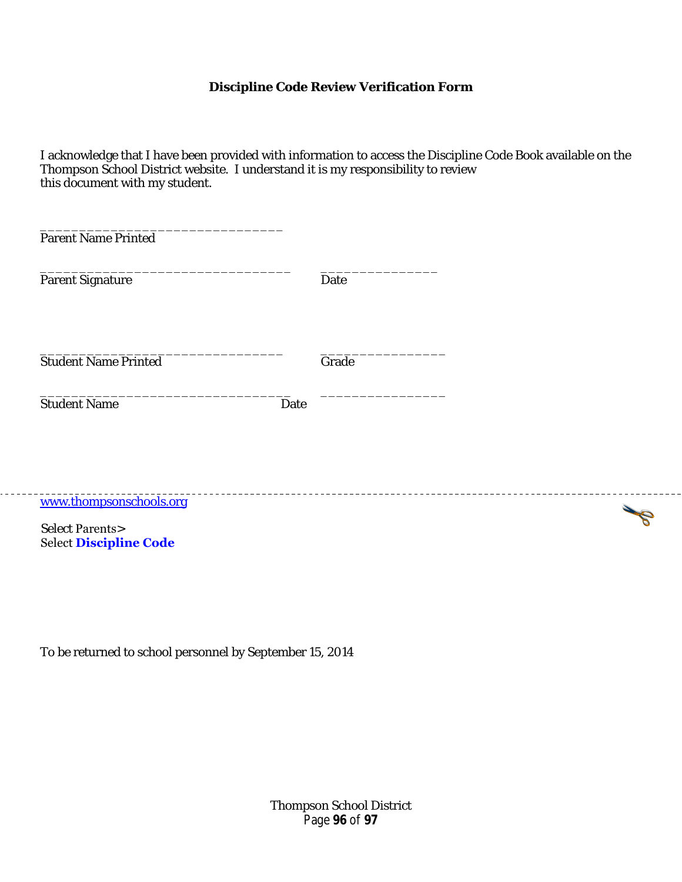**Discipline Code Review Verification Form**

I acknowledge that I have been provided with information to access the Discipline Code Book available on the Thompson School District website. I understand it is my responsibility to review this document with my student.

_______________________________
Parent Name Printed

________________________________ _______________
Parent Signature Date

_______________________________ ________________
Student Name Printed Grade

________________________________ ________________
Student Name Date

---

[www.thompsonschools.org](http://www.thompsonschools.org)

Select Parents>
Select **Discipline Code**

To be returned to school personnel by September 15, 2014

Thompson School District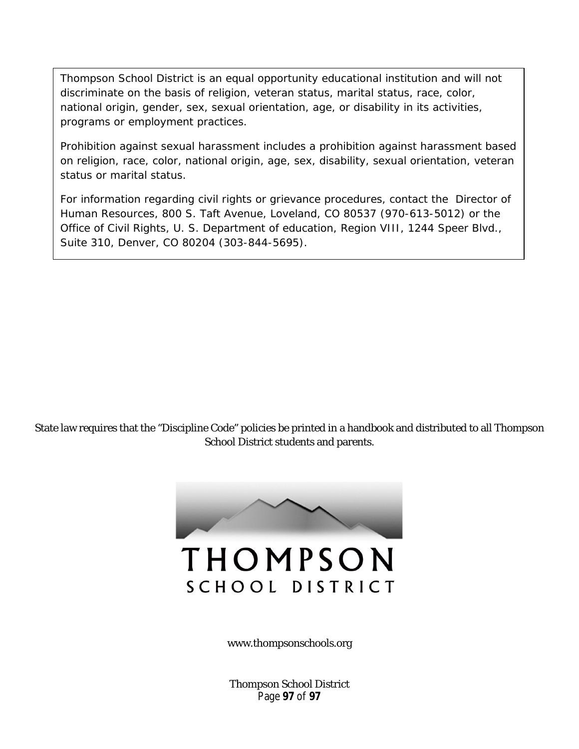Thompson School District is an equal opportunity educational institution and will not discriminate on the basis of religion, veteran status, marital status, race, color, national origin, gender, sex, sexual orientation, age, or disability in its activities, programs or employment practices.

Prohibition against sexual harassment includes a prohibition against harassment based on religion, race, color, national origin, age, sex, disability, sexual orientation, veteran status or marital status.

For information regarding civil rights or grievance procedures, contact the Director of Human Resources, 800 S. Taft Avenue, Loveland, CO 80537 (970-613-5012) or the Office of Civil Rights, U. S. Department of education, Region VIII, 1244 Speer Blvd., Suite 310, Denver, CO 80204 (303-844-5695).

State law requires that the "Discipline Code" policies be printed in a handbook and distributed to all Thompson School District students and parents.

THOMPSON
SCHOOL DISTRICT

www.thompsonschools.org

Thompson School District